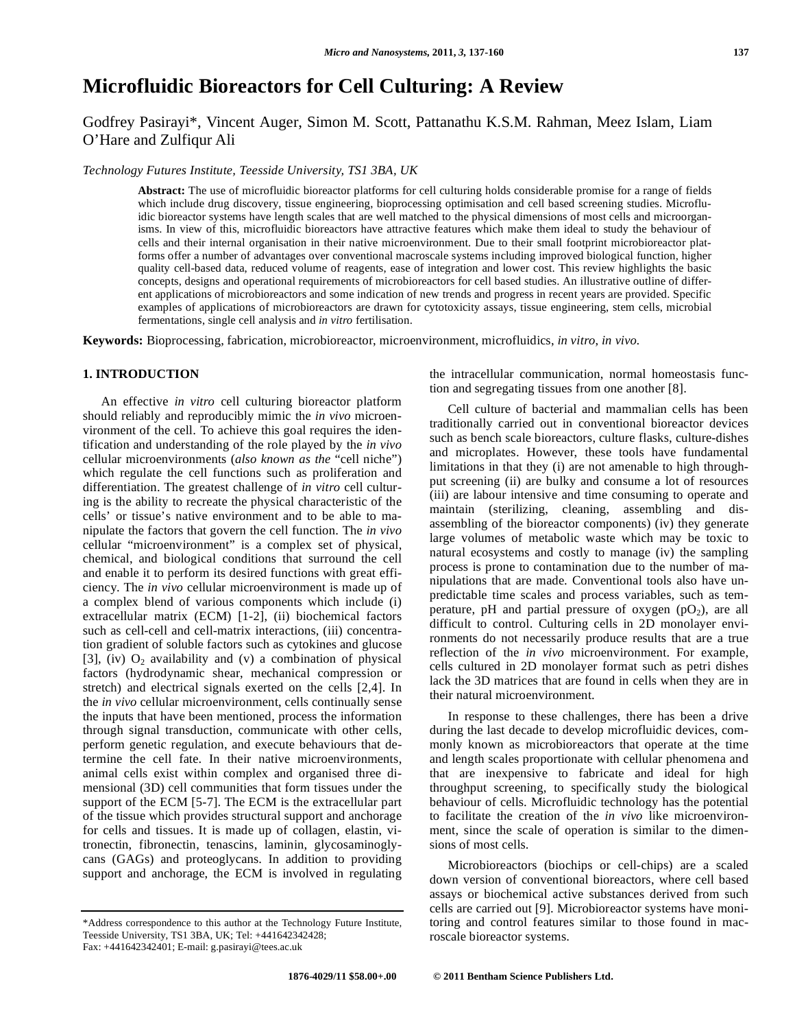# Microfluidic Bioreactors for Cell Culturing: A Review

Godfrey Pasirayi*, Vincent Auger, Simon M. Scott, Pattanathu K.S.M. Rahman, Meez Islam, Liam O'Hare and Zulfiqur Ali

*Technology Futures Institute, Teesside University, TS1 3BA, UK*

**Abstract:** The use of microfluidic bioreactor platforms for cell culturing holds considerable promise for a range of fields which include drug discovery, tissue engineering, bioprocessing optimisation and cell based screening studies. Microfluidic bioreactor systems have length scales that are well matched to the physical dimensions of most cells and microorganisms. In view of this, microfluidic bioreactors have attractive features which make them ideal to study the behaviour of cells and their internal organisation in their native microenvironment. Due to their small footprint microbioreactor platforms offer a number of advantages over conventional macroscale systems including improved biological function, higher quality cell-based data, reduced volume of reagents, ease of integration and lower cost. This review highlights the basic concepts, designs and operational requirements of microbioreactors for cell based studies. An illustrative outline of different applications of microbioreactors and some indication of new trends and progress in recent years are provided. Specific examples of applications of microbioreactors are drawn for cytotoxicity assays, tissue engineering, stem cells, microbial fermentations, single cell analysis and *in vitro* fertilisation.

**Keywords:** Bioprocessing, fabrication, microbioreactor, microenvironment, microfluidics, *in vitro*, *in vivo*.

## 1. INTRODUCTION

An effective *in vitro* cell culturing bioreactor platform should reliably and reproducibly mimic the *in vivo* microenvironment of the cell. To achieve this goal requires the identification and understanding of the role played by the *in vivo* cellular microenvironments (*also known as the* "cell niche") which regulate the cell functions such as proliferation and differentiation. The greatest challenge of *in vitro* cell culturing is the ability to recreate the physical characteristic of the cells' or tissue's native environment and to be able to manipulate the factors that govern the cell function. The *in vivo* cellular "microenvironment" is a complex set of physical, chemical, and biological conditions that surround the cell and enable it to perform its desired functions with great efficiency. The *in vivo* cellular microenvironment is made up of a complex blend of various components which include (i) extracellular matrix (ECM) [1-2], (ii) biochemical factors such as cell-cell and cell-matrix interactions, (iii) concentration gradient of soluble factors such as cytokines and glucose [3], (iv) $O_2$ availability and (v) a combination of physical factors (hydrodynamic shear, mechanical compression or stretch) and electrical signals exerted on the cells [2,4]. In the *in vivo* cellular microenvironment, cells continually sense the inputs that have been mentioned, process the information through signal transduction, communicate with other cells, perform genetic regulation, and execute behaviours that determine the cell fate. In their native microenvironments, animal cells exist within complex and organised three dimensional (3D) cell communities that form tissues under the support of the ECM [5-7]. The ECM is the extracellular part of the tissue which provides structural support and anchorage for cells and tissues. It is made up of collagen, elastin, vitronectin, fibronectin, tenascins, laminin, glycosaminoglycans (GAGs) and proteoglycans. In addition to providing support and anchorage, the ECM is involved in regulating the intracellular communication, normal homeostasis function and segregating tissues from one another [8].

Cell culture of bacterial and mammalian cells has been traditionally carried out in conventional bioreactor devices such as bench scale bioreactors, culture flasks, culture-dishes and microplates. However, these tools have fundamental limitations in that they (i) are not amenable to high throughput screening (ii) are bulky and consume a lot of resources (iii) are labour intensive and time consuming to operate and maintain (sterilizing, cleaning, assembling and dis-assembling of the bioreactor components) (iv) they generate large volumes of metabolic waste which may be toxic to natural ecosystems and costly to manage (iv) the sampling process is prone to contamination due to the number of manipulations that are made. Conventional tools also have unpredictable time scales and process variables, such as temperature, pH and partial pressure of oxygen ($pO_2$), are all difficult to control. Culturing cells in 2D monolayer environments do not necessarily produce results that are a true reflection of the *in vivo* microenvironment. For example, cells cultured in 2D monolayer format such as petri dishes lack the 3D matrices that are found in cells when they are in their natural microenvironment.

In response to these challenges, there has been a drive during the last decade to develop microfluidic devices, commonly known as microbioreactors that operate at the time and length scales proportionate with cellular phenomena and that are inexpensive to fabricate and ideal for high throughput screening, to specifically study the biological behaviour of cells. Microfluidic technology has the potential to facilitate the creation of the *in vivo* like microenvironment, since the scale of operation is similar to the dimensions of most cells.

Microbioreactors (biochips or cell-chips) are a scaled down version of conventional bioreactors, where cell based assays or biochemical active substances derived from such cells are carried out [9]. Microbioreactor systems have monitoring and control features similar to those found in macroscale bioreactor systems.

*Address correspondence to this author at the Technology Future Institute, Teesside University, TS1 3BA, UK; Tel: +441642342428; Fax: +441642342401; E-mail: g.pasirayi@tees.ac.uk

1876-4029/11 $58.00+.00 © 2011 Bentham Science Publishers Ltd.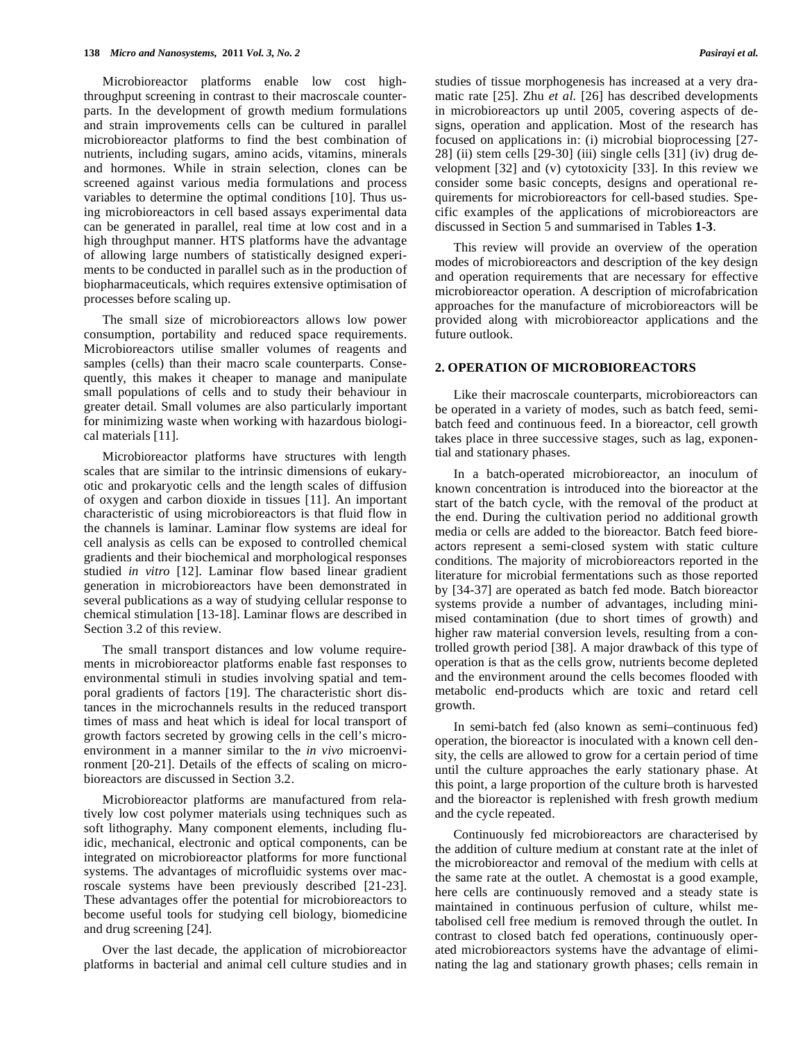Microbioreactor platforms enable low cost high-throughput screening in contrast to their macroscale counterparts. In the development of growth medium formulations and strain improvements cells can be cultured in parallel microbioreactor platforms to find the best combination of nutrients, including sugars, amino acids, vitamins, minerals and hormones. While in strain selection, clones can be screened against various media formulations and process variables to determine the optimal conditions [10]. Thus using microbioreactors in cell based assays experimental data can be generated in parallel, real time at low cost and in a high throughput manner. HTS platforms have the advantage of allowing large numbers of statistically designed experiments to be conducted in parallel such as in the production of biopharmaceuticals, which requires extensive optimisation of processes before scaling up.

The small size of microbioreactors allows low power consumption, portability and reduced space requirements. Microbioreactors utilise smaller volumes of reagents and samples (cells) than their macro scale counterparts. Consequently, this makes it cheaper to manage and manipulate small populations of cells and to study their behaviour in greater detail. Small volumes are also particularly important for minimizing waste when working with hazardous biological materials [11].

Microbioreactor platforms have structures with length scales that are similar to the intrinsic dimensions of eukaryotic and prokaryotic cells and the length scales of diffusion of oxygen and carbon dioxide in tissues [11]. An important characteristic of using microbioreactors is that fluid flow in the channels is laminar. Laminar flow systems are ideal for cell analysis as cells can be exposed to controlled chemical gradients and their biochemical and morphological responses studied *in vitro* [12]. Laminar flow based linear gradient generation in microbioreactors have been demonstrated in several publications as a way of studying cellular response to chemical stimulation [13-18]. Laminar flows are described in Section 3.2 of this review.

The small transport distances and low volume requirements in microbioreactor platforms enable fast responses to environmental stimuli in studies involving spatial and temporal gradients of factors [19]. The characteristic short distances in the microchannels results in the reduced transport times of mass and heat which is ideal for local transport of growth factors secreted by growing cells in the cell's microenvironment in a manner similar to the *in vivo* microenvironment [20-21]. Details of the effects of scaling on microbioreactors are discussed in Section 3.2.

Microbioreactor platforms are manufactured from relatively low cost polymer materials using techniques such as soft lithography. Many component elements, including fluidic, mechanical, electronic and optical components, can be integrated on microbioreactor platforms for more functional systems. The advantages of microfluidic systems over macroscale systems have been previously described [21-23]. These advantages offer the potential for microbioreactors to become useful tools for studying cell biology, biomedicine and drug screening [24].

Over the last decade, the application of microbioreactor platforms in bacterial and animal cell culture studies and in studies of tissue morphogenesis has increased at a very dramatic rate [25]. Zhu *et al.* [26] has described developments in microbioreactors up until 2005, covering aspects of designs, operation and application. Most of the research has focused on applications in: (i) microbial bioprocessing [27-28] (ii) stem cells [29-30] (iii) single cells [31] (iv) drug development [32] and (v) cytotoxicity [33]. In this review we consider some basic concepts, designs and operational requirements for microbioreactors for cell-based studies. Specific examples of the applications of microbioreactors are discussed in Section 5 and summarised in Tables **1-3**.

This review will provide an overview of the operation modes of microbioreactors and description of the key design and operation requirements that are necessary for effective microbioreactor operation. A description of microfabrication approaches for the manufacture of microbioreactors will be provided along with microbioreactor applications and the future outlook.

## 2. OPERATION OF MICROBIOREACTORS

Like their macroscale counterparts, microbioreactors can be operated in a variety of modes, such as batch feed, semi-batch feed and continuous feed. In a bioreactor, cell growth takes place in three successive stages, such as lag, exponential and stationary phases.

In a batch-operated microbioreactor, an inoculum of known concentration is introduced into the bioreactor at the start of the batch cycle, with the removal of the product at the end. During the cultivation period no additional growth media or cells are added to the bioreactor. Batch feed bioreactors represent a semi-closed system with static culture conditions. The majority of microbioreactors reported in the literature for microbial fermentations such as those reported by [34-37] are operated as batch fed mode. Batch bioreactor systems provide a number of advantages, including minimised contamination (due to short times of growth) and higher raw material conversion levels, resulting from a controlled growth period [38]. A major drawback of this type of operation is that as the cells grow, nutrients become depleted and the environment around the cells becomes flooded with metabolic end-products which are toxic and retard cell growth.

In semi-batch fed (also known as semi–continuous fed) operation, the bioreactor is inoculated with a known cell density, the cells are allowed to grow for a certain period of time until the culture approaches the early stationary phase. At this point, a large proportion of the culture broth is harvested and the bioreactor is replenished with fresh growth medium and the cycle repeated.

Continuously fed microbioreactors are characterised by the addition of culture medium at constant rate at the inlet of the microbioreactor and removal of the medium with cells at the same rate at the outlet. A chemostat is a good example, here cells are continuously removed and a steady state is maintained in continuous perfusion of culture, whilst metabolised cell free medium is removed through the outlet. In contrast to closed batch fed operations, continuously operated microbioreactors systems have the advantage of eliminating the lag and stationary growth phases; cells remain in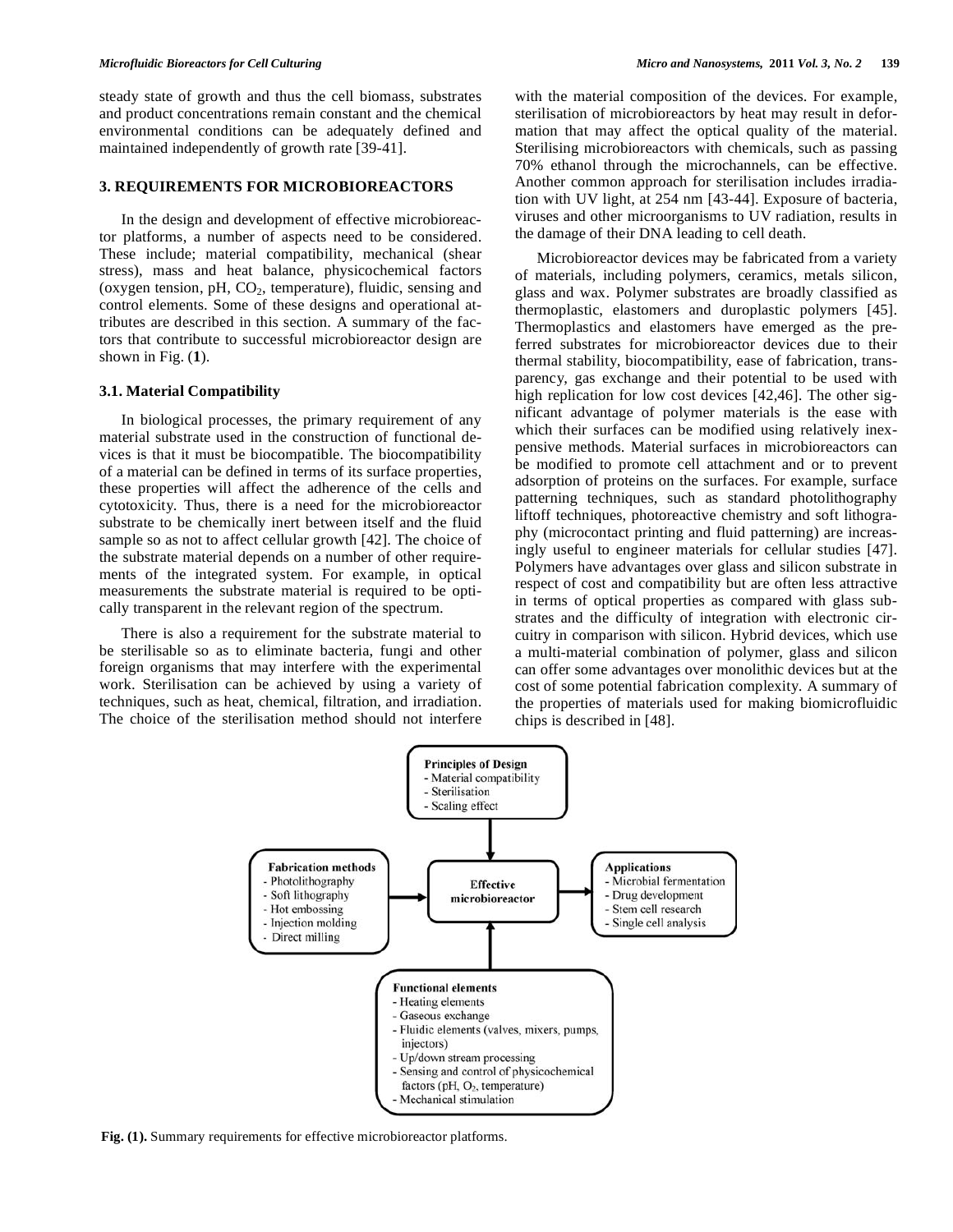steady state of growth and thus the cell biomass, substrates and product concentrations remain constant and the chemical environmental conditions can be adequately defined and maintained independently of growth rate [39-41].

## 3. REQUIREMENTS FOR MICROBIOREACTORS

In the design and development of effective microbioreactor platforms, a number of aspects need to be considered. These include; material compatibility, mechanical (shear stress), mass and heat balance, physicochemical factors (oxygen tension, pH, $CO_2$, temperature), fluidic, sensing and control elements. Some of these designs and operational attributes are described in this section. A summary of the factors that contribute to successful microbioreactor design are shown in Fig. (**1**).

### 3.1. Material Compatibility

In biological processes, the primary requirement of any material substrate used in the construction of functional devices is that it must be biocompatible. The biocompatibility of a material can be defined in terms of its surface properties, these properties will affect the adherence of the cells and cytotoxicity. Thus, there is a need for the microbioreactor substrate to be chemically inert between itself and the fluid sample so as not to affect cellular growth [42]. The choice of the substrate material depends on a number of other requirements of the integrated system. For example, in optical measurements the substrate material is required to be optically transparent in the relevant region of the spectrum.

There is also a requirement for the substrate material to be sterilisable so as to eliminate bacteria, fungi and other foreign organisms that may interfere with the experimental work. Sterilisation can be achieved by using a variety of techniques, such as heat, chemical, filtration, and irradiation. The choice of the sterilisation method should not interfere with the material composition of the devices. For example, sterilisation of microbioreactors by heat may result in deformation that may affect the optical quality of the material. Sterilising microbioreactors with chemicals, such as passing 70% ethanol through the microchannels, can be effective. Another common approach for sterilisation includes irradiation with UV light, at 254 nm [43-44]. Exposure of bacteria, viruses and other microorganisms to UV radiation, results in the damage of their DNA leading to cell death.

Microbioreactor devices may be fabricated from a variety of materials, including polymers, ceramics, metals silicon, glass and wax. Polymer substrates are broadly classified as thermoplastic, elastomers and duroplastic polymers [45]. Thermoplastics and elastomers have emerged as the preferred substrates for microbioreactor devices due to their thermal stability, biocompatibility, ease of fabrication, transparency, gas exchange and their potential to be used with high replication for low cost devices [42,46]. The other significant advantage of polymer materials is the ease with which their surfaces can be modified using relatively inexpensive methods. Material surfaces in microbioreactors can be modified to promote cell attachment and or to prevent adsorption of proteins on the surfaces. For example, surface patterning techniques, such as standard photolithography liftoff techniques, photoreactive chemistry and soft lithography (microcontact printing and fluid patterning) are increasingly useful to engineer materials for cellular studies [47]. Polymers have advantages over glass and silicon substrate in respect of cost and compatibility but are often less attractive in terms of optical properties as compared with glass substrates and the difficulty of integration with electronic circuitry in comparison with silicon. Hybrid devices, which use a multi-material combination of polymer, glass and silicon can offer some advantages over monolithic devices but at the cost of some potential fabrication complexity. A summary of the properties of materials used for making biomicrofluidic chips is described in [48].

**Principles of Design**
- Material compatibility
- Sterilisation
- Scaling effect

**Fabrication methods**
- Photolithography
- Soft lithography
- Hot embossing
- Injection molding
- Direct milling

**Effective microbioreactor**

**Applications**
- Microbial fermentation
- Drug development
- Stem cell research
- Single cell analysis

**Functional elements**
- Heating elements
- Gaseous exchange
- Fluidic elements (valves, mixers, pumps, injectors)
- Up/down stream processing
- Sensing and control of physicochemical factors (pH, $O_2$, temperature)
- Mechanical stimulation

**Fig. (1).** Summary requirements for effective microbioreactor platforms.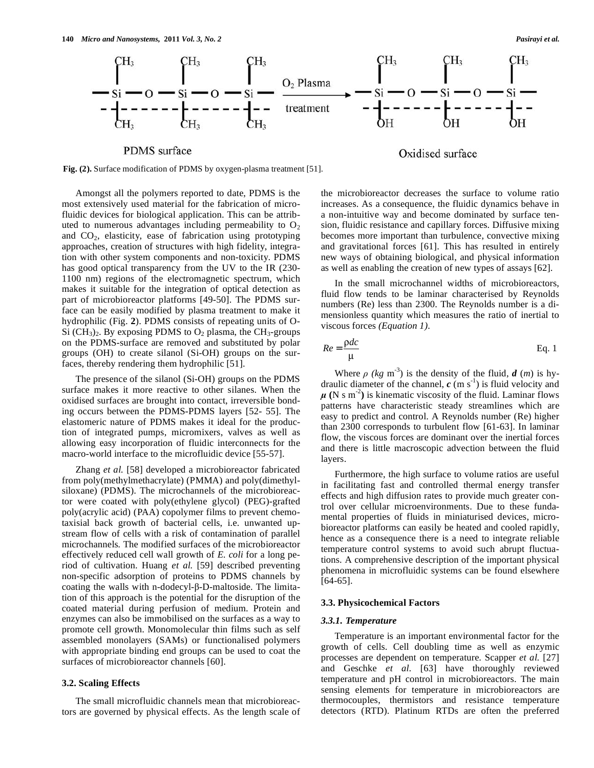Fig. (2). Surface modification of PDMS by oxygen-plasma treatment [51].

Amongst all the polymers reported to date, PDMS is the most extensively used material for the fabrication of microfluidic devices for biological application. This can be attributed to numerous advantages including permeability to $O_2$ and $CO_2$, elasticity, ease of fabrication using prototyping approaches, creation of structures with high fidelity, integration with other system components and non-toxicity. PDMS has good optical transparency from the UV to the IR (230-1100 nm) regions of the electromagnetic spectrum, which makes it suitable for the integration of optical detection as part of microbioreactor platforms [49-50]. The PDMS surface can be easily modified by plasma treatment to make it hydrophilic (Fig. **2**). PDMS consists of repeating units of O-Si $(CH_3)_2$. By exposing PDMS to $O_2$ plasma, the $CH_3$-groups on the PDMS-surface are removed and substituted by polar groups (OH) to create silanol (Si-OH) groups on the surfaces, thereby rendering them hydrophilic [51].

The presence of the silanol (Si-OH) groups on the PDMS surface makes it more reactive to other silanes. When the oxidised surfaces are brought into contact, irreversible bonding occurs between the PDMS-PDMS layers [52- 55]. The elastomeric nature of PDMS makes it ideal for the production of integrated pumps, micromixers, valves as well as allowing easy incorporation of fluidic interconnects for the macro-world interface to the microfluidic device [55-57].

Zhang *et al.* [58] developed a microbioreactor fabricated from poly(methylmethacrylate) (PMMA) and poly(dimethylsiloxane) (PDMS). The microchannels of the microbioreactor were coated with poly(ethylene glycol) (PEG)-grafted poly(acrylic acid) (PAA) copolymer films to prevent chemotaxisial back growth of bacterial cells, i.e. unwanted upstream flow of cells with a risk of contamination of parallel microchannels. The modified surfaces of the microbioreactor effectively reduced cell wall growth of *E. coli* for a long period of cultivation. Huang *et al.* [59] described preventing non-specific adsorption of proteins to PDMS channels by coating the walls with n-dodecyl-β-D-maltoside. The limitation of this approach is the potential for the disruption of the coated material during perfusion of medium. Protein and enzymes can also be immobilised on the surfaces as a way to promote cell growth. Monomolecular thin films such as self assembled monolayers (SAMs) or functionalised polymers with appropriate binding end groups can be used to coat the surfaces of microbioreactor channels [60].

### 3.2. Scaling Effects

The small microfluidic channels mean that microbioreactors are governed by physical effects. As the length scale of the microbioreactor decreases the surface to volume ratio increases. As a consequence, the fluidic dynamics behave in a non-intuitive way and become dominated by surface tension, fluidic resistance and capillary forces. Diffusive mixing becomes more important than turbulence, convective mixing and gravitational forces [61]. This has resulted in entirely new ways of obtaining biological, and physical information as well as enabling the creation of new types of assays [62].

In the small microchannel widths of microbioreactors, fluid flow tends to be laminar characterised by Reynolds numbers (Re) less than 2300. The Reynolds number is a dimensionless quantity which measures the ratio of inertial to viscous forces *(Equation 1)*.

$$Re = \frac{\rho d c}{\mu} \qquad \text{Eq. 1}$$

Where $\rho$ *(kg* $m^{-3}$) is the density of the fluid, $\boldsymbol{d}$ (*m*) is hydraulic diameter of the channel, $\boldsymbol{c}$ (m $s^{-1}$) is fluid velocity and $\boldsymbol{\mu}$ **(**N s $m^{-2}$**)** is kinematic viscosity of the fluid. Laminar flows patterns have characteristic steady streamlines which are easy to predict and control. A Reynolds number (Re) higher than 2300 corresponds to turbulent flow [61-63]. In laminar flow, the viscous forces are dominant over the inertial forces and there is little macroscopic advection between the fluid layers.

Furthermore, the high surface to volume ratios are useful in facilitating fast and controlled thermal energy transfer effects and high diffusion rates to provide much greater control over cellular microenvironments. Due to these fundamental properties of fluids in miniaturised devices, microbioreactor platforms can easily be heated and cooled rapidly, hence as a consequence there is a need to integrate reliable temperature control systems to avoid such abrupt fluctuations. A comprehensive description of the important physical phenomena in microfluidic systems can be found elsewhere [64-65].

### 3.3. Physicochemical Factors

#### *3.3.1. Temperature*

Temperature is an important environmental factor for the growth of cells. Cell doubling time as well as enzymic processes are dependent on temperature. Scapper *et al.* [27] and Geschke *et al.* [63] have thoroughly reviewed temperature and pH control in microbioreactors. The main sensing elements for temperature in microbioreactors are thermocouples, thermistors and resistance temperature detectors (RTD). Platinum RTDs are often the preferred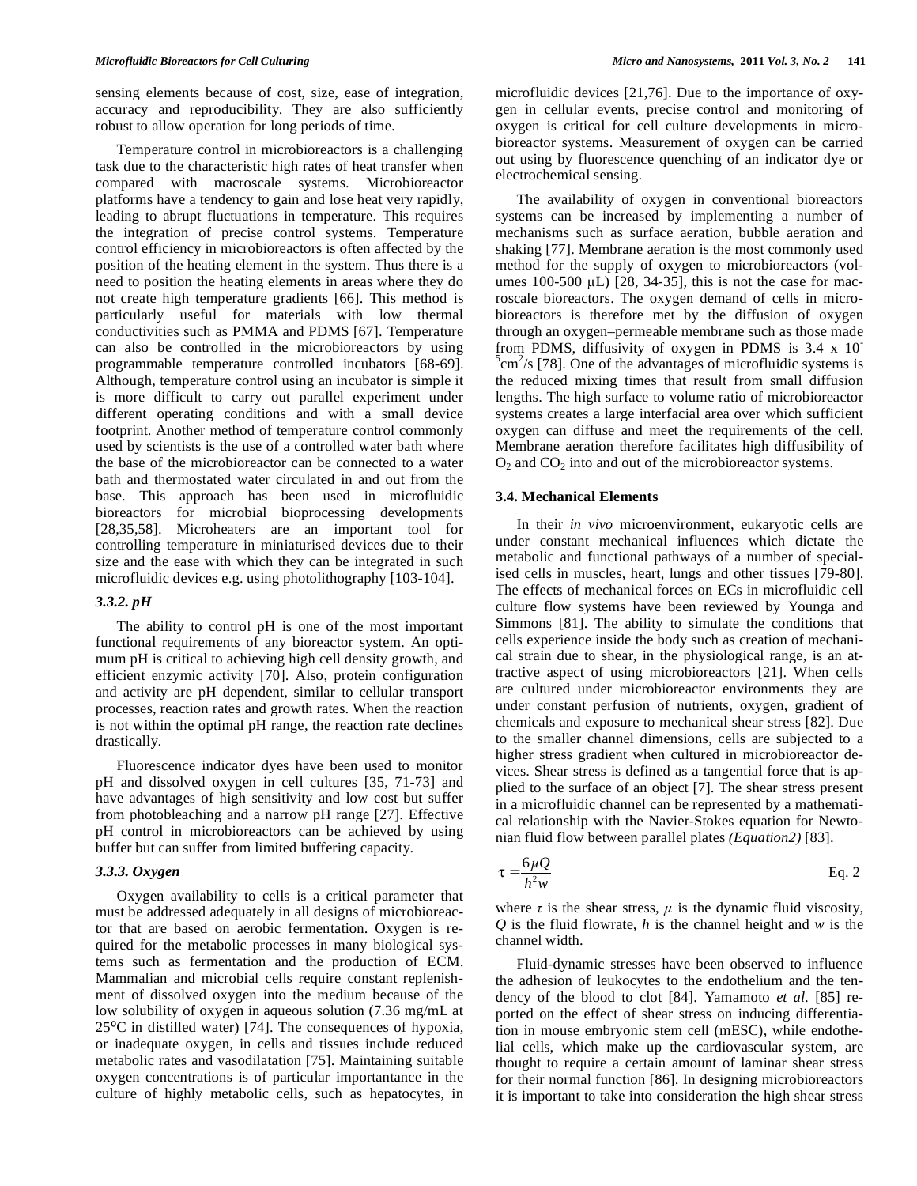sensing elements because of cost, size, ease of integration, accuracy and reproducibility. They are also sufficiently robust to allow operation for long periods of time.

Temperature control in microbioreactors is a challenging task due to the characteristic high rates of heat transfer when compared with macroscale systems. Microbioreactor platforms have a tendency to gain and lose heat very rapidly, leading to abrupt fluctuations in temperature. This requires the integration of precise control systems. Temperature control efficiency in microbioreactors is often affected by the position of the heating element in the system. Thus there is a need to position the heating elements in areas where they do not create high temperature gradients [66]. This method is particularly useful for materials with low thermal conductivities such as PMMA and PDMS [67]. Temperature can also be controlled in the microbioreactors by using programmable temperature controlled incubators [68-69]. Although, temperature control using an incubator is simple it is more difficult to carry out parallel experiment under different operating conditions and with a small device footprint. Another method of temperature control commonly used by scientists is the use of a controlled water bath where the base of the microbioreactor can be connected to a water bath and thermostated water circulated in and out from the base. This approach has been used in microfluidic bioreactors for microbial bioprocessing developments [28,35,58]. Microheaters are an important tool for controlling temperature in miniaturised devices due to their size and the ease with which they can be integrated in such microfluidic devices e.g. using photolithography [103-104].

### 3.3.2. pH

The ability to control pH is one of the most important functional requirements of any bioreactor system. An optimum pH is critical to achieving high cell density growth, and efficient enzymic activity [70]. Also, protein configuration and activity are pH dependent, similar to cellular transport processes, reaction rates and growth rates. When the reaction is not within the optimal pH range, the reaction rate declines drastically.

Fluorescence indicator dyes have been used to monitor pH and dissolved oxygen in cell cultures [35, 71-73] and have advantages of high sensitivity and low cost but suffer from photobleaching and a narrow pH range [27]. Effective pH control in microbioreactors can be achieved by using buffer but can suffer from limited buffering capacity.

### 3.3.3. Oxygen

Oxygen availability to cells is a critical parameter that must be addressed adequately in all designs of microbioreactor that are based on aerobic fermentation. Oxygen is required for the metabolic processes in many biological systems such as fermentation and the production of ECM. Mammalian and microbial cells require constant replenishment of dissolved oxygen into the medium because of the low solubility of oxygen in aqueous solution (7.36 mg/mL at 25ºC in distilled water) [74]. The consequences of hypoxia, or inadequate oxygen, in cells and tissues include reduced metabolic rates and vasodilatation [75]. Maintaining suitable oxygen concentrations is of particular importantance in the culture of highly metabolic cells, such as hepatocytes, in microfluidic devices [21,76]. Due to the importance of oxygen in cellular events, precise control and monitoring of oxygen is critical for cell culture developments in microbioreactor systems. Measurement of oxygen can be carried out using by fluorescence quenching of an indicator dye or electrochemical sensing.

The availability of oxygen in conventional bioreactors systems can be increased by implementing a number of mechanisms such as surface aeration, bubble aeration and shaking [77]. Membrane aeration is the most commonly used method for the supply of oxygen to microbioreactors (volumes 100-500 μL) [28, 34-35], this is not the case for macroscale bioreactors. The oxygen demand of cells in microbioreactors is therefore met by the diffusion of oxygen through an oxygen–permeable membrane such as those made from PDMS, diffusivity of oxygen in PDMS is 3.4 x $10^{-5}$ $cm^2$/s [78]. One of the advantages of microfluidic systems is the reduced mixing times that result from small diffusion lengths. The high surface to volume ratio of microbioreactor systems creates a large interfacial area over which sufficient oxygen can diffuse and meet the requirements of the cell. Membrane aeration therefore facilitates high diffusibility of $O_2$ and $CO_2$ into and out of the microbioreactor systems.

## 3.4. Mechanical Elements

In their *in vivo* microenvironment, eukaryotic cells are under constant mechanical influences which dictate the metabolic and functional pathways of a number of specialised cells in muscles, heart, lungs and other tissues [79-80]. The effects of mechanical forces on ECs in microfluidic cell culture flow systems have been reviewed by Younga and Simmons [81]. The ability to simulate the conditions that cells experience inside the body such as creation of mechanical strain due to shear, in the physiological range, is an attractive aspect of using microbioreactors [21]. When cells are cultured under microbioreactor environments they are under constant perfusion of nutrients, oxygen, gradient of chemicals and exposure to mechanical shear stress [82]. Due to the smaller channel dimensions, cells are subjected to a higher stress gradient when cultured in microbioreactor devices. Shear stress is defined as a tangential force that is applied to the surface of an object [7]. The shear stress present in a microfluidic channel can be represented by a mathematical relationship with the Navier-Stokes equation for Newtonian fluid flow between parallel plates *(Equation2)* [83].

$$\tau = \frac{6\mu Q}{h^2 w} \qquad \text{Eq. 2}$$

where $\tau$ is the shear stress, $\mu$ is the dynamic fluid viscosity, $Q$ is the fluid flowrate, $h$ is the channel height and $w$ is the channel width.

Fluid-dynamic stresses have been observed to influence the adhesion of leukocytes to the endothelium and the tendency of the blood to clot [84]. Yamamoto *et al.* [85] reported on the effect of shear stress on inducing differentiation in mouse embryonic stem cell (mESC), while endothelial cells, which make up the cardiovascular system, are thought to require a certain amount of laminar shear stress for their normal function [86]. In designing microbioreactors it is important to take into consideration the high shear stress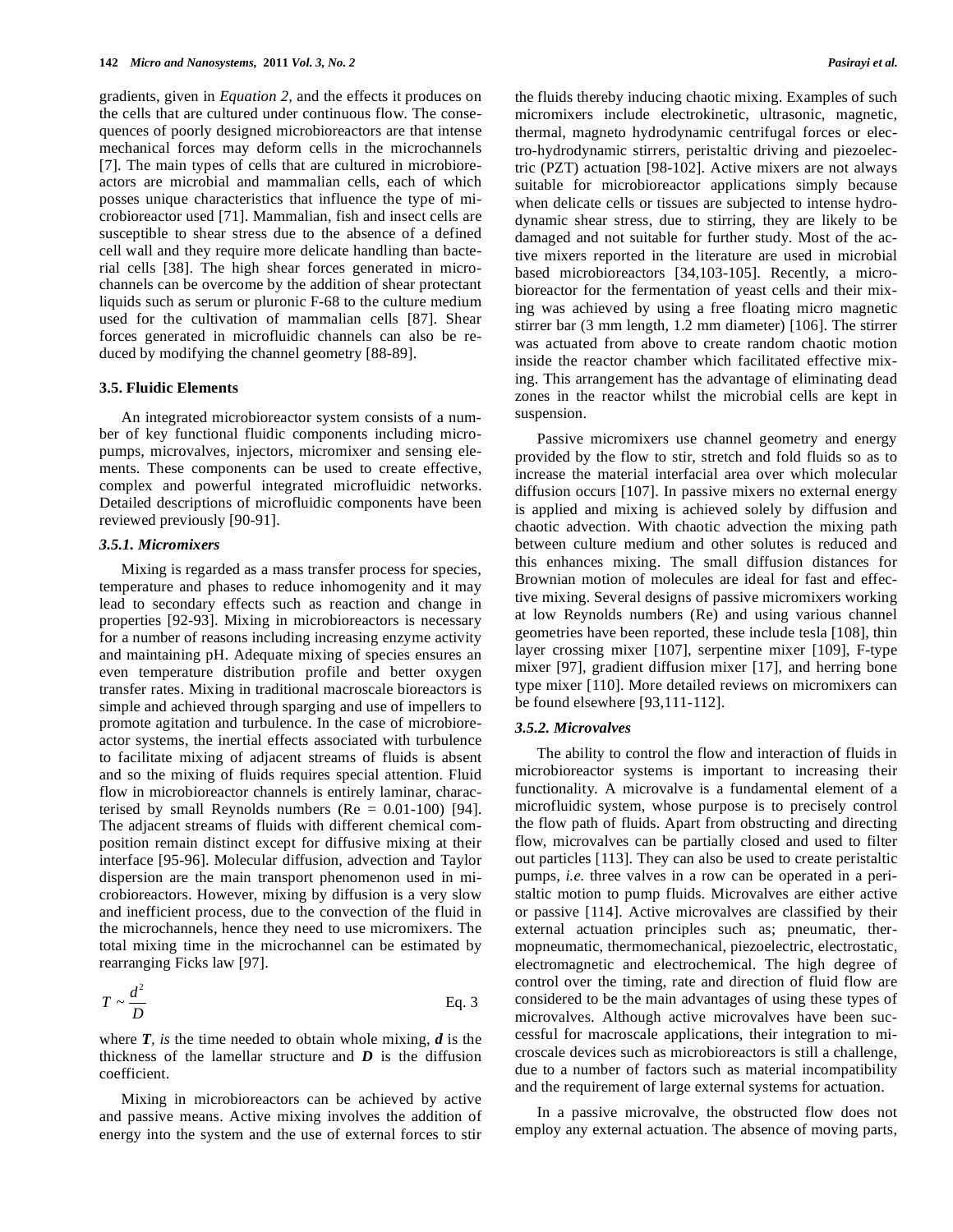gradients, given in *Equation 2,* and the effects it produces on the cells that are cultured under continuous flow. The consequences of poorly designed microbioreactors are that intense mechanical forces may deform cells in the microchannels [7]. The main types of cells that are cultured in microbioreactors are microbial and mammalian cells, each of which posses unique characteristics that influence the type of microbioreactor used [71]. Mammalian, fish and insect cells are susceptible to shear stress due to the absence of a defined cell wall and they require more delicate handling than bacterial cells [38]. The high shear forces generated in microchannels can be overcome by the addition of shear protectant liquids such as serum or pluronic F-68 to the culture medium used for the cultivation of mammalian cells [87]. Shear forces generated in microfluidic channels can also be reduced by modifying the channel geometry [88-89].

### 3.5. Fluidic Elements

An integrated microbioreactor system consists of a number of key functional fluidic components including micropumps, microvalves, injectors, micromixer and sensing elements. These components can be used to create effective, complex and powerful integrated microfluidic networks. Detailed descriptions of microfluidic components have been reviewed previously [90-91].

#### *3.5.1. Micromixers*

Mixing is regarded as a mass transfer process for species, temperature and phases to reduce inhomogenity and it may lead to secondary effects such as reaction and change in properties [92-93]. Mixing in microbioreactors is necessary for a number of reasons including increasing enzyme activity and maintaining pH. Adequate mixing of species ensures an even temperature distribution profile and better oxygen transfer rates. Mixing in traditional macroscale bioreactors is simple and achieved through sparging and use of impellers to promote agitation and turbulence. In the case of microbioreactor systems, the inertial effects associated with turbulence to facilitate mixing of adjacent streams of fluids is absent and so the mixing of fluids requires special attention. Fluid flow in microbioreactor channels is entirely laminar, characterised by small Reynolds numbers (Re = 0.01-100) [94]. The adjacent streams of fluids with different chemical composition remain distinct except for diffusive mixing at their interface [95-96]. Molecular diffusion, advection and Taylor dispersion are the main transport phenomenon used in microbioreactors. However, mixing by diffusion is a very slow and inefficient process, due to the convection of the fluid in the microchannels, hence they need to use micromixers. The total mixing time in the microchannel can be estimated by rearranging Ficks law [97].

$$T \sim \frac{d^2}{D} \qquad \text{Eq. 3}$$

where ***T***, *is* the time needed to obtain whole mixing, ***d*** is the thickness of the lamellar structure and ***D*** is the diffusion coefficient.

Mixing in microbioreactors can be achieved by active and passive means. Active mixing involves the addition of energy into the system and the use of external forces to stir the fluids thereby inducing chaotic mixing. Examples of such micromixers include electrokinetic, ultrasonic, magnetic, thermal, magneto hydrodynamic centrifugal forces or electro-hydrodynamic stirrers, peristaltic driving and piezoelectric (PZT) actuation [98-102]. Active mixers are not always suitable for microbioreactor applications simply because when delicate cells or tissues are subjected to intense hydrodynamic shear stress, due to stirring, they are likely to be damaged and not suitable for further study. Most of the active mixers reported in the literature are used in microbial based microbioreactors [34,103-105]. Recently, a microbioreactor for the fermentation of yeast cells and their mixing was achieved by using a free floating micro magnetic stirrer bar (3 mm length, 1.2 mm diameter) [106]. The stirrer was actuated from above to create random chaotic motion inside the reactor chamber which facilitated effective mixing. This arrangement has the advantage of eliminating dead zones in the reactor whilst the microbial cells are kept in suspension.

Passive micromixers use channel geometry and energy provided by the flow to stir, stretch and fold fluids so as to increase the material interfacial area over which molecular diffusion occurs [107]. In passive mixers no external energy is applied and mixing is achieved solely by diffusion and chaotic advection. With chaotic advection the mixing path between culture medium and other solutes is reduced and this enhances mixing. The small diffusion distances for Brownian motion of molecules are ideal for fast and effective mixing. Several designs of passive micromixers working at low Reynolds numbers (Re) and using various channel geometries have been reported, these include tesla [108], thin layer crossing mixer [107], serpentine mixer [109], F-type mixer [97], gradient diffusion mixer [17], and herring bone type mixer [110]. More detailed reviews on micromixers can be found elsewhere [93,111-112].

#### *3.5.2. Microvalves*

The ability to control the flow and interaction of fluids in microbioreactor systems is important to increasing their functionality. A microvalve is a fundamental element of a microfluidic system, whose purpose is to precisely control the flow path of fluids. Apart from obstructing and directing flow, microvalves can be partially closed and used to filter out particles [113]. They can also be used to create peristaltic pumps, *i.e.* three valves in a row can be operated in a peristaltic motion to pump fluids. Microvalves are either active or passive [114]. Active microvalves are classified by their external actuation principles such as; pneumatic, thermopneumatic, thermomechanical, piezoelectric, electrostatic, electromagnetic and electrochemical. The high degree of control over the timing, rate and direction of fluid flow are considered to be the main advantages of using these types of microvalves. Although active microvalves have been successful for macroscale applications, their integration to microscale devices such as microbioreactors is still a challenge, due to a number of factors such as material incompatibility and the requirement of large external systems for actuation.

In a passive microvalve, the obstructed flow does not employ any external actuation. The absence of moving parts,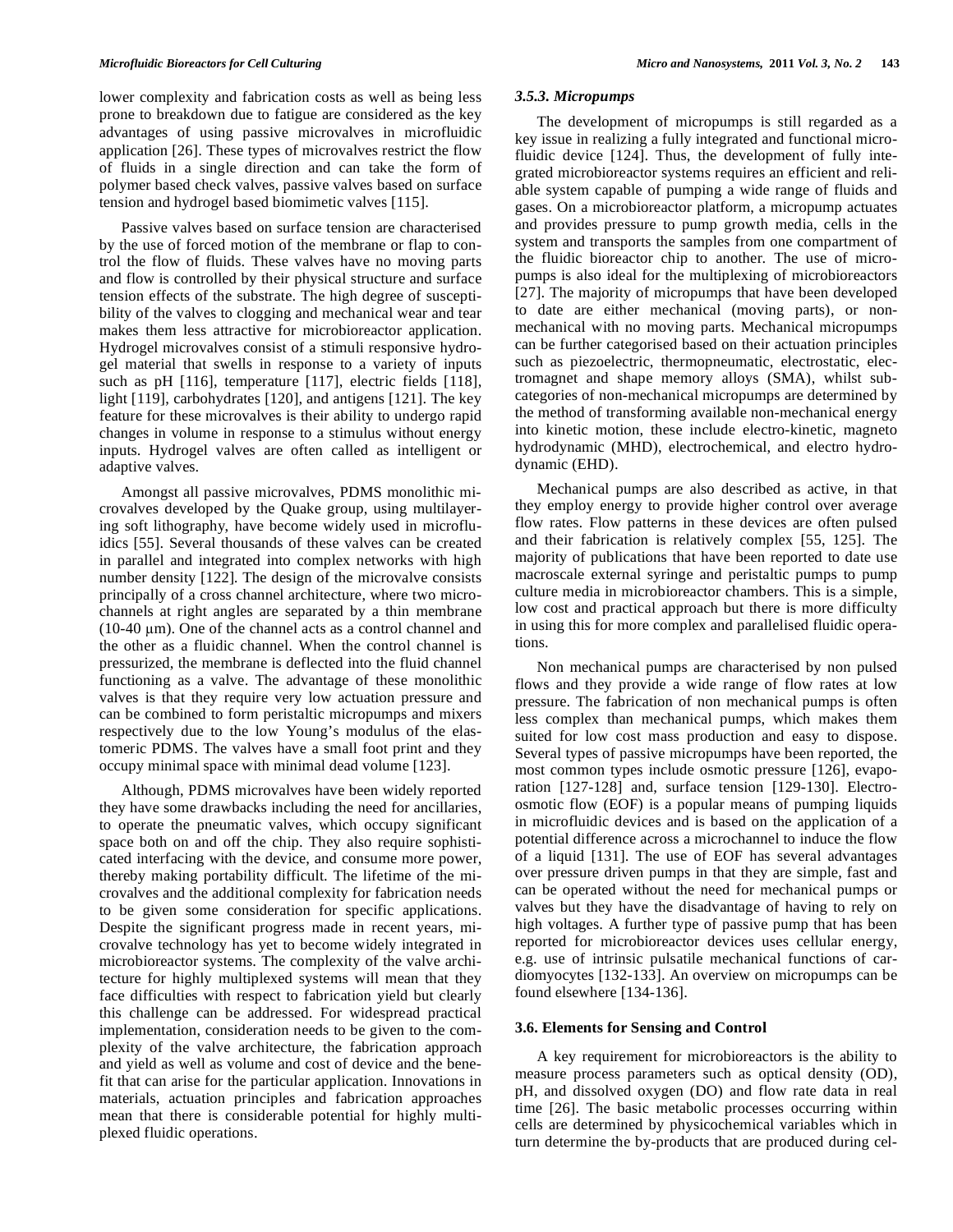lower complexity and fabrication costs as well as being less prone to breakdown due to fatigue are considered as the key advantages of using passive microvalves in microfluidic application [26]. These types of microvalves restrict the flow of fluids in a single direction and can take the form of polymer based check valves, passive valves based on surface tension and hydrogel based biomimetic valves [115].

Passive valves based on surface tension are characterised by the use of forced motion of the membrane or flap to control the flow of fluids. These valves have no moving parts and flow is controlled by their physical structure and surface tension effects of the substrate. The high degree of susceptibility of the valves to clogging and mechanical wear and tear makes them less attractive for microbioreactor application. Hydrogel microvalves consist of a stimuli responsive hydrogel material that swells in response to a variety of inputs such as pH [116], temperature [117], electric fields [118], light [119], carbohydrates [120], and antigens [121]. The key feature for these microvalves is their ability to undergo rapid changes in volume in response to a stimulus without energy inputs. Hydrogel valves are often called as intelligent or adaptive valves.

Amongst all passive microvalves, PDMS monolithic microvalves developed by the Quake group, using multilayering soft lithography, have become widely used in microfluidics [55]. Several thousands of these valves can be created in parallel and integrated into complex networks with high number density [122]. The design of the microvalve consists principally of a cross channel architecture, where two microchannels at right angles are separated by a thin membrane (10-40 μm). One of the channel acts as a control channel and the other as a fluidic channel. When the control channel is pressurized, the membrane is deflected into the fluid channel functioning as a valve. The advantage of these monolithic valves is that they require very low actuation pressure and can be combined to form peristaltic micropumps and mixers respectively due to the low Young's modulus of the elastomeric PDMS. The valves have a small foot print and they occupy minimal space with minimal dead volume [123].

Although, PDMS microvalves have been widely reported they have some drawbacks including the need for ancillaries, to operate the pneumatic valves, which occupy significant space both on and off the chip. They also require sophisticated interfacing with the device, and consume more power, thereby making portability difficult. The lifetime of the microvalves and the additional complexity for fabrication needs to be given some consideration for specific applications. Despite the significant progress made in recent years, microvalve technology has yet to become widely integrated in microbioreactor systems. The complexity of the valve architecture for highly multiplexed systems will mean that they face difficulties with respect to fabrication yield but clearly this challenge can be addressed. For widespread practical implementation, consideration needs to be given to the complexity of the valve architecture, the fabrication approach and yield as well as volume and cost of device and the benefit that can arise for the particular application. Innovations in materials, actuation principles and fabrication approaches mean that there is considerable potential for highly multiplexed fluidic operations.

### *3.5.3. Micropumps*

The development of micropumps is still regarded as a key issue in realizing a fully integrated and functional microfluidic device [124]. Thus, the development of fully integrated microbioreactor systems requires an efficient and reliable system capable of pumping a wide range of fluids and gases. On a microbioreactor platform, a micropump actuates and provides pressure to pump growth media, cells in the system and transports the samples from one compartment of the fluidic bioreactor chip to another. The use of micropumps is also ideal for the multiplexing of microbioreactors [27]. The majority of micropumps that have been developed to date are either mechanical (moving parts), or non-mechanical with no moving parts. Mechanical micropumps can be further categorised based on their actuation principles such as piezoelectric, thermopneumatic, electrostatic, electromagnet and shape memory alloys (SMA), whilst subcategories of non-mechanical micropumps are determined by the method of transforming available non-mechanical energy into kinetic motion, these include electro-kinetic, magneto hydrodynamic (MHD), electrochemical, and electro hydrodynamic (EHD).

Mechanical pumps are also described as active, in that they employ energy to provide higher control over average flow rates. Flow patterns in these devices are often pulsed and their fabrication is relatively complex [55, 125]. The majority of publications that have been reported to date use macroscale external syringe and peristaltic pumps to pump culture media in microbioreactor chambers. This is a simple, low cost and practical approach but there is more difficulty in using this for more complex and parallelised fluidic operations.

Non mechanical pumps are characterised by non pulsed flows and they provide a wide range of flow rates at low pressure. The fabrication of non mechanical pumps is often less complex than mechanical pumps, which makes them suited for low cost mass production and easy to dispose. Several types of passive micropumps have been reported, the most common types include osmotic pressure [126], evaporation [127-128] and, surface tension [129-130]. Electroosmotic flow (EOF) is a popular means of pumping liquids in microfluidic devices and is based on the application of a potential difference across a microchannel to induce the flow of a liquid [131]. The use of EOF has several advantages over pressure driven pumps in that they are simple, fast and can be operated without the need for mechanical pumps or valves but they have the disadvantage of having to rely on high voltages. A further type of passive pump that has been reported for microbioreactor devices uses cellular energy, e.g. use of intrinsic pulsatile mechanical functions of cardiomyocytes [132-133]. An overview on micropumps can be found elsewhere [134-136].

## 3.6. Elements for Sensing and Control

A key requirement for microbioreactors is the ability to measure process parameters such as optical density (OD), pH, and dissolved oxygen (DO) and flow rate data in real time [26]. The basic metabolic processes occurring within cells are determined by physicochemical variables which in turn determine the by-products that are produced during cel-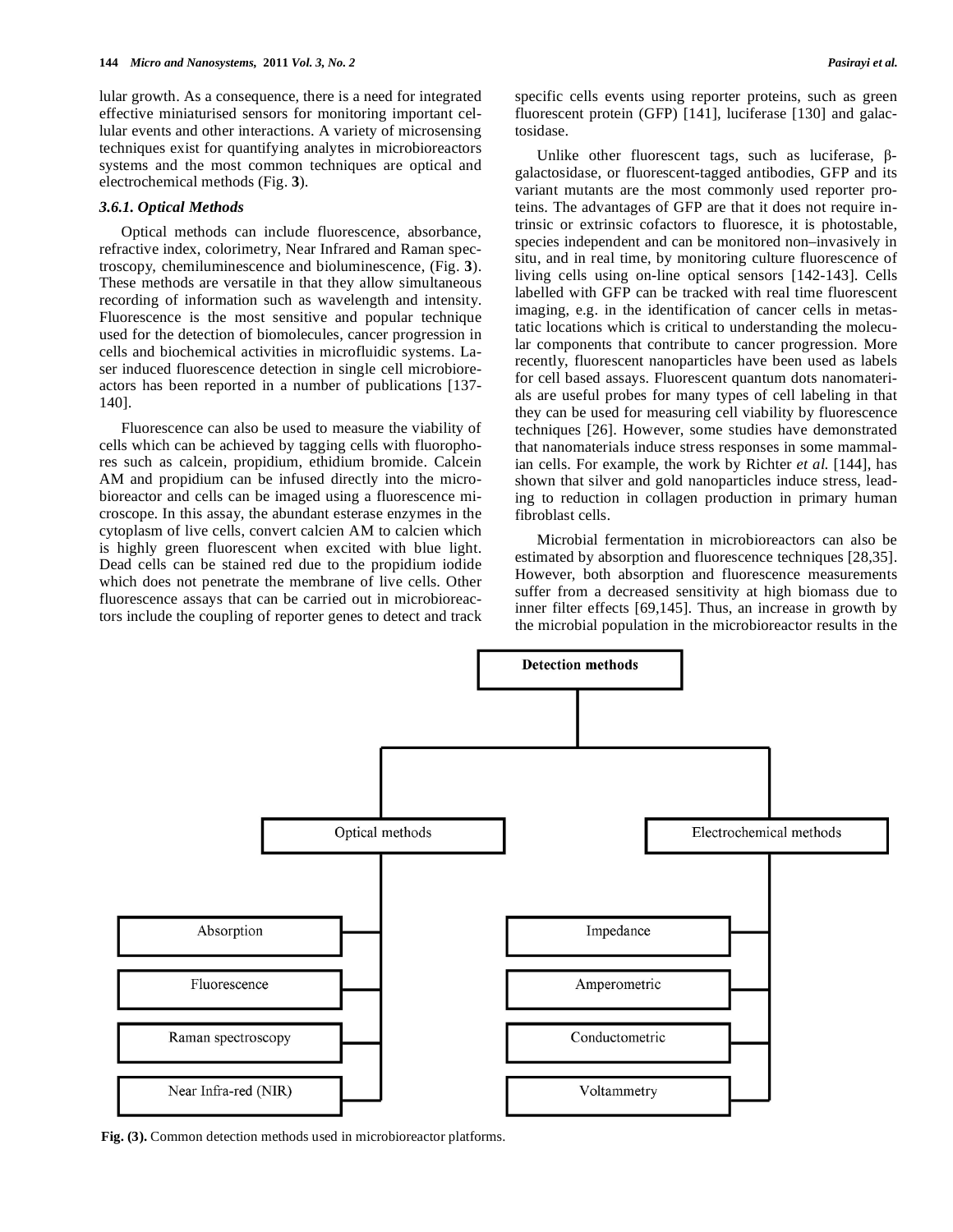lular growth. As a consequence, there is a need for integrated effective miniaturised sensors for monitoring important cellular events and other interactions. A variety of microsensing techniques exist for quantifying analytes in microbioreactors systems and the most common techniques are optical and electrochemical methods (Fig. **3**).

### *3.6.1. Optical Methods*

Optical methods can include fluorescence, absorbance, refractive index, colorimetry, Near Infrared and Raman spectroscopy, chemiluminescence and bioluminescence, (Fig. **3**). These methods are versatile in that they allow simultaneous recording of information such as wavelength and intensity. Fluorescence is the most sensitive and popular technique used for the detection of biomolecules, cancer progression in cells and biochemical activities in microfluidic systems. Laser induced fluorescence detection in single cell microbioreactors has been reported in a number of publications [137-140].

Fluorescence can also be used to measure the viability of cells which can be achieved by tagging cells with fluorophores such as calcein, propidium, ethidium bromide. Calcein AM and propidium can be infused directly into the microbioreactor and cells can be imaged using a fluorescence microscope. In this assay, the abundant esterase enzymes in the cytoplasm of live cells, convert calcien AM to calcien which is highly green fluorescent when excited with blue light. Dead cells can be stained red due to the propidium iodide which does not penetrate the membrane of live cells. Other fluorescence assays that can be carried out in microbioreactors include the coupling of reporter genes to detect and track specific cells events using reporter proteins, such as green fluorescent protein (GFP) [141], luciferase [130] and galactosidase.

Unlike other fluorescent tags, such as luciferase, β-galactosidase, or fluorescent-tagged antibodies, GFP and its variant mutants are the most commonly used reporter proteins. The advantages of GFP are that it does not require intrinsic or extrinsic cofactors to fluoresce, it is photostable, species independent and can be monitored non–invasively in situ, and in real time, by monitoring culture fluorescence of living cells using on-line optical sensors [142-143]. Cells labelled with GFP can be tracked with real time fluorescent imaging, e.g. in the identification of cancer cells in metastatic locations which is critical to understanding the molecular components that contribute to cancer progression. More recently, fluorescent nanoparticles have been used as labels for cell based assays. Fluorescent quantum dots nanomaterials are useful probes for many types of cell labeling in that they can be used for measuring cell viability by fluorescence techniques [26]. However, some studies have demonstrated that nanomaterials induce stress responses in some mammalian cells. For example, the work by Richter *et al.* [144], has shown that silver and gold nanoparticles induce stress, leading to reduction in collagen production in primary human fibroblast cells.

Microbial fermentation in microbioreactors can also be estimated by absorption and fluorescence techniques [28,35]. However, both absorption and fluorescence measurements suffer from a decreased sensitivity at high biomass due to inner filter effects [69,145]. Thus, an increase in growth by the microbial population in the microbioreactor results in the

- Detection methods
  - Optical methods
    - Absorption
    - Fluorescence
    - Raman spectroscopy
    - Near Infra-red (NIR)
  - Electrochemical methods
    - Impedance
    - Amperometric
    - Conductometric
    - Voltammetry

**Fig. (3).** Common detection methods used in microbioreactor platforms.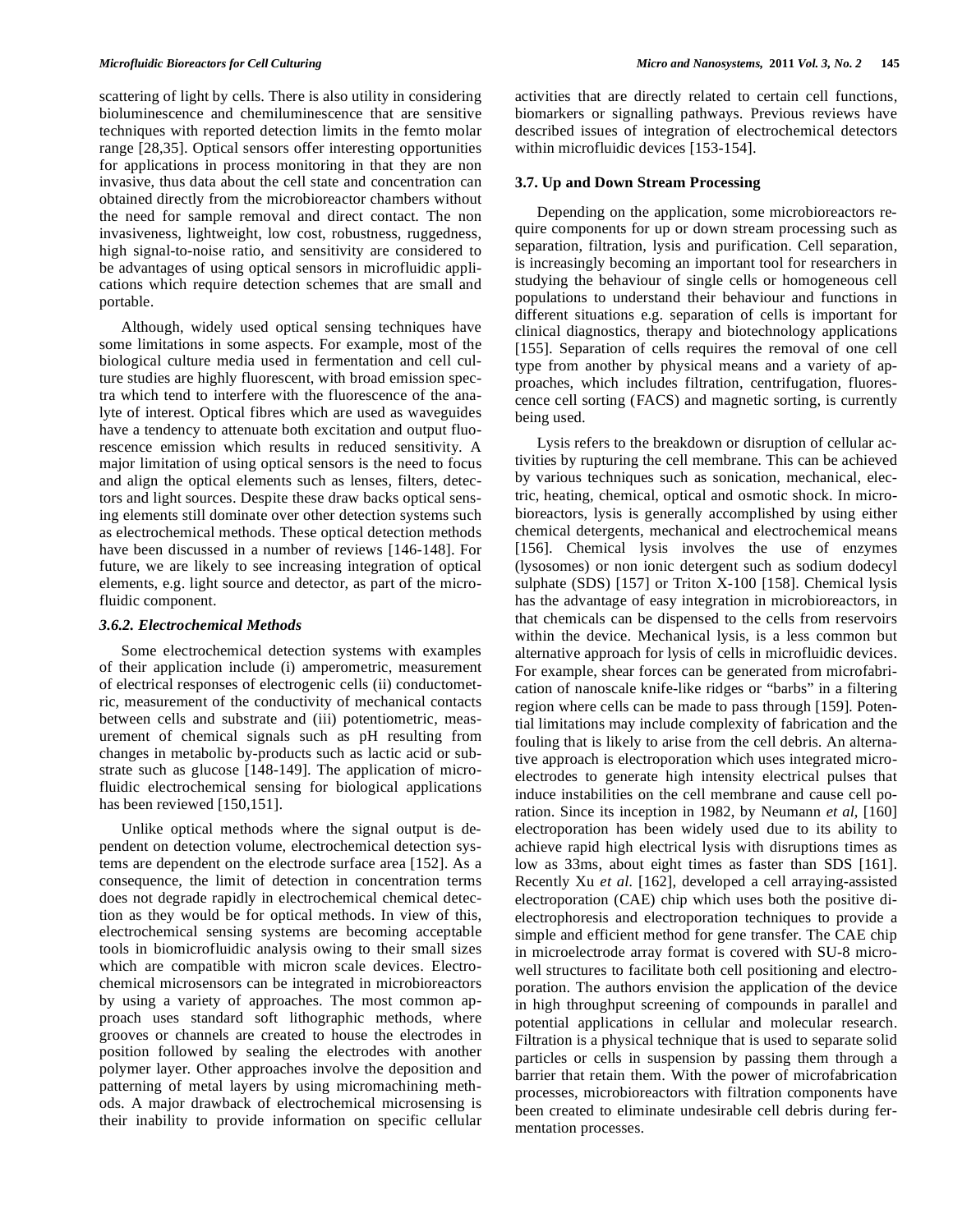scattering of light by cells. There is also utility in considering bioluminescence and chemiluminescence that are sensitive techniques with reported detection limits in the femto molar range [28,35]. Optical sensors offer interesting opportunities for applications in process monitoring in that they are non invasive, thus data about the cell state and concentration can obtained directly from the microbioreactor chambers without the need for sample removal and direct contact. The non invasiveness, lightweight, low cost, robustness, ruggedness, high signal-to-noise ratio, and sensitivity are considered to be advantages of using optical sensors in microfluidic applications which require detection schemes that are small and portable.

Although, widely used optical sensing techniques have some limitations in some aspects. For example, most of the biological culture media used in fermentation and cell culture studies are highly fluorescent, with broad emission spectra which tend to interfere with the fluorescence of the analyte of interest. Optical fibres which are used as waveguides have a tendency to attenuate both excitation and output fluorescence emission which results in reduced sensitivity. A major limitation of using optical sensors is the need to focus and align the optical elements such as lenses, filters, detectors and light sources. Despite these draw backs optical sensing elements still dominate over other detection systems such as electrochemical methods. These optical detection methods have been discussed in a number of reviews [146-148]. For future, we are likely to see increasing integration of optical elements, e.g. light source and detector, as part of the microfluidic component.

#### *3.6.2. Electrochemical Methods*

Some electrochemical detection systems with examples of their application include (i) amperometric, measurement of electrical responses of electrogenic cells (ii) conductometric, measurement of the conductivity of mechanical contacts between cells and substrate and (iii) potentiometric, measurement of chemical signals such as pH resulting from changes in metabolic by-products such as lactic acid or substrate such as glucose [148-149]. The application of microfluidic electrochemical sensing for biological applications has been reviewed [150,151].

Unlike optical methods where the signal output is dependent on detection volume, electrochemical detection systems are dependent on the electrode surface area [152]. As a consequence, the limit of detection in concentration terms does not degrade rapidly in electrochemical chemical detection as they would be for optical methods. In view of this, electrochemical sensing systems are becoming acceptable tools in biomicrofluidic analysis owing to their small sizes which are compatible with micron scale devices. Electrochemical microsensors can be integrated in microbioreactors by using a variety of approaches. The most common approach uses standard soft lithographic methods, where grooves or channels are created to house the electrodes in position followed by sealing the electrodes with another polymer layer. Other approaches involve the deposition and patterning of metal layers by using micromachining methods. A major drawback of electrochemical microsensing is their inability to provide information on specific cellular activities that are directly related to certain cell functions, biomarkers or signalling pathways. Previous reviews have described issues of integration of electrochemical detectors within microfluidic devices [153-154].

### 3.7. Up and Down Stream Processing

Depending on the application, some microbioreactors require components for up or down stream processing such as separation, filtration, lysis and purification. Cell separation, is increasingly becoming an important tool for researchers in studying the behaviour of single cells or homogeneous cell populations to understand their behaviour and functions in different situations e.g. separation of cells is important for clinical diagnostics, therapy and biotechnology applications [155]. Separation of cells requires the removal of one cell type from another by physical means and a variety of approaches, which includes filtration, centrifugation, fluorescence cell sorting (FACS) and magnetic sorting, is currently being used.

Lysis refers to the breakdown or disruption of cellular activities by rupturing the cell membrane. This can be achieved by various techniques such as sonication, mechanical, electric, heating, chemical, optical and osmotic shock. In microbioreactors, lysis is generally accomplished by using either chemical detergents, mechanical and electrochemical means [156]. Chemical lysis involves the use of enzymes (lysosomes) or non ionic detergent such as sodium dodecyl sulphate (SDS) [157] or Triton X-100 [158]. Chemical lysis has the advantage of easy integration in microbioreactors, in that chemicals can be dispensed to the cells from reservoirs within the device. Mechanical lysis, is a less common but alternative approach for lysis of cells in microfluidic devices. For example, shear forces can be generated from microfabrication of nanoscale knife-like ridges or "barbs" in a filtering region where cells can be made to pass through [159]. Potential limitations may include complexity of fabrication and the fouling that is likely to arise from the cell debris. An alternative approach is electroporation which uses integrated microelectrodes to generate high intensity electrical pulses that induce instabilities on the cell membrane and cause cell poration. Since its inception in 1982, by Neumann *et al*, [160] electroporation has been widely used due to its ability to achieve rapid high electrical lysis with disruptions times as low as 33ms, about eight times as faster than SDS [161]. Recently Xu *et al*. [162], developed a cell arraying-assisted electroporation (CAE) chip which uses both the positive dielectrophoresis and electroporation techniques to provide a simple and efficient method for gene transfer. The CAE chip in microelectrode array format is covered with SU-8 microwell structures to facilitate both cell positioning and electroporation. The authors envision the application of the device in high throughput screening of compounds in parallel and potential applications in cellular and molecular research. Filtration is a physical technique that is used to separate solid particles or cells in suspension by passing them through a barrier that retain them. With the power of microfabrication processes, microbioreactors with filtration components have been created to eliminate undesirable cell debris during fermentation processes.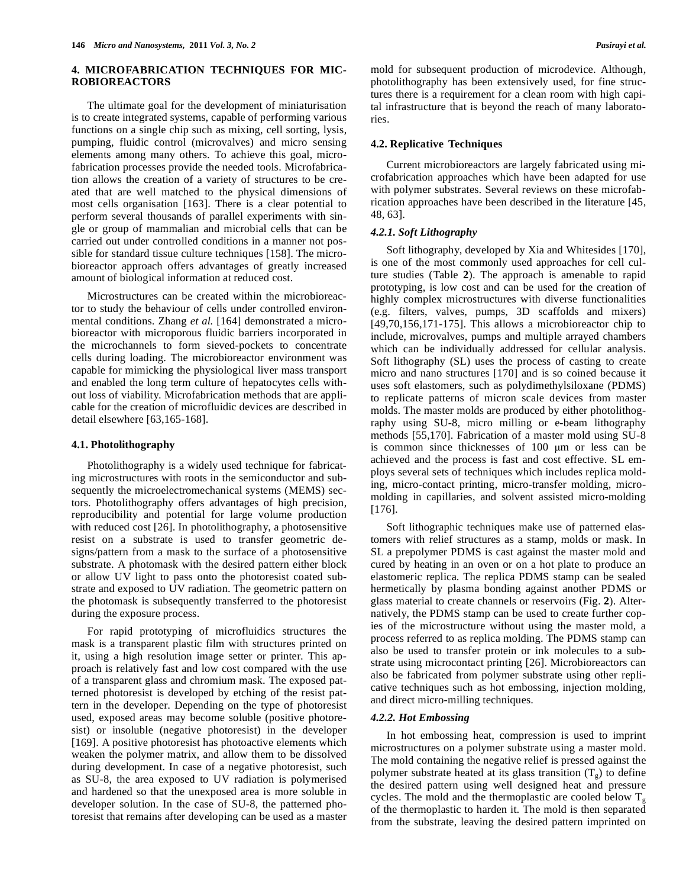## 4. MICROFABRICATION TECHNIQUES FOR MICROBIOREACTORS

The ultimate goal for the development of miniaturisation is to create integrated systems, capable of performing various functions on a single chip such as mixing, cell sorting, lysis, pumping, fluidic control (microvalves) and micro sensing elements among many others. To achieve this goal, microfabrication processes provide the needed tools. Microfabrication allows the creation of a variety of structures to be created that are well matched to the physical dimensions of most cells organisation [163]. There is a clear potential to perform several thousands of parallel experiments with single or group of mammalian and microbial cells that can be carried out under controlled conditions in a manner not possible for standard tissue culture techniques [158]. The microbioreactor approach offers advantages of greatly increased amount of biological information at reduced cost.

Microstructures can be created within the microbioreactor to study the behaviour of cells under controlled environmental conditions. Zhang *et al.* [164] demonstrated a microbioreactor with microporous fluidic barriers incorporated in the microchannels to form sieved-pockets to concentrate cells during loading. The microbioreactor environment was capable for mimicking the physiological liver mass transport and enabled the long term culture of hepatocytes cells without loss of viability. Microfabrication methods that are applicable for the creation of microfluidic devices are described in detail elsewhere [63,165-168].

### 4.1. Photolithography

Photolithography is a widely used technique for fabricating microstructures with roots in the semiconductor and subsequently the microelectromechanical systems (MEMS) sectors. Photolithography offers advantages of high precision, reproducibility and potential for large volume production with reduced cost [26]. In photolithography, a photosensitive resist on a substrate is used to transfer geometric designs/pattern from a mask to the surface of a photosensitive substrate. A photomask with the desired pattern either block or allow UV light to pass onto the photoresist coated substrate and exposed to UV radiation. The geometric pattern on the photomask is subsequently transferred to the photoresist during the exposure process.

For rapid prototyping of microfluidics structures the mask is a transparent plastic film with structures printed on it, using a high resolution image setter or printer. This approach is relatively fast and low cost compared with the use of a transparent glass and chromium mask. The exposed patterned photoresist is developed by etching of the resist pattern in the developer. Depending on the type of photoresist used, exposed areas may become soluble (positive photoresist) or insoluble (negative photoresist) in the developer [169]. A positive photoresist has photoactive elements which weaken the polymer matrix, and allow them to be dissolved during development. In case of a negative photoresist, such as SU-8, the area exposed to UV radiation is polymerised and hardened so that the unexposed area is more soluble in developer solution. In the case of SU-8, the patterned photoresist that remains after developing can be used as a master mold for subsequent production of microdevice. Although, photolithography has been extensively used, for fine structures there is a requirement for a clean room with high capital infrastructure that is beyond the reach of many laboratories.

### 4.2. Replicative Techniques

Current microbioreactors are largely fabricated using microfabrication approaches which have been adapted for use with polymer substrates. Several reviews on these microfabrication approaches have been described in the literature [45, 48, 63].

#### *4.2.1. Soft Lithography*

Soft lithography, developed by Xia and Whitesides [170], is one of the most commonly used approaches for cell culture studies (Table **2**). The approach is amenable to rapid prototyping, is low cost and can be used for the creation of highly complex microstructures with diverse functionalities (e.g. filters, valves, pumps, 3D scaffolds and mixers) [49,70,156,171-175]. This allows a microbioreactor chip to include, microvalves, pumps and multiple arrayed chambers which can be individually addressed for cellular analysis. Soft lithography (SL) uses the process of casting to create micro and nano structures [170] and is so coined because it uses soft elastomers, such as polydimethylsiloxane (PDMS) to replicate patterns of micron scale devices from master molds. The master molds are produced by either photolithography using SU-8, micro milling or e-beam lithography methods [55,170]. Fabrication of a master mold using SU-8 is common since thicknesses of 100 μm or less can be achieved and the process is fast and cost effective. SL employs several sets of techniques which includes replica molding, micro-contact printing, micro-transfer molding, micro-molding in capillaries, and solvent assisted micro-molding [176].

Soft lithographic techniques make use of patterned elastomers with relief structures as a stamp, molds or mask. In SL a prepolymer PDMS is cast against the master mold and cured by heating in an oven or on a hot plate to produce an elastomeric replica. The replica PDMS stamp can be sealed hermetically by plasma bonding against another PDMS or glass material to create channels or reservoirs (Fig. **2**). Alternatively, the PDMS stamp can be used to create further copies of the microstructure without using the master mold, a process referred to as replica molding. The PDMS stamp can also be used to transfer protein or ink molecules to a substrate using microcontact printing [26]. Microbioreactors can also be fabricated from polymer substrate using other replicative techniques such as hot embossing, injection molding, and direct micro-milling techniques.

#### *4.2.2. Hot Embossing*

In hot embossing heat, compression is used to imprint microstructures on a polymer substrate using a master mold. The mold containing the negative relief is pressed against the polymer substrate heated at its glass transition ($T_g$) to define the desired pattern using well designed heat and pressure cycles. The mold and the thermoplastic are cooled below $T_g$ of the thermoplastic to harden it. The mold is then separated from the substrate, leaving the desired pattern imprinted on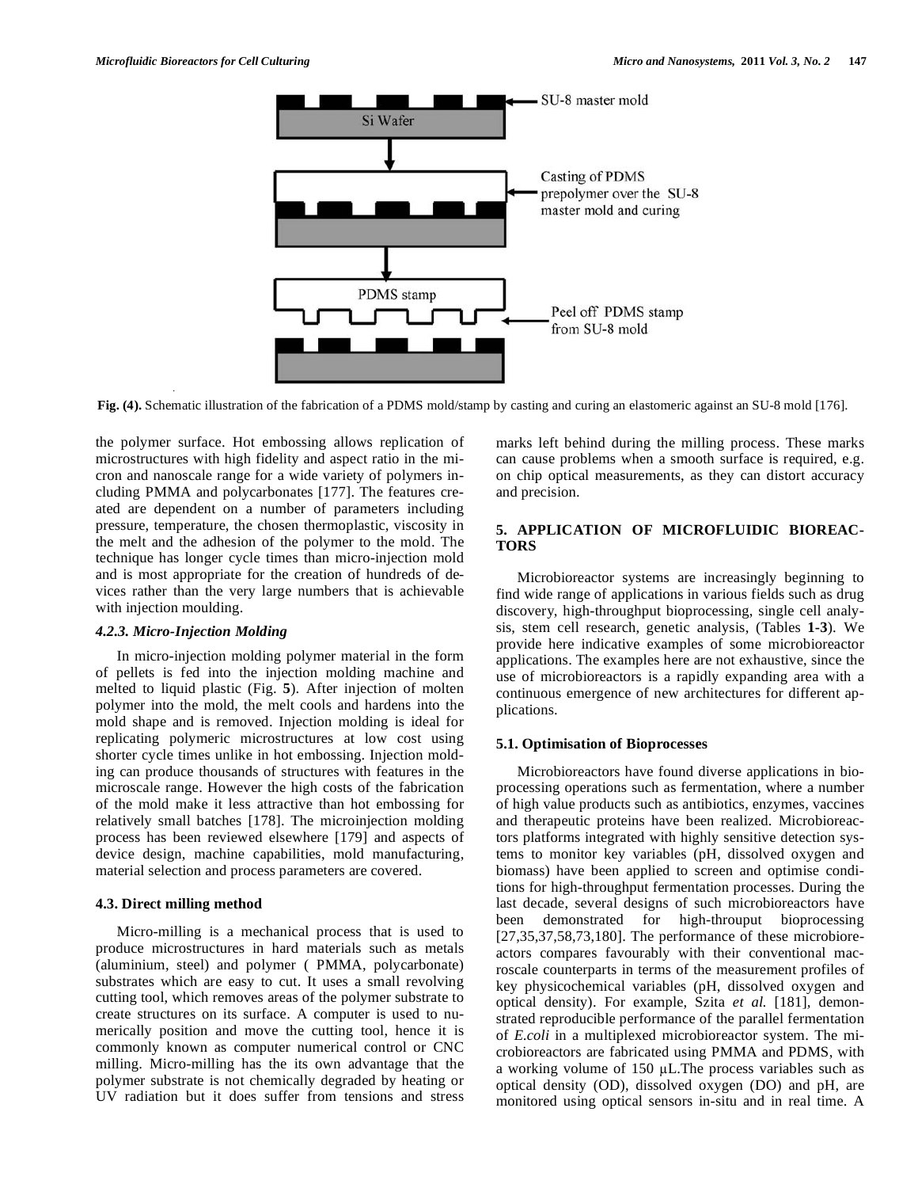Fig. (4). Schematic illustration of the fabrication of a PDMS mold/stamp by casting and curing an elastomeric against an SU-8 mold [176].

the polymer surface. Hot embossing allows replication of microstructures with high fidelity and aspect ratio in the micron and nanoscale range for a wide variety of polymers including PMMA and polycarbonates [177]. The features created are dependent on a number of parameters including pressure, temperature, the chosen thermoplastic, viscosity in the melt and the adhesion of the polymer to the mold. The technique has longer cycle times than micro-injection mold and is most appropriate for the creation of hundreds of devices rather than the very large numbers that is achievable with injection moulding.

#### 4.2.3. Micro-Injection Molding

In micro-injection molding polymer material in the form of pellets is fed into the injection molding machine and melted to liquid plastic (Fig. **5**). After injection of molten polymer into the mold, the melt cools and hardens into the mold shape and is removed. Injection molding is ideal for replicating polymeric microstructures at low cost using shorter cycle times unlike in hot embossing. Injection molding can produce thousands of structures with features in the microscale range. However the high costs of the fabrication of the mold make it less attractive than hot embossing for relatively small batches [178]. The microinjection molding process has been reviewed elsewhere [179] and aspects of device design, machine capabilities, mold manufacturing, material selection and process parameters are covered.

### 4.3. Direct milling method

Micro-milling is a mechanical process that is used to produce microstructures in hard materials such as metals (aluminium, steel) and polymer ( PMMA, polycarbonate) substrates which are easy to cut. It uses a small revolving cutting tool, which removes areas of the polymer substrate to create structures on its surface. A computer is used to numerically position and move the cutting tool, hence it is commonly known as computer numerical control or CNC milling. Micro-milling has the its own advantage that the polymer substrate is not chemically degraded by heating or UV radiation but it does suffer from tensions and stress marks left behind during the milling process. These marks can cause problems when a smooth surface is required, e.g. on chip optical measurements, as they can distort accuracy and precision.

## 5. APPLICATION OF MICROFLUIDIC BIOREACTORS

Microbioreactor systems are increasingly beginning to find wide range of applications in various fields such as drug discovery, high-throughput bioprocessing, single cell analysis, stem cell research, genetic analysis, (Tables **1**-**3**). We provide here indicative examples of some microbioreactor applications. The examples here are not exhaustive, since the use of microbioreactors is a rapidly expanding area with a continuous emergence of new architectures for different applications.

### 5.1. Optimisation of Bioprocesses

Microbioreactors have found diverse applications in bioprocessing operations such as fermentation, where a number of high value products such as antibiotics, enzymes, vaccines and therapeutic proteins have been realized. Microbioreactors platforms integrated with highly sensitive detection systems to monitor key variables (pH, dissolved oxygen and biomass) have been applied to screen and optimise conditions for high-throughput fermentation processes. During the last decade, several designs of such microbioreactors have been demonstrated for high-throuput bioprocessing [27,35,37,58,73,180]. The performance of these microbioreactors compares favourably with their conventional macroscale counterparts in terms of the measurement profiles of key physicochemical variables (pH, dissolved oxygen and optical density). For example, Szita *et al.* [181], demonstrated reproducible performance of the parallel fermentation of *E.coli* in a multiplexed microbioreactor system. The microbioreactors are fabricated using PMMA and PDMS, with a working volume of 150 μL.The process variables such as optical density (OD), dissolved oxygen (DO) and pH, are monitored using optical sensors in-situ and in real time. A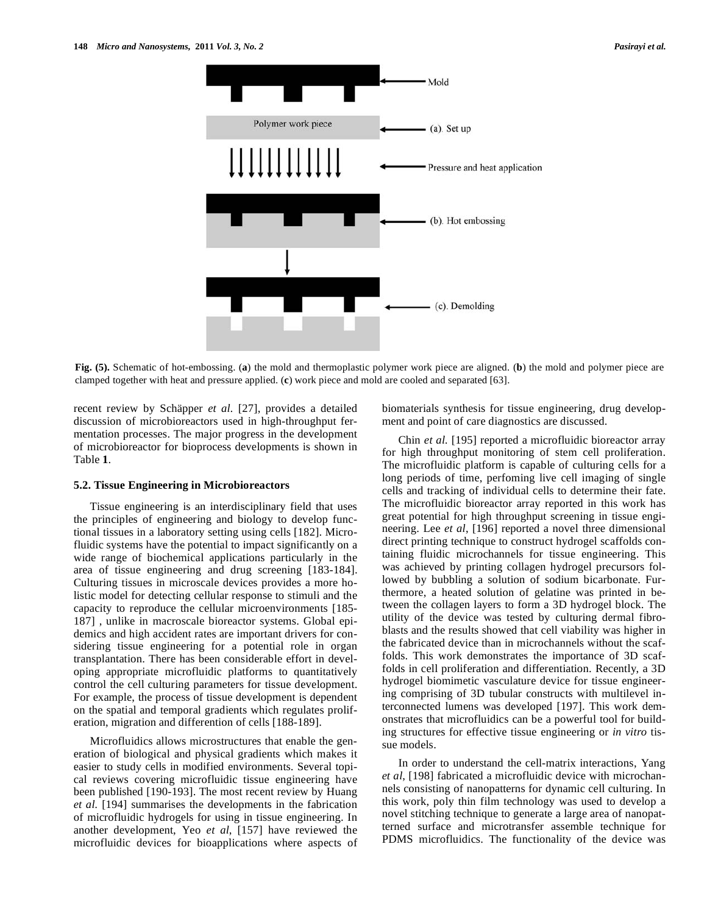Fig. (5). Schematic of hot-embossing. (**a**) the mold and thermoplastic polymer work piece are aligned. (**b**) the mold and polymer piece are clamped together with heat and pressure applied. (**c**) work piece and mold are cooled and separated [63].

recent review by Schäpper *et al.* [27], provides a detailed discussion of microbioreactors used in high-throughput fermentation processes. The major progress in the development of microbioreactor for bioprocess developments is shown in Table **1**.

### 5.2. Tissue Engineering in Microbioreactors

Tissue engineering is an interdisciplinary field that uses the principles of engineering and biology to develop functional tissues in a laboratory setting using cells [182]. Microfluidic systems have the potential to impact significantly on a wide range of biochemical applications particularly in the area of tissue engineering and drug screening [183-184]. Culturing tissues in microscale devices provides a more holistic model for detecting cellular response to stimuli and the capacity to reproduce the cellular microenvironments [185-187] , unlike in macroscale bioreactor systems. Global epidemics and high accident rates are important drivers for considering tissue engineering for a potential role in organ transplantation. There has been considerable effort in developing appropriate microfluidic platforms to quantitatively control the cell culturing parameters for tissue development. For example, the process of tissue development is dependent on the spatial and temporal gradients which regulates proliferation, migration and differention of cells [188-189].

Microfluidics allows microstructures that enable the generation of biological and physical gradients which makes it easier to study cells in modified environments. Several topical reviews covering microfluidic tissue engineering have been published [190-193]. The most recent review by Huang *et al.* [194] summarises the developments in the fabrication of microfluidic hydrogels for using in tissue engineering. In another development, Yeo *et al*, [157] have reviewed the microfluidic devices for bioapplications where aspects of biomaterials synthesis for tissue engineering, drug development and point of care diagnostics are discussed.

Chin *et al.* [195] reported a microfluidic bioreactor array for high throughput monitoring of stem cell proliferation. The microfluidic platform is capable of culturing cells for a long periods of time, perfoming live cell imaging of single cells and tracking of individual cells to determine their fate. The microfluidic bioreactor array reported in this work has great potential for high throughput screening in tissue engineering. Lee *et al*, [196] reported a novel three dimensional direct printing technique to construct hydrogel scaffolds containing fluidic microchannels for tissue engineering. This was achieved by printing collagen hydrogel precursors followed by bubbling a solution of sodium bicarbonate. Furthermore, a heated solution of gelatine was printed in between the collagen layers to form a 3D hydrogel block. The utility of the device was tested by culturing dermal fibroblasts and the results showed that cell viability was higher in the fabricated device than in microchannels without the scaffolds. This work demonstrates the importance of 3D scaffolds in cell proliferation and differentiation. Recently, a 3D hydrogel biomimetic vasculature device for tissue engineering comprising of 3D tubular constructs with multilevel interconnected lumens was developed [197]. This work demonstrates that microfluidics can be a powerful tool for building structures for effective tissue engineering or *in vitro* tissue models.

In order to understand the cell-matrix interactions, Yang *et al*, [198] fabricated a microfluidic device with microchannels consisting of nanopatterns for dynamic cell culturing. In this work, poly thin film technology was used to develop a novel stitching technique to generate a large area of nanopatterned surface and microtransfer assemble technique for PDMS microfluidics. The functionality of the device was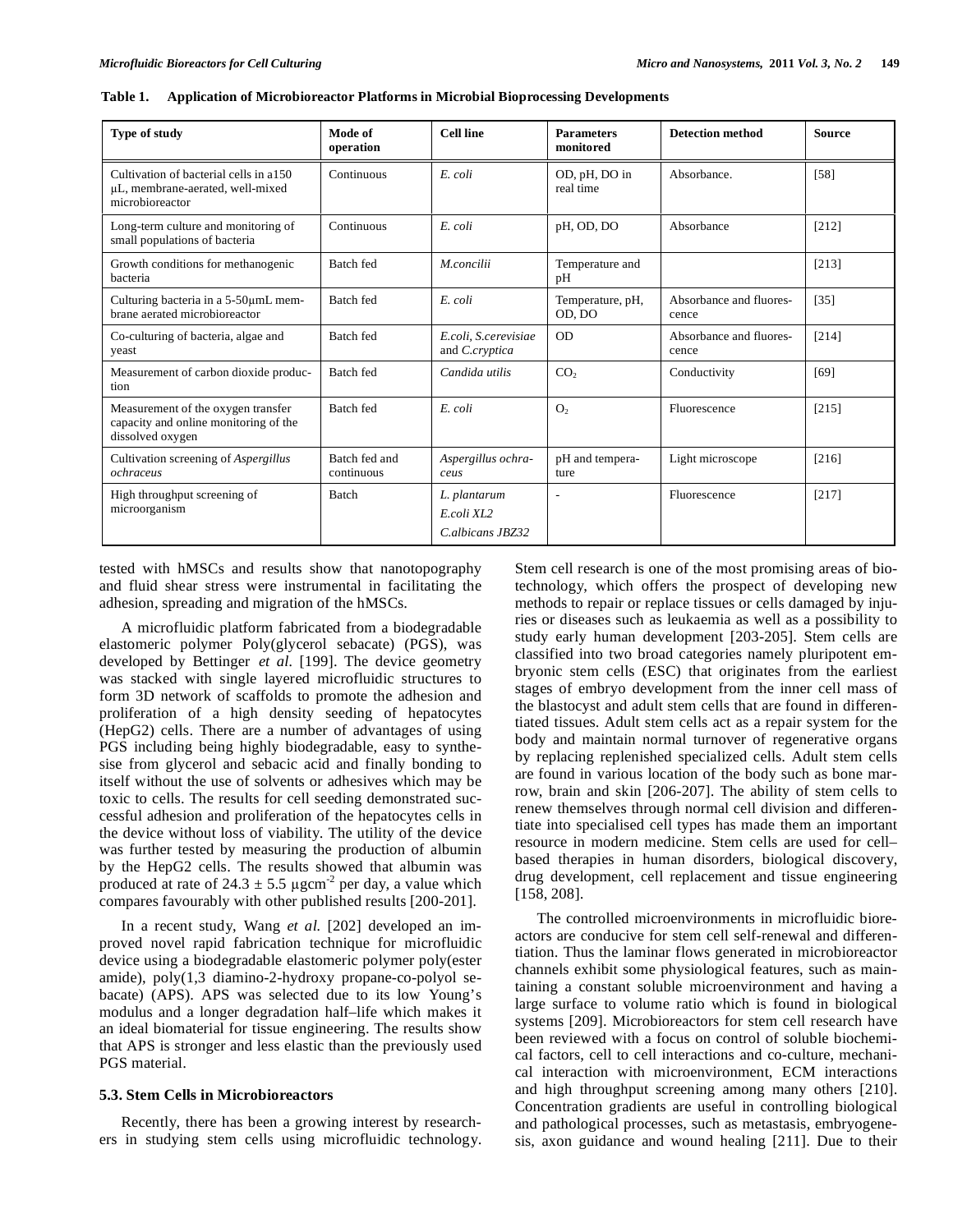**Table 1. Application of Microbioreactor Platforms in Microbial Bioprocessing Developments**

| Type of study | Mode of operation | Cell line | Parameters monitored | Detection method | Source |
|---|---|---|---|---|---|
| Cultivation of bacterial cells in a150 µL, membrane-aerated, well-mixed microbioreactor | Continuous | *E. coli* | OD, pH, DO in real time | Absorbance. | [58] |
| Long-term culture and monitoring of small populations of bacteria | Continuous | *E. coli* | pH, OD, DO | Absorbance | [212] |
| Growth conditions for methanogenic bacteria | Batch fed | *M.concilii* | Temperature and pH | | [213] |
| Culturing bacteria in a 5-50µmL membrane aerated microbioreactor | Batch fed | *E. coli* | Temperature, pH, OD, DO | Absorbance and fluorescence | [35] |
| Co-culturing of bacteria, algae and yeast | Batch fed | *E.coli, S.cerevisiae* and *C.cryptica* | OD | Absorbance and fluorescence | [214] |
| Measurement of carbon dioxide production | Batch fed | *Candida utilis* | $CO_2$ | Conductivity | [69] |
| Measurement of the oxygen transfer capacity and online monitoring of the dissolved oxygen | Batch fed | *E. coli* | $O_2$ | Fluorescence | [215] |
| Cultivation screening of *Aspergillus ochraceus* | Batch fed and continuous | *Aspergillus ochraceus* | pH and temperature | Light microscope | [216] |
| High throughput screening of microorganism | Batch | *L. plantarum* *E.coli XL2* *C.albicans JBZ32* | - | Fluorescence | [217] |

tested with hMSCs and results show that nanotopography and fluid shear stress were instrumental in facilitating the adhesion, spreading and migration of the hMSCs.

A microfluidic platform fabricated from a biodegradable elastomeric polymer Poly(glycerol sebacate) (PGS), was developed by Bettinger *et al.* [199]. The device geometry was stacked with single layered microfluidic structures to form 3D network of scaffolds to promote the adhesion and proliferation of a high density seeding of hepatocytes (HepG2) cells. There are a number of advantages of using PGS including being highly biodegradable, easy to synthesise from glycerol and sebacic acid and finally bonding to itself without the use of solvents or adhesives which may be toxic to cells. The results for cell seeding demonstrated successful adhesion and proliferation of the hepatocytes cells in the device without loss of viability. The utility of the device was further tested by measuring the production of albumin by the HepG2 cells. The results showed that albumin was produced at rate of $24.3 \pm 5.5$ µgcm$^{-2}$ per day, a value which compares favourably with other published results [200-201].

In a recent study, Wang *et al.* [202] developed an improved novel rapid fabrication technique for microfluidic device using a biodegradable elastomeric polymer poly(ester amide), poly(1,3 diamino-2-hydroxy propane-co-polyol sebacate) (APS). APS was selected due to its low Young's modulus and a longer degradation half–life which makes it an ideal biomaterial for tissue engineering. The results show that APS is stronger and less elastic than the previously used PGS material.

### 5.3. Stem Cells in Microbioreactors

Recently, there has been a growing interest by researchers in studying stem cells using microfluidic technology. Stem cell research is one of the most promising areas of biotechnology, which offers the prospect of developing new methods to repair or replace tissues or cells damaged by injuries or diseases such as leukaemia as well as a possibility to study early human development [203-205]. Stem cells are classified into two broad categories namely pluripotent embryonic stem cells (ESC) that originates from the earliest stages of embryo development from the inner cell mass of the blastocyst and adult stem cells that are found in differentiated tissues. Adult stem cells act as a repair system for the body and maintain normal turnover of regenerative organs by replacing replenished specialized cells. Adult stem cells are found in various location of the body such as bone marrow, brain and skin [206-207]. The ability of stem cells to renew themselves through normal cell division and differentiate into specialised cell types has made them an important resource in modern medicine. Stem cells are used for cell–based therapies in human disorders, biological discovery, drug development, cell replacement and tissue engineering [158, 208].

The controlled microenvironments in microfluidic bioreactors are conducive for stem cell self-renewal and differentiation. Thus the laminar flows generated in microbioreactor channels exhibit some physiological features, such as maintaining a constant soluble microenvironment and having a large surface to volume ratio which is found in biological systems [209]. Microbioreactors for stem cell research have been reviewed with a focus on control of soluble biochemical factors, cell to cell interactions and co-culture, mechanical interaction with microenvironment, ECM interactions and high throughput screening among many others [210]. Concentration gradients are useful in controlling biological and pathological processes, such as metastasis, embryogenesis, axon guidance and wound healing [211]. Due to their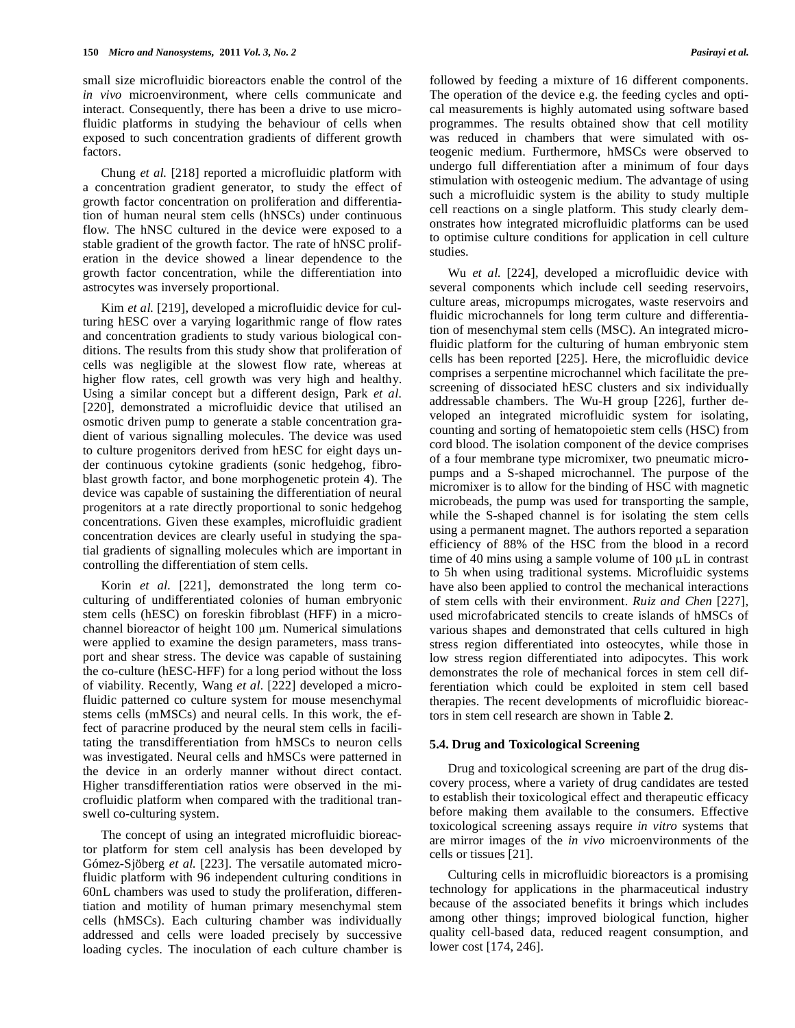small size microfluidic bioreactors enable the control of the *in vivo* microenvironment, where cells communicate and interact. Consequently, there has been a drive to use microfluidic platforms in studying the behaviour of cells when exposed to such concentration gradients of different growth factors.

Chung *et al.* [218] reported a microfluidic platform with a concentration gradient generator, to study the effect of growth factor concentration on proliferation and differentiation of human neural stem cells (hNSCs) under continuous flow. The hNSC cultured in the device were exposed to a stable gradient of the growth factor. The rate of hNSC proliferation in the device showed a linear dependence to the growth factor concentration, while the differentiation into astrocytes was inversely proportional.

Kim *et al.* [219], developed a microfluidic device for culturing hESC over a varying logarithmic range of flow rates and concentration gradients to study various biological conditions. The results from this study show that proliferation of cells was negligible at the slowest flow rate, whereas at higher flow rates, cell growth was very high and healthy. Using a similar concept but a different design, Park *et al.* [220], demonstrated a microfluidic device that utilised an osmotic driven pump to generate a stable concentration gradient of various signalling molecules. The device was used to culture progenitors derived from hESC for eight days under continuous cytokine gradients (sonic hedgehog, fibroblast growth factor, and bone morphogenetic protein 4). The device was capable of sustaining the differentiation of neural progenitors at a rate directly proportional to sonic hedgehog concentrations. Given these examples, microfluidic gradient concentration devices are clearly useful in studying the spatial gradients of signalling molecules which are important in controlling the differentiation of stem cells.

Korin *et al.* [221], demonstrated the long term co-culturing of undifferentiated colonies of human embryonic stem cells (hESC) on foreskin fibroblast (HFF) in a microchannel bioreactor of height 100 μm. Numerical simulations were applied to examine the design parameters, mass transport and shear stress. The device was capable of sustaining the co-culture (hESC-HFF) for a long period without the loss of viability. Recently, Wang *et al.* [222] developed a microfluidic patterned co culture system for mouse mesenchymal stems cells (mMSCs) and neural cells. In this work, the effect of paracrine produced by the neural stem cells in facilitating the transdifferentiation from hMSCs to neuron cells was investigated. Neural cells and hMSCs were patterned in the device in an orderly manner without direct contact. Higher transdifferentiation ratios were observed in the microfluidic platform when compared with the traditional transwell co-culturing system.

The concept of using an integrated microfluidic bioreactor platform for stem cell analysis has been developed by Gómez-Sjöberg *et al.* [223]. The versatile automated microfluidic platform with 96 independent culturing conditions in 60nL chambers was used to study the proliferation, differentiation and motility of human primary mesenchymal stem cells (hMSCs). Each culturing chamber was individually addressed and cells were loaded precisely by successive loading cycles. The inoculation of each culture chamber is followed by feeding a mixture of 16 different components. The operation of the device e.g. the feeding cycles and optical measurements is highly automated using software based programmes. The results obtained show that cell motility was reduced in chambers that were simulated with osteogenic medium. Furthermore, hMSCs were observed to undergo full differentiation after a minimum of four days stimulation with osteogenic medium. The advantage of using such a microfluidic system is the ability to study multiple cell reactions on a single platform. This study clearly demonstrates how integrated microfluidic platforms can be used to optimise culture conditions for application in cell culture studies.

Wu *et al.* [224], developed a microfluidic device with several components which include cell seeding reservoirs, culture areas, micropumps microgates, waste reservoirs and fluidic microchannels for long term culture and differentiation of mesenchymal stem cells (MSC). An integrated microfluidic platform for the culturing of human embryonic stem cells has been reported [225]. Here, the microfluidic device comprises a serpentine microchannel which facilitate the prescreening of dissociated hESC clusters and six individually addressable chambers. The Wu-H group [226], further developed an integrated microfluidic system for isolating, counting and sorting of hematopoietic stem cells (HSC) from cord blood. The isolation component of the device comprises of a four membrane type micromixer, two pneumatic micropumps and a S-shaped microchannel. The purpose of the micromixer is to allow for the binding of HSC with magnetic microbeads, the pump was used for transporting the sample, while the S-shaped channel is for isolating the stem cells using a permanent magnet. The authors reported a separation efficiency of 88% of the HSC from the blood in a record time of 40 mins using a sample volume of 100 μL in contrast to 5h when using traditional systems. Microfluidic systems have also been applied to control the mechanical interactions of stem cells with their environment. *Ruiz and Chen* [227], used microfabricated stencils to create islands of hMSCs of various shapes and demonstrated that cells cultured in high stress region differentiated into osteocytes, while those in low stress region differentiated into adipocytes. This work demonstrates the role of mechanical forces in stem cell differentiation which could be exploited in stem cell based therapies. The recent developments of microfluidic bioreactors in stem cell research are shown in Table **2**.

### 5.4. Drug and Toxicological Screening

Drug and toxicological screening are part of the drug discovery process, where a variety of drug candidates are tested to establish their toxicological effect and therapeutic efficacy before making them available to the consumers. Effective toxicological screening assays require *in vitro* systems that are mirror images of the *in vivo* microenvironments of the cells or tissues [21].

Culturing cells in microfluidic bioreactors is a promising technology for applications in the pharmaceutical industry because of the associated benefits it brings which includes among other things; improved biological function, higher quality cell-based data, reduced reagent consumption, and lower cost [174, 246].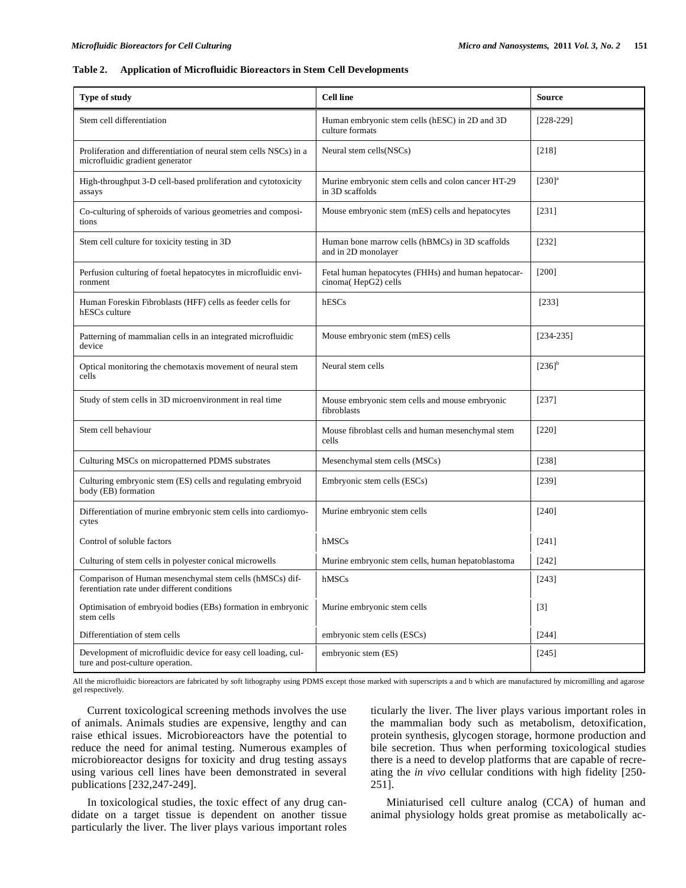**Table 2. Application of Microfluidic Bioreactors in Stem Cell Developments**

| Type of study | Cell line | Source |
|---|---|---|
| Stem cell differentiation | Human embryonic stem cells (hESC) in 2D and 3D culture formats | [228-229] |
| Proliferation and differentiation of neural stem cells NSCs) in a microfluidic gradient generator | Neural stem cells(NSCs) | [218] |
| High-throughput 3-D cell-based proliferation and cytotoxicity assays | Murine embryonic stem cells and colon cancer HT-29 in 3D scaffolds | [230][a] |
| Co-culturing of spheroids of various geometries and compositions | Mouse embryonic stem (mES) cells and hepatocytes | [231] |
| Stem cell culture for toxicity testing in 3D | Human bone marrow cells (hBMCs) in 3D scaffolds and in 2D monolayer | [232] |
| Perfusion culturing of foetal hepatocytes in microfluidic environment | Fetal human hepatocytes (FHHs) and human hepatocarcinoma( HepG2) cells | [200] |
| Human Foreskin Fibroblasts (HFF) cells as feeder cells for hESCs culture | hESCs | [233] |
| Patterning of mammalian cells in an integrated microfluidic device | Mouse embryonic stem (mES) cells | [234-235] |
| Optical monitoring the chemotaxis movement of neural stem cells | Neural stem cells | [236][b] |
| Study of stem cells in 3D microenvironment in real time | Mouse embryonic stem cells and mouse embryonic fibroblasts | [237] |
| Stem cell behaviour | Mouse fibroblast cells and human mesenchymal stem cells | [220] |
| Culturing MSCs on micropatterned PDMS substrates | Mesenchymal stem cells (MSCs) | [238] |
| Culturing embryonic stem (ES) cells and regulating embryoid body (EB) formation | Embryonic stem cells (ESCs) | [239] |
| Differentiation of murine embryonic stem cells into cardiomyocytes | Murine embryonic stem cells | [240] |
| Control of soluble factors | hMSCs | [241] |
| Culturing of stem cells in polyester conical microwells | Murine embryonic stem cells, human hepatoblastoma | [242] |
| Comparison of Human mesenchymal stem cells (hMSCs) differentiation rate under different conditions | hMSCs | [243] |
| Optimisation of embryoid bodies (EBs) formation in embryonic stem cells | Murine embryonic stem cells | [3] |
| Differentiation of stem cells | embryonic stem cells (ESCs) | [244] |
| Development of microfluidic device for easy cell loading, culture and post-culture operation. | embryonic stem (ES) | [245] |

All the microfluidic bioreactors are fabricated by soft lithography using PDMS except those marked with superscripts a and b which are manufactured by micromilling and agarose gel respectively.

Current toxicological screening methods involves the use of animals. Animals studies are expensive, lengthy and can raise ethical issues. Microbioreactors have the potential to reduce the need for animal testing. Numerous examples of microbioreactor designs for toxicity and drug testing assays using various cell lines have been demonstrated in several publications [232,247-249].

In toxicological studies, the toxic effect of any drug candidate on a target tissue is dependent on another tissue particularly the liver. The liver plays various important roles in the mammalian body such as metabolism, detoxification, protein synthesis, glycogen storage, hormone production and bile secretion. Thus when performing toxicological studies there is a need to develop platforms that are capable of recreating the *in vivo* cellular conditions with high fidelity [250-251].

Miniaturised cell culture analog (CCA) of human and animal physiology holds great promise as metabolically ac-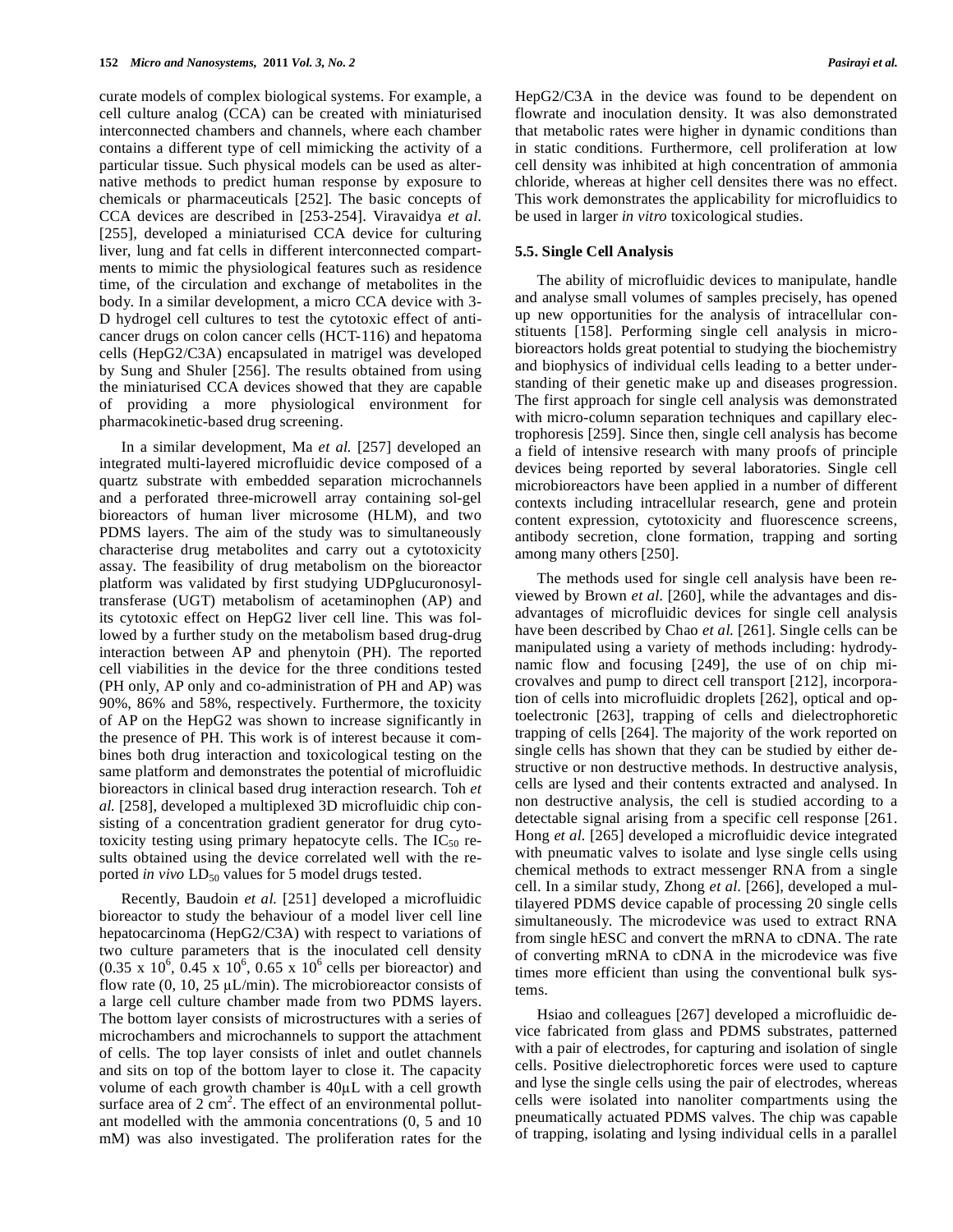curate models of complex biological systems. For example, a cell culture analog (CCA) can be created with miniaturised interconnected chambers and channels, where each chamber contains a different type of cell mimicking the activity of a particular tissue. Such physical models can be used as alternative methods to predict human response by exposure to chemicals or pharmaceuticals [252]. The basic concepts of CCA devices are described in [253-254]. Viravaidya *et al.* [255], developed a miniaturised CCA device for culturing liver, lung and fat cells in different interconnected compartments to mimic the physiological features such as residence time, of the circulation and exchange of metabolites in the body. In a similar development, a micro CCA device with 3-D hydrogel cell cultures to test the cytotoxic effect of anticancer drugs on colon cancer cells (HCT-116) and hepatoma cells (HepG2/C3A) encapsulated in matrigel was developed by Sung and Shuler [256]. The results obtained from using the miniaturised CCA devices showed that they are capable of providing a more physiological environment for pharmacokinetic-based drug screening.

In a similar development, Ma *et al.* [257] developed an integrated multi-layered microfluidic device composed of a quartz substrate with embedded separation microchannels and a perforated three-microwell array containing sol-gel bioreactors of human liver microsome (HLM), and two PDMS layers. The aim of the study was to simultaneously characterise drug metabolites and carry out a cytotoxicity assay. The feasibility of drug metabolism on the bioreactor platform was validated by first studying UDPglucuronosyltransferase (UGT) metabolism of acetaminophen (AP) and its cytotoxic effect on HepG2 liver cell line. This was followed by a further study on the metabolism based drug-drug interaction between AP and phenytoin (PH). The reported cell viabilities in the device for the three conditions tested (PH only, AP only and co-administration of PH and AP) was 90%, 86% and 58%, respectively. Furthermore, the toxicity of AP on the HepG2 was shown to increase significantly in the presence of PH. This work is of interest because it combines both drug interaction and toxicological testing on the same platform and demonstrates the potential of microfluidic bioreactors in clinical based drug interaction research. Toh *et al.* [258], developed a multiplexed 3D microfluidic chip consisting of a concentration gradient generator for drug cytotoxicity testing using primary hepatocyte cells. The $IC_{50}$ results obtained using the device correlated well with the reported *in vivo* $LD_{50}$ values for 5 model drugs tested.

Recently, Baudoin *et al.* [251] developed a microfluidic bioreactor to study the behaviour of a model liver cell line hepatocarcinoma (HepG2/C3A) with respect to variations of two culture parameters that is the inoculated cell density ($0.35 \times 10^6$, $0.45 \times 10^6$, $0.65 \times 10^6$ cells per bioreactor) and flow rate (0, 10, 25 μL/min). The microbioreactor consists of a large cell culture chamber made from two PDMS layers. The bottom layer consists of microstructures with a series of microchambers and microchannels to support the attachment of cells. The top layer consists of inlet and outlet channels and sits on top of the bottom layer to close it. The capacity volume of each growth chamber is 40μL with a cell growth surface area of 2 $cm^2$. The effect of an environmental pollutant modelled with the ammonia concentrations (0, 5 and 10 mM) was also investigated. The proliferation rates for the HepG2/C3A in the device was found to be dependent on flowrate and inoculation density. It was also demonstrated that metabolic rates were higher in dynamic conditions than in static conditions. Furthermore, cell proliferation at low cell density was inhibited at high concentration of ammonia chloride, whereas at higher cell densites there was no effect. This work demonstrates the applicability for microfluidics to be used in larger *in vitro* toxicological studies.

### 5.5. Single Cell Analysis

The ability of microfluidic devices to manipulate, handle and analyse small volumes of samples precisely, has opened up new opportunities for the analysis of intracellular constituents [158]. Performing single cell analysis in microbioreactors holds great potential to studying the biochemistry and biophysics of individual cells leading to a better understanding of their genetic make up and diseases progression. The first approach for single cell analysis was demonstrated with micro-column separation techniques and capillary electrophoresis [259]. Since then, single cell analysis has become a field of intensive research with many proofs of principle devices being reported by several laboratories. Single cell microbioreactors have been applied in a number of different contexts including intracellular research, gene and protein content expression, cytotoxicity and fluorescence screens, antibody secretion, clone formation, trapping and sorting among many others [250].

The methods used for single cell analysis have been reviewed by Brown *et al.* [260], while the advantages and disadvantages of microfluidic devices for single cell analysis have been described by Chao *et al.* [261]. Single cells can be manipulated using a variety of methods including: hydrodynamic flow and focusing [249], the use of on chip microvalves and pump to direct cell transport [212], incorporation of cells into microfluidic droplets [262], optical and optoelectronic [263], trapping of cells and dielectrophoretic trapping of cells [264]. The majority of the work reported on single cells has shown that they can be studied by either destructive or non destructive methods. In destructive analysis, cells are lysed and their contents extracted and analysed. In non destructive analysis, the cell is studied according to a detectable signal arising from a specific cell response [261. Hong *et al.* [265] developed a microfluidic device integrated with pneumatic valves to isolate and lyse single cells using chemical methods to extract messenger RNA from a single cell. In a similar study, Zhong *et al.* [266], developed a multilayered PDMS device capable of processing 20 single cells simultaneously. The microdevice was used to extract RNA from single hESC and convert the mRNA to cDNA. The rate of converting mRNA to cDNA in the microdevice was five times more efficient than using the conventional bulk systems.

Hsiao and colleagues [267] developed a microfluidic device fabricated from glass and PDMS substrates, patterned with a pair of electrodes, for capturing and isolation of single cells. Positive dielectrophoretic forces were used to capture and lyse the single cells using the pair of electrodes, whereas cells were isolated into nanoliter compartments using the pneumatically actuated PDMS valves. The chip was capable of trapping, isolating and lysing individual cells in a parallel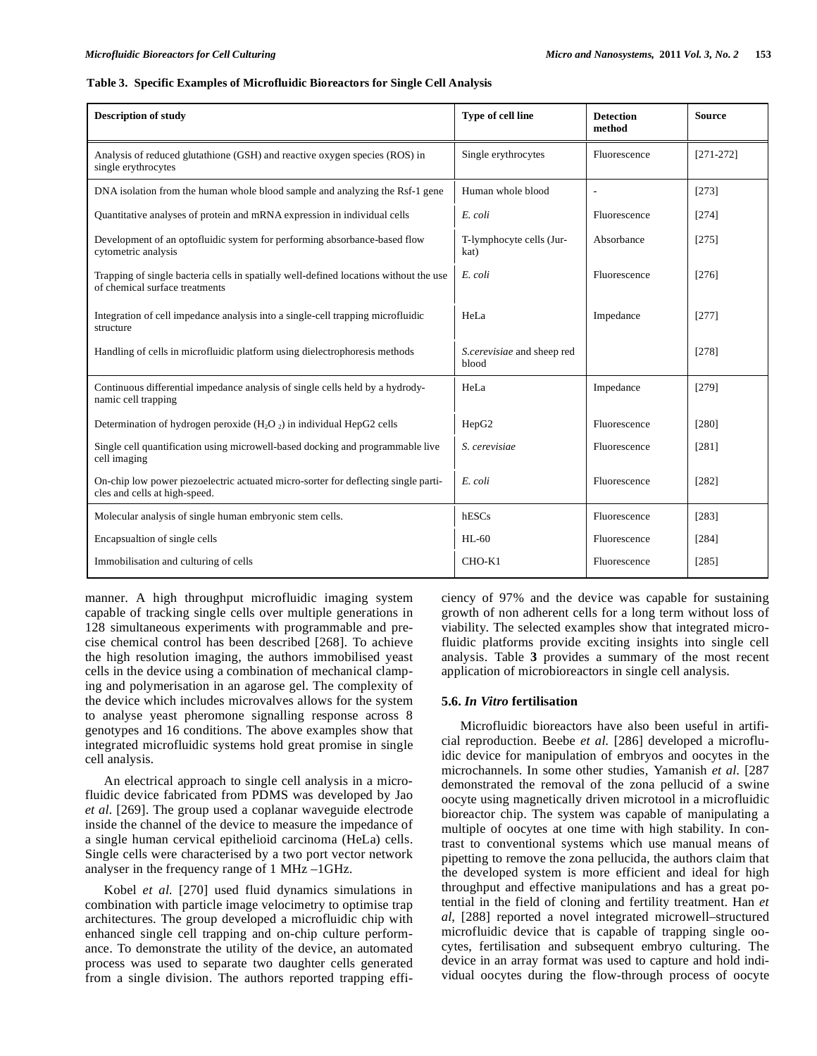**Table 3. Specific Examples of Microfluidic Bioreactors for Single Cell Analysis**

| Description of study | Type of cell line | Detection method | Source |
|---|---|---|---|
| Analysis of reduced glutathione (GSH) and reactive oxygen species (ROS) in single erythrocytes | Single erythrocytes | Fluorescence | [271-272] |
| DNA isolation from the human whole blood sample and analyzing the Rsf-1 gene | Human whole blood | - | [273] |
| Quantitative analyses of protein and mRNA expression in individual cells | *E. coli* | Fluorescence | [274] |
| Development of an optofluidic system for performing absorbance-based flow cytometric analysis | T-lymphocyte cells (Jurkat) | Absorbance | [275] |
| Trapping of single bacteria cells in spatially well-defined locations without the use of chemical surface treatments | *E. coli* | Fluorescence | [276] |
| Integration of cell impedance analysis into a single-cell trapping microfluidic structure | HeLa | Impedance | [277] |
| Handling of cells in microfluidic platform using dielectrophoresis methods | *S.cerevisiae* and sheep red blood | | [278] |
| Continuous differential impedance analysis of single cells held by a hydrodynamic cell trapping | HeLa | Impedance | [279] |
| Determination of hydrogen peroxide ($H_2O_2$) in individual HepG2 cells | HepG2 | Fluorescence | [280] |
| Single cell quantification using microwell-based docking and programmable live cell imaging | *S. cerevisiae* | Fluorescence | [281] |
| On-chip low power piezoelectric actuated micro-sorter for deflecting single particles and cells at high-speed. | *E. coli* | Fluorescence | [282] |
| Molecular analysis of single human embryonic stem cells. | hESCs | Fluorescence | [283] |
| Encapsualtion of single cells | HL-60 | Fluorescence | [284] |
| Immobilisation and culturing of cells | CHO-K1 | Fluorescence | [285] |

manner. A high throughput microfluidic imaging system capable of tracking single cells over multiple generations in 128 simultaneous experiments with programmable and precise chemical control has been described [268]. To achieve the high resolution imaging, the authors immobilised yeast cells in the device using a combination of mechanical clamping and polymerisation in an agarose gel. The complexity of the device which includes microvalves allows for the system to analyse yeast pheromone signalling response across 8 genotypes and 16 conditions. The above examples show that integrated microfluidic systems hold great promise in single cell analysis.

An electrical approach to single cell analysis in a microfluidic device fabricated from PDMS was developed by Jao *et al.* [269]. The group used a coplanar waveguide electrode inside the channel of the device to measure the impedance of a single human cervical epithelioid carcinoma (HeLa) cells. Single cells were characterised by a two port vector network analyser in the frequency range of 1 MHz –1GHz.

Kobel *et al.* [270] used fluid dynamics simulations in combination with particle image velocimetry to optimise trap architectures. The group developed a microfluidic chip with enhanced single cell trapping and on-chip culture performance. To demonstrate the utility of the device, an automated process was used to separate two daughter cells generated from a single division. The authors reported trapping efficiency of 97% and the device was capable for sustaining growth of non adherent cells for a long term without loss of viability. The selected examples show that integrated microfluidic platforms provide exciting insights into single cell analysis. Table **3** provides a summary of the most recent application of microbioreactors in single cell analysis.

### 5.6. *In Vitro* fertilisation

Microfluidic bioreactors have also been useful in artificial reproduction. Beebe *et al.* [286] developed a microfluidic device for manipulation of embryos and oocytes in the microchannels. In some other studies, Yamanish *et al.* [287 demonstrated the removal of the zona pellucid of a swine oocyte using magnetically driven microtool in a microfluidic bioreactor chip. The system was capable of manipulating a multiple of oocytes at one time with high stability. In contrast to conventional systems which use manual means of pipetting to remove the zona pellucida, the authors claim that the developed system is more efficient and ideal for high throughput and effective manipulations and has a great potential in the field of cloning and fertility treatment. Han *et al*, [288] reported a novel integrated microwell–structured microfluidic device that is capable of trapping single oocytes, fertilisation and subsequent embryo culturing. The device in an array format was used to capture and hold individual oocytes during the flow-through process of oocyte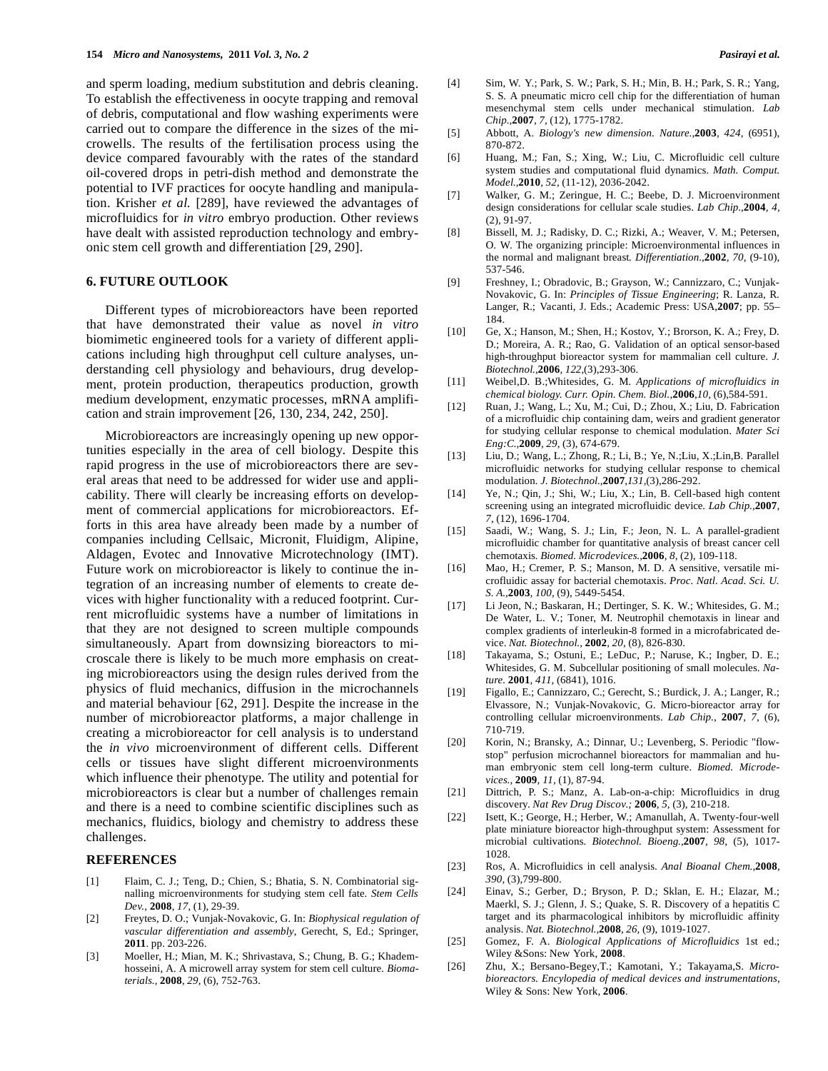and sperm loading, medium substitution and debris cleaning. To establish the effectiveness in oocyte trapping and removal of debris, computational and flow washing experiments were carried out to compare the difference in the sizes of the microwells. The results of the fertilisation process using the device compared favourably with the rates of the standard oil-covered drops in petri-dish method and demonstrate the potential to IVF practices for oocyte handling and manipulation. Krisher *et al.* [289], have reviewed the advantages of microfluidics for *in vitro* embryo production. Other reviews have dealt with assisted reproduction technology and embryonic stem cell growth and differentiation [29, 290].

## 6. FUTURE OUTLOOK

Different types of microbioreactors have been reported that have demonstrated their value as novel *in vitro* biomimetic engineered tools for a variety of different applications including high throughput cell culture analyses, understanding cell physiology and behaviours, drug development, protein production, therapeutics production, growth medium development, enzymatic processes, mRNA amplification and strain improvement [26, 130, 234, 242, 250].

Microbioreactors are increasingly opening up new opportunities especially in the area of cell biology. Despite this rapid progress in the use of microbioreactors there are several areas that need to be addressed for wider use and applicability. There will clearly be increasing efforts on development of commercial applications for microbioreactors. Efforts in this area have already been made by a number of companies including Cellsaic, Micronit, Fluidigm, Alipine, Aldagen, Evotec and Innovative Microtechnology (IMT). Future work on microbioreactor is likely to continue the integration of an increasing number of elements to create devices with higher functionality with a reduced footprint. Current microfluidic systems have a number of limitations in that they are not designed to screen multiple compounds simultaneously. Apart from downsizing bioreactors to microscale there is likely to be much more emphasis on creating microbioreactors using the design rules derived from the physics of fluid mechanics, diffusion in the microchannels and material behaviour [62, 291]. Despite the increase in the number of microbioreactor platforms, a major challenge in creating a microbioreactor for cell analysis is to understand the *in vivo* microenvironment of different cells. Different cells or tissues have slight different microenvironments which influence their phenotype. The utility and potential for microbioreactors is clear but a number of challenges remain and there is a need to combine scientific disciplines such as mechanics, fluidics, biology and chemistry to address these challenges.

## REFERENCES

[1] Flaim, C. J.; Teng, D.; Chien, S.; Bhatia, S. N. Combinatorial signalling microenvironments for studying stem cell fate. *Stem Cells Dev.*, **2008**, *17*, (1), 29-39.

[2] Freytes, D. O.; Vunjak-Novakovic, G. In: *Biophysical regulation of vascular differentiation and assembly*, Gerecht, S, Ed.; Springer, **2011**. pp. 203-226.

[3] Moeller, H.; Mian, M. K.; Shrivastava, S.; Chung, B. G.; Khademhosseini, A. A microwell array system for stem cell culture. *Biomaterials.*, **2008**, *29*, (6), 752-763.

[4] Sim, W. Y.; Park, S. W.; Park, S. H.; Min, B. H.; Park, S. R.; Yang, S. S. A pneumatic micro cell chip for the differentiation of human mesenchymal stem cells under mechanical stimulation. *Lab Chip.*,**2007**, *7*, (12), 1775-1782.

[5] Abbott, A. *Biology's new dimension. Nature.*,**2003**, *424*, (6951), 870-872.

[6] Huang, M.; Fan, S.; Xing, W.; Liu, C. Microfluidic cell culture system studies and computational fluid dynamics. *Math. Comput. Model.*,**2010**, *52*, (11-12), 2036-2042.

[7] Walker, G. M.; Zeringue, H. C.; Beebe, D. J. Microenvironment design considerations for cellular scale studies. *Lab Chip.*,**2004**, *4*, (2), 91-97.

[8] Bissell, M. J.; Radisky, D. C.; Rizki, A.; Weaver, V. M.; Petersen, O. W. The organizing principle: Microenvironmental influences in the normal and malignant breast. *Differentiation.*,**2002**, *70*, (9-10), 537-546.

[9] Freshney, I.; Obradovic, B.; Grayson, W.; Cannizzaro, C.; Vunjak-Novakovic, G. In: *Principles of Tissue Engineering*; R. Lanza, R. Langer, R.; Vacanti, J. Eds.; Academic Press: USA,**2007**; pp. 55–184.

[10] Ge, X.; Hanson, M.; Shen, H.; Kostov, Y.; Brorson, K. A.; Frey, D. D.; Moreira, A. R.; Rao, G. Validation of an optical sensor-based high-throughput bioreactor system for mammalian cell culture. *J. Biotechnol.*,**2006**, *122*,(3),293-306.

[11] Weibel,D. B.;Whitesides, G. M. *Applications of microfluidics in chemical biology. Curr. Opin. Chem. Biol.*,**2006**,*10*, (6),584-591.

[12] Ruan, J.; Wang, L.; Xu, M.; Cui, D.; Zhou, X.; Liu, D. Fabrication of a microfluidic chip containing dam, weirs and gradient generator for studying cellular response to chemical modulation. *Mater Sci Eng:C.*,**2009**, *29*, (3), 674-679.

[13] Liu, D.; Wang, L.; Zhong, R.; Li, B.; Ye, N.;Liu, X.;Lin,B. Parallel microfluidic networks for studying cellular response to chemical modulation. *J. Biotechnol.*,**2007**,*131*,(3),286-292.

[14] Ye, N.; Qin, J.; Shi, W.; Liu, X.; Lin, B. Cell-based high content screening using an integrated microfluidic device. *Lab Chip.*,**2007**, *7*, (12), 1696-1704.

[15] Saadi, W.; Wang, S. J.; Lin, F.; Jeon, N. L. A parallel-gradient microfluidic chamber for quantitative analysis of breast cancer cell chemotaxis. *Biomed. Microdevices.*,**2006**, *8*, (2), 109-118.

[16] Mao, H.; Cremer, P. S.; Manson, M. D. A sensitive, versatile microfluidic assay for bacterial chemotaxis. *Proc. Natl. Acad. Sci. U. S. A.*,**2003**, *100*, (9), 5449-5454.

[17] Li Jeon, N.; Baskaran, H.; Dertinger, S. K. W.; Whitesides, G. M.; De Water, L. V.; Toner, M. Neutrophil chemotaxis in linear and complex gradients of interleukin-8 formed in a microfabricated device. *Nat. Biotechnol.*, **2002**, *20*, (8), 826-830.

[18] Takayama, S.; Ostuni, E.; LeDuc, P.; Naruse, K.; Ingber, D. E.; Whitesides, G. M. Subcellular positioning of small molecules. *Nature.* **2001**, *411*, (6841), 1016.

[19] Figallo, E.; Cannizzaro, C.; Gerecht, S.; Burdick, J. A.; Langer, R.; Elvassore, N.; Vunjak-Novakovic, G. Micro-bioreactor array for controlling cellular microenvironments. *Lab Chip.*, **2007**, *7*, (6), 710-719.

[20] Korin, N.; Bransky, A.; Dinnar, U.; Levenberg, S. Periodic "flow-stop" perfusion microchannel bioreactors for mammalian and human embryonic stem cell long-term culture. *Biomed. Microdevices.*, **2009**, *11*, (1), 87-94.

[21] Dittrich, P. S.; Manz, A. Lab-on-a-chip: Microfluidics in drug discovery. *Nat Rev Drug Discov.;* **2006**, *5*, (3), 210-218.

[22] Isett, K.; George, H.; Herber, W.; Amanullah, A. Twenty-four-well plate miniature bioreactor high-throughput system: Assessment for microbial cultivations. *Biotechnol. Bioeng.*,**2007**, *98*, (5), 1017-1028.

[23] Ros, A. Microfluidics in cell analysis. *Anal Bioanal Chem.*,**2008**, *390*, (3),799-800.

[24] Einav, S.; Gerber, D.; Bryson, P. D.; Sklan, E. H.; Elazar, M.; Maerkl, S. J.; Glenn, J. S.; Quake, S. R. Discovery of a hepatitis C target and its pharmacological inhibitors by microfluidic affinity analysis. *Nat. Biotechnol.*,**2008**, *26*, (9), 1019-1027.

[25] Gomez, F. A. *Biological Applications of Microfluidics* 1st ed.; Wiley &Sons: New York, **2008**.

[26] Zhu, X.; Bersano-Begey,T.; Kamotani, Y.; Takayama,S. *Microbioreactors. Encylopedia of medical devices and instrumentations*, Wiley & Sons: New York, **2006**.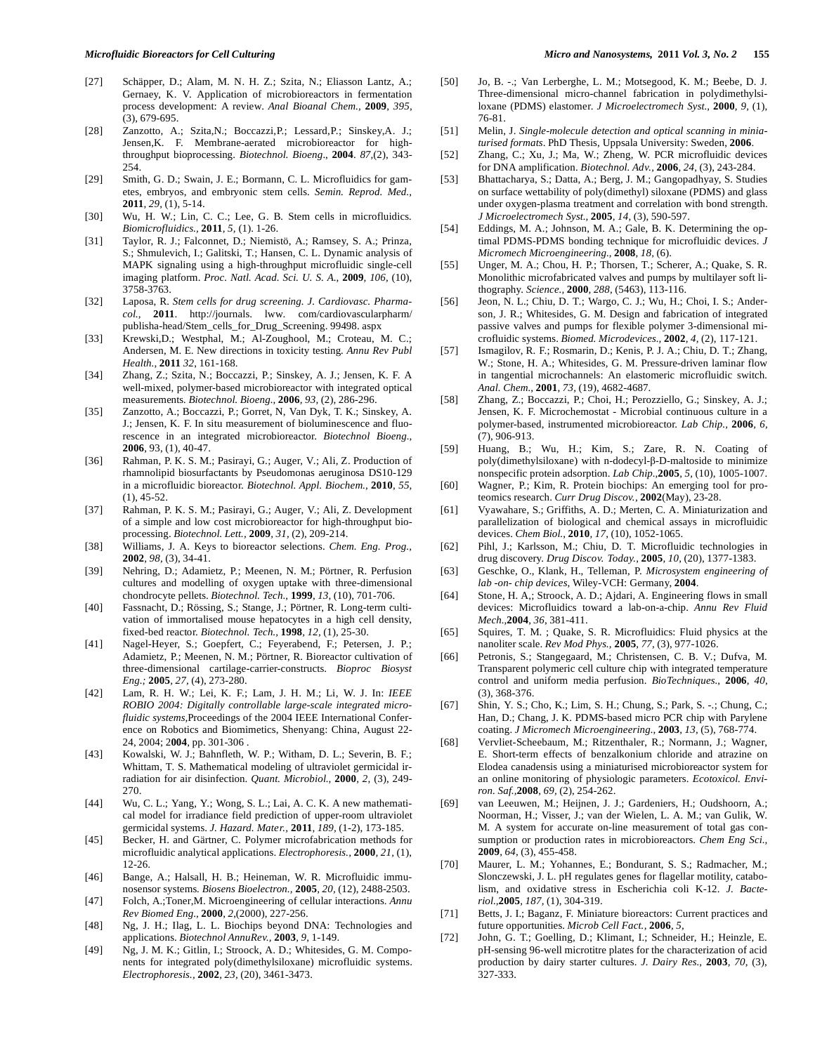[27] Schäpper, D.; Alam, M. N. H. Z.; Szita, N.; Eliasson Lantz, A.; Gernaey, K. V. Application of microbioreactors in fermentation process development: A review. *Anal Bioanal Chem.*, **2009**, *395*, (3), 679-695.

[28] Zanzotto, A.; Szita,N.; Boccazzi,P.; Lessard,P.; Sinskey,A. J.; Jensen,K. F. Membrane-aerated microbioreactor for high-throughput bioprocessing. *Biotechnol. Bioeng*., **2004**. *87*,(2), 343-254.

[29] Smith, G. D.; Swain, J. E.; Bormann, C. L. Microfluidics for gametes, embryos, and embryonic stem cells. *Semin. Reprod. Med.*, **2011**, *29*, (1), 5-14.

[30] Wu, H. W.; Lin, C. C.; Lee, G. B. Stem cells in microfluidics. *Biomicrofluidics.*, **2011**, *5*, (1). 1-26.

[31] Taylor, R. J.; Falconnet, D.; Niemistö, A.; Ramsey, S. A.; Prinza, S.; Shmulevich, I.; Galitski, T.; Hansen, C. L. Dynamic analysis of MAPK signaling using a high-throughput microfluidic single-cell imaging platform. *Proc. Natl. Acad. Sci. U. S. A.*, **2009**, *106*, (10), 3758-3763.

[32] Laposa, R. *Stem cells for drug screening. J. Cardiovasc. Pharmacol.,* **2011**. http://journals. lww. com/cardiovascularpharm/ publisha-head/Stem_cells_for_Drug_Screening. 99498. aspx

[33] Krewski,D.; Westphal, M.; Al-Zoughool, M.; Croteau, M. C.; Andersen, M. E. New directions in toxicity testing. *Annu Rev Publ Health.*, **2011** *32*, 161-168.

[34] Zhang, Z.; Szita, N.; Boccazzi, P.; Sinskey, A. J.; Jensen, K. F. A well-mixed, polymer-based microbioreactor with integrated optical measurements. *Biotechnol. Bioeng*., **2006**, *93*, (2), 286-296.

[35] Zanzotto, A.; Boccazzi, P.; Gorret, N, Van Dyk, T. K.; Sinskey, A. J.; Jensen, K. F. In situ measurement of bioluminescence and fluorescence in an integrated microbioreactor. *Biotechnol Bioeng.*, **2006**, 93, (1), 40-47.

[36] Rahman, P. K. S. M.; Pasirayi, G.; Auger, V.; Ali, Z. Production of rhamnolipid biosurfactants by Pseudomonas aeruginosa DS10-129 in a microfluidic bioreactor. *Biotechnol. Appl. Biochem.*, **2010**, *55*, (1), 45-52.

[37] Rahman, P. K. S. M.; Pasirayi, G.; Auger, V.; Ali, Z. Development of a simple and low cost microbioreactor for high-throughput bioprocessing. *Biotechnol. Lett.*, **2009**, *31*, (2), 209-214.

[38] Williams, J. A. Keys to bioreactor selections. *Chem. Eng. Prog.*, **2002**, *98*, (3), 34-41.

[39] Nehring, D.; Adamietz, P.; Meenen, N. M.; Pörtner, R. Perfusion cultures and modelling of oxygen uptake with three-dimensional chondrocyte pellets. *Biotechnol. Tech.*, **1999**, *13*, (10), 701-706.

[40] Fassnacht, D.; Rössing, S.; Stange, J.; Pörtner, R. Long-term cultivation of immortalised mouse hepatocytes in a high cell density, fixed-bed reactor. *Biotechnol. Tech.*, **1998**, *12*, (1), 25-30.

[41] Nagel-Heyer, S.; Goepfert, C.; Feyerabend, F.; Petersen, J. P.; Adamietz, P.; Meenen, N. M.; Pörtner, R. Bioreactor cultivation of three-dimensional cartilage-carrier-constructs. *Bioproc Biosyst Eng.*; **2005**, *27*, (4), 273-280.

[42] Lam, R. H. W.; Lei, K. F.; Lam, J. H. M.; Li, W. J. In: *IEEE ROBIO 2004: Digitally controllable large-scale integrated microfluidic systems*,Proceedings of the 2004 IEEE International Conference on Robotics and Biomimetics, Shenyang: China, August 22-24, 2004; 2**004**, pp. 301-306 .

[43] Kowalski, W. J.; Bahnfleth, W. P.; Witham, D. L.; Severin, B. F.; Whittam, T. S. Mathematical modeling of ultraviolet germicidal irradiation for air disinfection. *Quant. Microbiol.*, **2000**, *2*, (3), 249-270.

[44] Wu, C. L.; Yang, Y.; Wong, S. L.; Lai, A. C. K. A new mathematical model for irradiance field prediction of upper-room ultraviolet germicidal systems. *J. Hazard. Mater.*, **2011**, *189*, (1-2), 173-185.

[45] Becker, H. and Gärtner, C. Polymer microfabrication methods for microfluidic analytical applications. *Electrophoresis.*, **2000**, *21*, (1), 12-26.

[46] Bange, A.; Halsall, H. B.; Heineman, W. R. Microfluidic immunosensor systems. *Biosens Bioelectron.*, **2005**, *20*, (12), 2488-2503.

[47] Folch, A.;Toner,M. Microengineering of cellular interactions. *Annu Rev Biomed Eng*., **2000**, *2*,(2000), 227-256.

[48] Ng, J. H.; Ilag, L. L. Biochips beyond DNA: Technologies and applications. *Biotechnol AnnuRev.*, **2003**, *9*, 1-149.

[49] Ng, J. M. K.; Gitlin, I.; Stroock, A. D.; Whitesides, G. M. Components for integrated poly(dimethylsiloxane) microfluidic systems. *Electrophoresis.*, **2002**, *23*, (20), 3461-3473.

[50] Jo, B. -.; Van Lerberghe, L. M.; Motsegood, K. M.; Beebe, D. J. Three-dimensional micro-channel fabrication in polydimethylsiloxane (PDMS) elastomer. *J Microelectromech Syst.*, **2000**, *9*, (1), 76-81.

[51] Melin, J. *Single-molecule detection and optical scanning in miniaturised formats*. PhD Thesis, Uppsala University: Sweden, **2006**.

[52] Zhang, C.; Xu, J.; Ma, W.; Zheng, W. PCR microfluidic devices for DNA amplification. *Biotechnol. Adv.*, **2006**, *24*, (3), 243-284.

[53] Bhattacharya, S.; Datta, A.; Berg, J. M.; Gangopadhyay, S. Studies on surface wettability of poly(dimethyl) siloxane (PDMS) and glass under oxygen-plasma treatment and correlation with bond strength. *J Microelectromech Syst.*, **2005**, *14*, (3), 590-597.

[54] Eddings, M. A.; Johnson, M. A.; Gale, B. K. Determining the optimal PDMS-PDMS bonding technique for microfluidic devices. *J Micromech Microengineering*., **2008**, *18*, (6).

[55] Unger, M. A.; Chou, H. P.; Thorsen, T.; Scherer, A.; Quake, S. R. Monolithic microfabricated valves and pumps by multilayer soft lithography. *Science.*, **2000**, *288*, (5463), 113-116.

[56] Jeon, N. L.; Chiu, D. T.; Wargo, C. J.; Wu, H.; Choi, I. S.; Anderson, J. R.; Whitesides, G. M. Design and fabrication of integrated passive valves and pumps for flexible polymer 3-dimensional microfluidic systems. *Biomed. Microdevices.*, **2002**, *4*, (2), 117-121.

[57] Ismagilov, R. F.; Rosmarin, D.; Kenis, P. J. A.; Chiu, D. T.; Zhang, W.; Stone, H. A.; Whitesides, G. M. Pressure-driven laminar flow in tangential microchannels: An elastomeric microfluidic switch. *Anal. Chem.*, **2001**, *73*, (19), 4682-4687.

[58] Zhang, Z.; Boccazzi, P.; Choi, H.; Perozziello, G.; Sinskey, A. J.; Jensen, K. F. Microchemostat - Microbial continuous culture in a polymer-based, instrumented microbioreactor. *Lab Chip.*, **2006**, *6*, (7), 906-913.

[59] Huang, B.; Wu, H.; Kim, S.; Zare, R. N. Coating of poly(dimethylsiloxane) with n-dodecyl-β-D-maltoside to minimize nonspecific protein adsorption. *Lab Chip.*,**2005**, *5*, (10), 1005-1007.

[60] Wagner, P.; Kim, R. Protein biochips: An emerging tool for proteomics research. *Curr Drug Discov.*, **2002**(May), 23-28.

[61] Vyawahare, S.; Griffiths, A. D.; Merten, C. A. Miniaturization and parallelization of biological and chemical assays in microfluidic devices. *Chem Biol.*, **2010**, *17*, (10), 1052-1065.

[62] Pihl, J.; Karlsson, M.; Chiu, D. T. Microfluidic technologies in drug discovery. *Drug Discov. Today.*, **2005**, *10*, (20), 1377-1383.

[63] Geschke, O., Klank, H., Telleman, P. *Microsystem engineering of lab -on- chip devices*, Wiley-VCH: Germany, **2004**.

[64] Stone, H. A.; Stroock, A. D.; Ajdari, A. Engineering flows in small devices: Microfluidics toward a lab-on-a-chip. *Annu Rev Fluid Mech.*,**2004**, *36*, 381-411.

[65] Squires, T. M. ; Quake, S. R. Microfluidics: Fluid physics at the nanoliter scale. *Rev Mod Phys.*, **2005**, *77*, (3), 977-1026.

[66] Petronis, S.; Stangegaard, M.; Christensen, C. B. V.; Dufva, M. Transparent polymeric cell culture chip with integrated temperature control and uniform media perfusion. *BioTechniques.*, **2006**, *40*, (3), 368-376.

[67] Shin, Y. S.; Cho, K.; Lim, S. H.; Chung, S.; Park, S. -.; Chung, C.; Han, D.; Chang, J. K. PDMS-based micro PCR chip with Parylene coating. *J Micromech Microengineering.*, **2003**, *13*, (5), 768-774.

[68] Vervliet-Scheebaum, M.; Ritzenthaler, R.; Normann, J.; Wagner, E. Short-term effects of benzalkonium chloride and atrazine on Elodea canadensis using a miniaturised microbioreactor system for an online monitoring of physiologic parameters. *Ecotoxicol. Environ. Saf.*,**2008**, *69*, (2), 254-262.

[69] van Leeuwen, M.; Heijnen, J. J.; Gardeniers, H.; Oudshoorn, A.; Noorman, H.; Visser, J.; van der Wielen, L. A. M.; van Gulik, W. M. A system for accurate on-line measurement of total gas consumption or production rates in microbioreactors. *Chem Eng Sci.*, **2009**, *64*, (3), 455-458.

[70] Maurer, L. M.; Yohannes, E.; Bondurant, S. S.; Radmacher, M.; Slonczewski, J. L. pH regulates genes for flagellar motility, catabolism, and oxidative stress in Escherichia coli K-12. *J. Bacteriol.*,**2005**, *187*, (1), 304-319.

[71] Betts, J. I.; Baganz, F. Miniature bioreactors: Current practices and future opportunities. *Microb Cell Fact.*, **2006**, *5*,

[72] John, G. T.; Goelling, D.; Klimant, I.; Schneider, H.; Heinzle, E. pH-sensing 96-well microtitre plates for the characterization of acid production by dairy starter cultures. *J. Dairy Res.*, **2003**, *70*, (3), 327-333.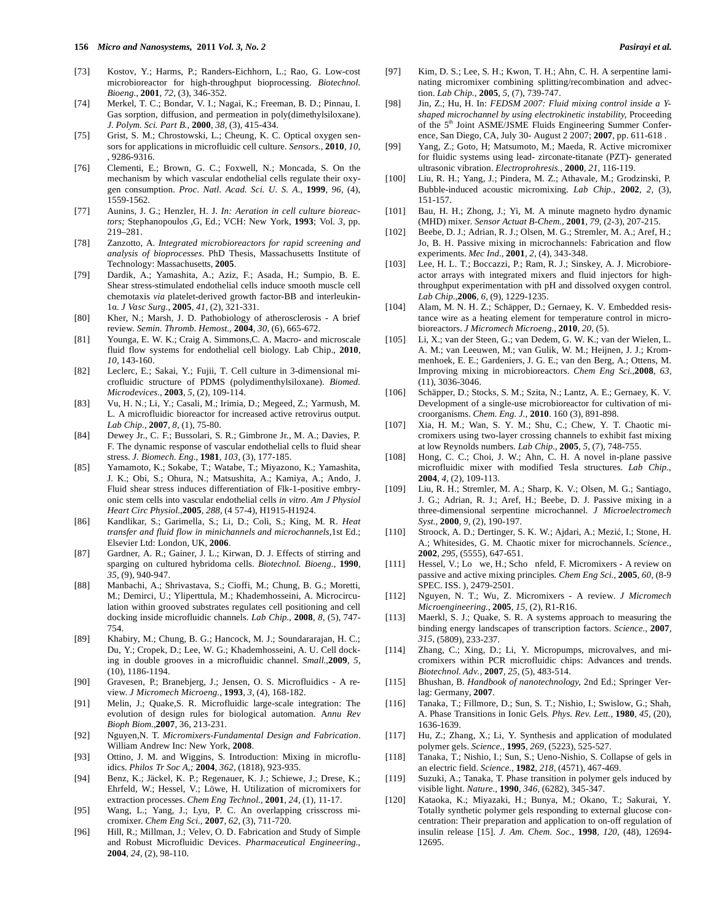[73] Kostov, Y.; Harms, P.; Randers-Eichhorn, L.; Rao, G. Low-cost microbioreactor for high-throughput bioprocessing. *Biotechnol. Bioeng.*, **2001**, *72*, (3), 346-352.

[74] Merkel, T. C.; Bondar, V. I.; Nagai, K.; Freeman, B. D.; Pinnau, I. Gas sorption, diffusion, and permeation in poly(dimethylsiloxane). *J. Polym. Sci. Part B.*, **2000**, *38*, (3), 415-434.

[75] Grist, S. M.; Chrostowski, L.; Cheung, K. C. Optical oxygen sensors for applications in microfluidic cell culture. *Sensors.*, **2010**, *10*, , 9286-9316.

[76] Clementi, E.; Brown, G. C.; Foxwell, N.; Moncada, S. On the mechanism by which vascular endothelial cells regulate their oxygen consumption. *Proc. Natl. Acad. Sci. U. S. A.*, **1999**, *96*, (4), 1559-1562.

[77] Aunins, J. G.; Henzler, H. J. *In: Aeration in cell culture bioreactors;* Stephanopoulos ,G, Ed.; VCH: New York, **1993**; Vol. *3*, pp. 219–281.

[78] Zanzotto, A. *Integrated microbioreactors for rapid screening and analysis of bioprocesses*. PhD Thesis, Massachusetts Institute of Technology: Massachusetts, **2005**.

[79] Dardik, A.; Yamashita, A.; Aziz, F.; Asada, H.; Sumpio, B. E. Shear stress-stimulated endothelial cells induce smooth muscle cell chemotaxis *via* platelet-derived growth factor-BB and interleukin-1α. *J Vasc Surg.*, **2005**, *41*, (2), 321-331.

[80] Kher, N.; Marsh, J. D. Pathobiology of atherosclerosis - A brief review. *Semin. Thromb. Hemost.*, **2004**, *30*, (6), 665-672.

[81] Younga, E. W. K.; Craig A. Simmons,C. A. Macro- and microscale fluid flow systems for endothelial cell biology. Lab Chip., **2010**, *10*, 143-160.

[82] Leclerc, E.; Sakai, Y.; Fujii, T. Cell culture in 3-dimensional microfluidic structure of PDMS (polydimenthylsiloxane). *Biomed. Microdevices.*, **2003**, *5*, (2), 109-114.

[83] Vu, H. N.; Li, Y.; Casali, M.; Irimia, D.; Megeed, Z.; Yarmush, M. L. A microfluidic bioreactor for increased active retrovirus output. *Lab Chip.*, **2007**, *8*, (1), 75-80.

[84] Dewey Jr., C. F.; Bussolari, S. R.; Gimbrone Jr., M. A.; Davies, P. F. The dynamic response of vascular endothelial cells to fluid shear stress. *J. Biomech. Eng.*, **1981**, *103*, (3), 177-185.

[85] Yamamoto, K.; Sokabe, T.; Watabe, T.; Miyazono, K.; Yamashita, J. K.; Obi, S.; Ohura, N.; Matsushita, A.; Kamiya, A.; Ando, J. Fluid shear stress induces differentiation of Flk-1-positive embryonic stem cells into vascular endothelial cells *in vitro*. *Am J Physiol Heart Circ Physiol.*,**2005**, *288*, (4 57-4), H1915-H1924.

[86] Kandlikar, S.; Garimella, S.; Li, D.; Coli, S.; King, M. R. *Heat transfer and fluid flow in minichannels and microchannels*,1st Ed.; Elsevier Ltd: London, UK, **2006**.

[87] Gardner, A. R.; Gainer, J. L.; Kirwan, D. J. Effects of stirring and sparging on cultured hybridoma cells. *Biotechnol. Bioeng.*, **1990**, *35*, (9), 940-947.

[88] Manbachi, A.; Shrivastava, S.; Cioffi, M.; Chung, B. G.; Moretti, M.; Demirci, U.; Yliperttula, M.; Khademhosseini, A. Microcirculation within grooved substrates regulates cell positioning and cell docking inside microfluidic channels. *Lab Chip.*, **2008**, *8*, (5), 747-754.

[89] Khabiry, M.; Chung, B. G.; Hancock, M. J.; Soundararajan, H. C.; Du, Y.; Cropek, D.; Lee, W. G.; Khademhosseini, A. U. Cell docking in double grooves in a microfluidic channel. *Small.*,**2009**, *5*, (10), 1186-1194.

[90] Gravesen, P.; Branebjerg, J.; Jensen, O. S. Microfluidics - A review. *J Micromech Microeng.*, **1993**, *3*, (4), 168-182.

[91] Melin, J.; Quake,S. R. Microfluidic large-scale integration: The evolution of design rules for biological automation. A*nnu Rev Bioph Biom.*,**2007**, 36, 213-231.

[92] Nguyen,N. T. *Micromixers-Fundamental Design and Fabrication*. William Andrew Inc: New York, **2008**.

[93] Ottino, J. M. and Wiggins, S. Introduction: Mixing in microfluidics. *Philos Tr Soc A,;* **2004**, *362*, (1818), 923-935.

[94] Benz, K.; Jäckel, K. P.; Regenauer, K. J.; Schiewe, J.; Drese, K.; Ehrfeld, W.; Hessel, V.; Löwe, H. Utilization of micromixers for extraction processes. *Chem Eng Technol.*, **2001**, *24*, (1), 11-17.

[95] Wang, L.; Yang, J.; Lyu, P. C. An overlapping crisscross micromixer. *Chem Eng Sci.*, **2007**, *62*, (3), 711-720.

[96] Hill, R.; Millman, J.; Velev, O. D. Fabrication and Study of Simple and Robust Microfluidic Devices. *Pharmaceutical Engineering.*, **2004**, *24*, (2), 98-110.

[97] Kim, D. S.; Lee, S. H.; Kwon, T. H.; Ahn, C. H. A serpentine laminating micromixer combining splitting/recombination and advection. *Lab Chip.*, **2005**, *5*, (7), 739-747.

[98] Jin, Z.; Hu, H. In: *FEDSM 2007: Fluid mixing control inside a Y-shaped microchannel by using electrokinetic instability*, Proceeding of the 5th Joint ASME/JSME Fluids Engineering Summer Conference, San Diego, CA, July 30- August 2 2007; **2007**, pp. 611-618 .

[99] Yang, Z.; Goto, H; Matsumoto, M.; Maeda, R. Active micromixer for fluidic systems using lead- zirconate-titanate (PZT)- generated ultrasonic vibration. *Electroprohresis.*, **2000**, *21*, 116-119.

[100] Liu, R. H.; Yang, J.; Pindera, M. Z.; Athavale, M.; Grodzinski, P. Bubble-induced acoustic micromixing. *Lab Chip.*, **2002**, *2*, (3), 151-157.

[101] Bau, H. H.; Zhong, J.; Yi, M. A minute magneto hydro dynamic (MHD) mixer. *Sensor Actuat B-Chem.*, **2001**, *79*, (2-3), 207-215.

[102] Beebe, D. J.; Adrian, R. J.; Olsen, M. G.; Stremler, M. A.; Aref, H.; Jo, B. H. Passive mixing in microchannels: Fabrication and flow experiments. *Mec Ind.*, **2001**, *2*, (4), 343-348.

[103] Lee, H. L. T.; Boccazzi, P.; Ram, R. J.; Sinskey, A. J. Microbioreactor arrays with integrated mixers and fluid injectors for high-throughput experimentation with pH and dissolved oxygen control. *Lab Chip.*,**2006**, *6*, (9), 1229-1235.

[104] Alam, M. N. H. Z.; Schäpper, D.; Gernaey, K. V. Embedded resistance wire as a heating element for temperature control in microbioreactors. *J Micromech Microeng.*, **2010**, *20*, (5).

[105] Li, X.; van der Steen, G.; van Dedem, G. W. K.; van der Wielen, L. A. M.; van Leeuwen, M.; van Gulik, W. M.; Heijnen, J. J.; Krommenhoek, E. E.; Gardeniers, J. G. E.; van den Berg, A.; Ottens, M. Improving mixing in microbioreactors. *Chem Eng Sci.*,**2008**, *63*, (11), 3036-3046.

[106] Schäpper, D.; Stocks, S. M.; Szita, N.; Lantz, A. E.; Gernaey, K. V. Development of a single-use microbioreactor for cultivation of microorganisms. *Chem. Eng. J.*, **2010**. 160 (3), 891-898.

[107] Xia, H. M.; Wan, S. Y. M.; Shu, C.; Chew, Y. T. Chaotic micromixers using two-layer crossing channels to exhibit fast mixing at low Reynolds numbers. *Lab Chip.*, **2005**, *5*, (7), 748-755.

[108] Hong, C. C.; Choi, J. W.; Ahn, C. H. A novel in-plane passive microfluidic mixer with modified Tesla structures. *Lab Chip.*, **2004**, *4*, (2), 109-113.

[109] Liu, R. H.; Stremler, M. A.; Sharp, K. V.; Olsen, M. G.; Santiago, J. G.; Adrian, R. J.; Aref, H.; Beebe, D. J. Passive mixing in a three-dimensional serpentine microchannel. *J Microelectromech Syst.*, **2000**, *9*, (2), 190-197.

[110] Stroock, A. D.; Dertinger, S. K. W.; Ajdari, A.; Mezić, I.; Stone, H. A.; Whitesides, G. M. Chaotic mixer for microchannels. *Science.*, **2002**, *295*, (5555), 647-651.

[111] Hessel, V.; Lo we, H.; Scho nfeld, F. Micromixers - A review on passive and active mixing principles. *Chem Eng Sci.*, **2005**, *60*, (8-9 SPEC. ISS. ), 2479-2501.

[112] Nguyen, N. T.; Wu, Z. Micromixers - A review. *J Micromech Microengineering.*, **2005**, *15*, (2), R1-R16.

[113] Maerkl, S. J.; Quake, S. R. A systems approach to measuring the binding energy landscapes of transcription factors. *Science.*, **2007**, *315*, (5809), 233-237.

[114] Zhang, C.; Xing, D.; Li, Y. Micropumps, microvalves, and micromixers within PCR microfluidic chips: Advances and trends. *Biotechnol. Adv.*, **2007**, *25*, (5), 483-514.

[115] Bhushan, B. *Handbook of nanotechnology*, 2nd Ed.; Springer Verlag: Germany, **2007**.

[116] Tanaka, T.; Fillmore, D.; Sun, S. T.; Nishio, I.; Swislow, G.; Shah, A. Phase Transitions in Ionic Gels. *Phys. Rev. Lett.*, **1980**, *45*, (20), 1636-1639.

[117] Hu, Z.; Zhang, X.; Li, Y. Synthesis and application of modulated polymer gels. *Science.*, **1995**, *269*, (5223), 525-527.

[118] Tanaka, T.; Nishio, I.; Sun, S.; Ueno-Nishio, S. Collapse of gels in an electric field. *Science.*, **1982**, *218*, (4571), 467-469.

[119] Suzuki, A.; Tanaka, T. Phase transition in polymer gels induced by visible light. *Nature.*, **1990**, *346*, (6282), 345-347.

[120] Kataoka, K.; Miyazaki, H.; Bunya, M.; Okano, T.; Sakurai, Y. Totally synthetic polymer gels responding to external glucose concentration: Their preparation and application to on-off regulation of insulin release [15]. *J. Am. Chem. Soc.*, **1998**, *120*, (48), 12694-12695.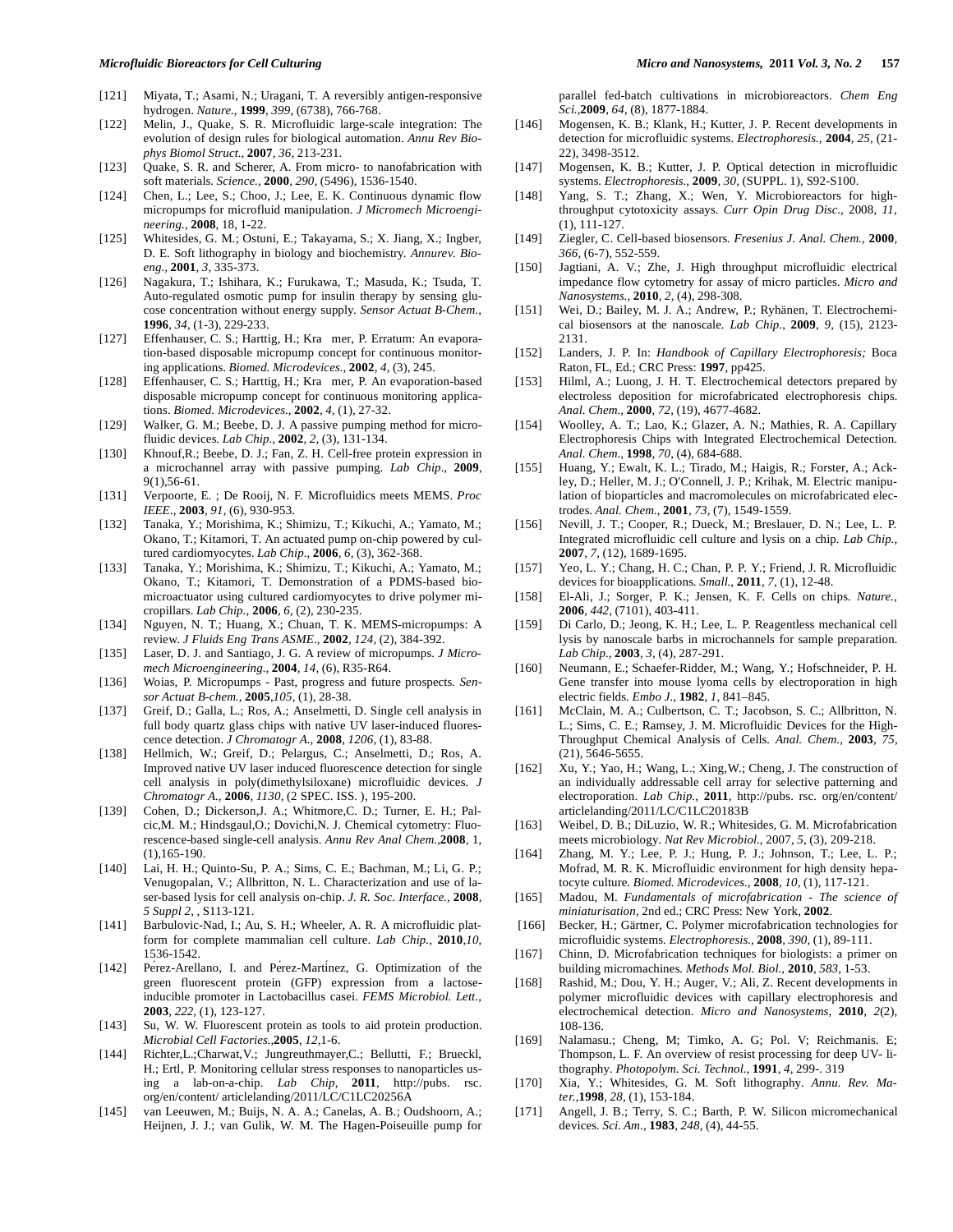[121] Miyata, T.; Asami, N.; Uragani, T. A reversibly antigen-responsive hydrogen. *Nature.*, **1999**, *399*, (6738), 766-768.

[122] Melin, J., Quake, S. R. Microfluidic large-scale integration: The evolution of design rules for biological automation. *Annu Rev Biophys Biomol Struct.*, **2007**, *36*, 213-231.

[123] Quake, S. R. and Scherer, A. From micro- to nanofabrication with soft materials. *Science.*, **2000**, *290*, (5496), 1536-1540.

[124] Chen, L.; Lee, S.; Choo, J.; Lee, E. K. Continuous dynamic flow micropumps for microfluid manipulation. *J Micromech Microengineering.*, **2008**, 18, 1-22.

[125] Whitesides, G. M.; Ostuni, E.; Takayama, S.; X. Jiang, X.; Ingber, D. E. Soft lithography in biology and biochemistry. *Annurev. Bioeng.*, **2001**, *3*, 335-373.

[126] Nagakura, T.; Ishihara, K.; Furukawa, T.; Masuda, K.; Tsuda, T. Auto-regulated osmotic pump for insulin therapy by sensing glucose concentration without energy supply. *Sensor Actuat B-Chem.*, **1996**, *34*, (1-3), 229-233.

[127] Effenhauser, C. S.; Harttig, H.; Kra mer, P. Erratum: An evaporation-based disposable micropump concept for continuous monitoring applications. *Biomed. Microdevices.*, **2002**, *4*, (3), 245.

[128] Effenhauser, C. S.; Harttig, H.; Kra mer, P. An evaporation-based disposable micropump concept for continuous monitoring applications. *Biomed. Microdevices.*, **2002**, *4*, (1), 27-32.

[129] Walker, G. M.; Beebe, D. J. A passive pumping method for microfluidic devices. *Lab Chip.*, **2002**, *2*, (3), 131-134.

[130] Khnouf,R.; Beebe, D. J.; Fan, Z. H. Cell-free protein expression in a microchannel array with passive pumping. *Lab Chip.*, **2009**, 9(1),56-61.

[131] Verpoorte, E. ; De Rooij, N. F. Microfluidics meets MEMS. *Proc IEEE.*, **2003**, *91*, (6), 930-953.

[132] Tanaka, Y.; Morishima, K.; Shimizu, T.; Kikuchi, A.; Yamato, M.; Okano, T.; Kitamori, T. An actuated pump on-chip powered by cultured cardiomyocytes. *Lab Chip.*, **2006**, *6*, (3), 362-368.

[133] Tanaka, Y.; Morishima, K.; Shimizu, T.; Kikuchi, A.; Yamato, M.; Okano, T.; Kitamori, T. Demonstration of a PDMS-based biomicroactuator using cultured cardiomyocytes to drive polymer micropillars. *Lab Chip.*, **2006**, *6*, (2), 230-235.

[134] Nguyen, N. T.; Huang, X.; Chuan, T. K. MEMS-micropumps: A review. *J Fluids Eng Trans ASME.*, **2002**, *124*, (2), 384-392.

[135] Laser, D. J. and Santiago, J. G. A review of micropumps. *J Micromech Microengineering.*, **2004**, *14*, (6), R35-R64.

[136] Woias, P. Micropumps - Past, progress and future prospects. *Sensor Actuat B-chem.*, **2005**,*105*, (1), 28-38.

[137] Greif, D.; Galla, L.; Ros, A.; Anselmetti, D. Single cell analysis in full body quartz glass chips with native UV laser-induced fluorescence detection. *J Chromatogr A.*, **2008**, *1206*, (1), 83-88.

[138] Hellmich, W.; Greif, D.; Pelargus, C.; Anselmetti, D.; Ros, A. Improved native UV laser induced fluorescence detection for single cell analysis in poly(dimethylsiloxane) microfluidic devices. *J Chromatogr A.*, **2006**, *1130*, (2 SPEC. ISS. ), 195-200.

[139] Cohen, D.; Dickerson,J. A.; Whitmore,C. D.; Turner, E. H.; Palcic,M. M.; Hindsgaul,O.; Dovichi,N. J. Chemical cytometry: Fluorescence-based single-cell analysis. *Annu Rev Anal Chem.*,**2008**, 1, (1),165-190.

[140] Lai, H. H.; Quinto-Su, P. A.; Sims, C. E.; Bachman, M.; Li, G. P.; Venugopalan, V.; Allbritton, N. L. Characterization and use of laser-based lysis for cell analysis on-chip. *J. R. Soc. Interface.*, **2008**, *5 Suppl 2*, , S113-121.

[141] Barbulovic-Nad, I.; Au, S. H.; Wheeler, A. R. A microfluidic platform for complete mammalian cell culture. *Lab Chip.*, **2010**,*10*, 1536-1542.

[142] Pérez-Arellano, I. and Pérez-Martínez, G. Optimization of the green fluorescent protein (GFP) expression from a lactose-inducible promoter in Lactobacillus casei. *FEMS Microbiol. Lett.*, **2003**, *222*, (1), 123-127.

[143] Su, W. W. Fluorescent protein as tools to aid protein production. *Microbial Cell Factories.*,**2005**, *12*,1-6.

[144] Richter,L.;Charwat,V.; Jungreuthmayer,C.; Bellutti, F.; Brueckl, H.; Ertl, P. Monitoring cellular stress responses to nanoparticles using a lab-on-a-chip. *Lab Chip*, **2011**, http://pubs. rsc. org/en/content/ articlelanding/2011/LC/C1LC20256A

[145] van Leeuwen, M.; Buijs, N. A. A.; Canelas, A. B.; Oudshoorn, A.; Heijnen, J. J.; van Gulik, W. M. The Hagen-Poiseuille pump for parallel fed-batch cultivations in microbioreactors. *Chem Eng Sci.*,**2009**, *64*, (8), 1877-1884.

[146] Mogensen, K. B.; Klank, H.; Kutter, J. P. Recent developments in detection for microfluidic systems. *Electrophoresis.*, **2004**, *25*, (21-22), 3498-3512.

[147] Mogensen, K. B.; Kutter, J. P. Optical detection in microfluidic systems. *Electrophoresis.*, **2009**, *30*, (SUPPL. 1), S92-S100.

[148] Yang, S. T.; Zhang, X.; Wen, Y. Microbioreactors for high-throughput cytotoxicity assays. *Curr Opin Drug Disc.*, 2008, *11*, (1), 111-127.

[149] Ziegler, C. Cell-based biosensors. *Fresenius J. Anal. Chem.*, **2000**, *366*, (6-7), 552-559.

[150] Jagtiani, A. V.; Zhe, J. High throughput microfluidic electrical impedance flow cytometry for assay of micro particles. *Micro and Nanosystems.*, **2010**, *2*, (4), 298-308.

[151] Wei, D.; Bailey, M. J. A.; Andrew, P.; Ryhänen, T. Electrochemical biosensors at the nanoscale. *Lab Chip.*, **2009**, *9*, (15), 2123-2131.

[152] Landers, J. P. In: *Handbook of Capillary Electrophoresis;* Boca Raton, FL, Ed.; CRC Press: **1997**, pp425.

[153] Hilml, A.; Luong, J. H. T. Electrochemical detectors prepared by electroless deposition for microfabricated electrophoresis chips. *Anal. Chem.*, **2000**, *72*, (19), 4677-4682.

[154] Woolley, A. T.; Lao, K.; Glazer, A. N.; Mathies, R. A. Capillary Electrophoresis Chips with Integrated Electrochemical Detection. *Anal. Chem.*, **1998**, *70*, (4), 684-688.

[155] Huang, Y.; Ewalt, K. L.; Tirado, M.; Haigis, R.; Forster, A.; Ackley, D.; Heller, M. J.; O'Connell, J. P.; Krihak, M. Electric manipulation of bioparticles and macromolecules on microfabricated electrodes. *Anal. Chem.*, **2001**, *73*, (7), 1549-1559.

[156] Nevill, J. T.; Cooper, R.; Dueck, M.; Breslauer, D. N.; Lee, L. P. Integrated microfluidic cell culture and lysis on a chip. *Lab Chip.*, **2007**, *7*, (12), 1689-1695.

[157] Yeo, L. Y.; Chang, H. C.; Chan, P. P. Y.; Friend, J. R. Microfluidic devices for bioapplications. *Small.*, **2011**, *7*, (1), 12-48.

[158] El-Ali, J.; Sorger, P. K.; Jensen, K. F. Cells on chips. *Nature.*, **2006**, *442*, (7101), 403-411.

[159] Di Carlo, D.; Jeong, K. H.; Lee, L. P. Reagentless mechanical cell lysis by nanoscale barbs in microchannels for sample preparation. *Lab Chip.*, **2003**, *3*, (4), 287-291.

[160] Neumann, E.; Schaefer-Ridder, M.; Wang, Y.; Hofschneider, P. H. Gene transfer into mouse lyoma cells by electroporation in high electric fields. *Embo J.*, **1982**, *1*, 841–845.

[161] McClain, M. A.; Culbertson, C. T.; Jacobson, S. C.; Allbritton, N. L.; Sims, C. E.; Ramsey, J. M. Microfluidic Devices for the High-Throughput Chemical Analysis of Cells. *Anal. Chem.*, **2003**, *75*, (21), 5646-5655.

[162] Xu, Y.; Yao, H.; Wang, L.; Xing,W.; Cheng, J. The construction of an individually addressable cell array for selective patterning and electroporation. *Lab Chip.*, **2011**, http://pubs. rsc. org/en/content/ articlelanding/2011/LC/C1LC20183B

[163] Weibel, D. B.; DiLuzio, W. R.; Whitesides, G. M. Microfabrication meets microbiology. *Nat Rev Microbiol.*, 2007, *5*, (3), 209-218.

[164] Zhang, M. Y.; Lee, P. J.; Hung, P. J.; Johnson, T.; Lee, L. P.; Mofrad, M. R. K. Microfluidic environment for high density hepatocyte culture. *Biomed. Microdevices.*, **2008**, *10*, (1), 117-121.

[165] Madou, M. *Fundamentals of microfabrication - The science of miniaturisation*, 2nd ed.; CRC Press: New York, **2002**.

[166] Becker, H.; Gärtner, C. Polymer microfabrication technologies for microfluidic systems. *Electrophoresis.*, **2008**, *390*, (1), 89-111.

[167] Chinn, D. Microfabrication techniques for biologists: a primer on building micromachines. *Methods Mol. Biol.*, **2010**, *583*, 1-53.

[168] Rashid, M.; Dou, Y. H.; Auger, V.; Ali, Z. Recent developments in polymer microfluidic devices with capillary electrophoresis and electrochemical detection. *Micro and Nanosystems*, **2010**, *2*(2), 108-136.

[169] Nalamasu.; Cheng, M; Timko, A. G; Pol. V; Reichmanis. E; Thompson, L. F. An overview of resist processing for deep UV- lithography. *Photopolym. Sci. Technol.*, **1991**, *4*, 299-. 319

[170] Xia, Y.; Whitesides, G. M. Soft lithography. *Annu. Rev. Mater.*,**1998**, *28*, (1), 153-184.

[171] Angell, J. B.; Terry, S. C.; Barth, P. W. Silicon micromechanical devices. *Sci. Am.*, **1983**, *248*, (4), 44-55.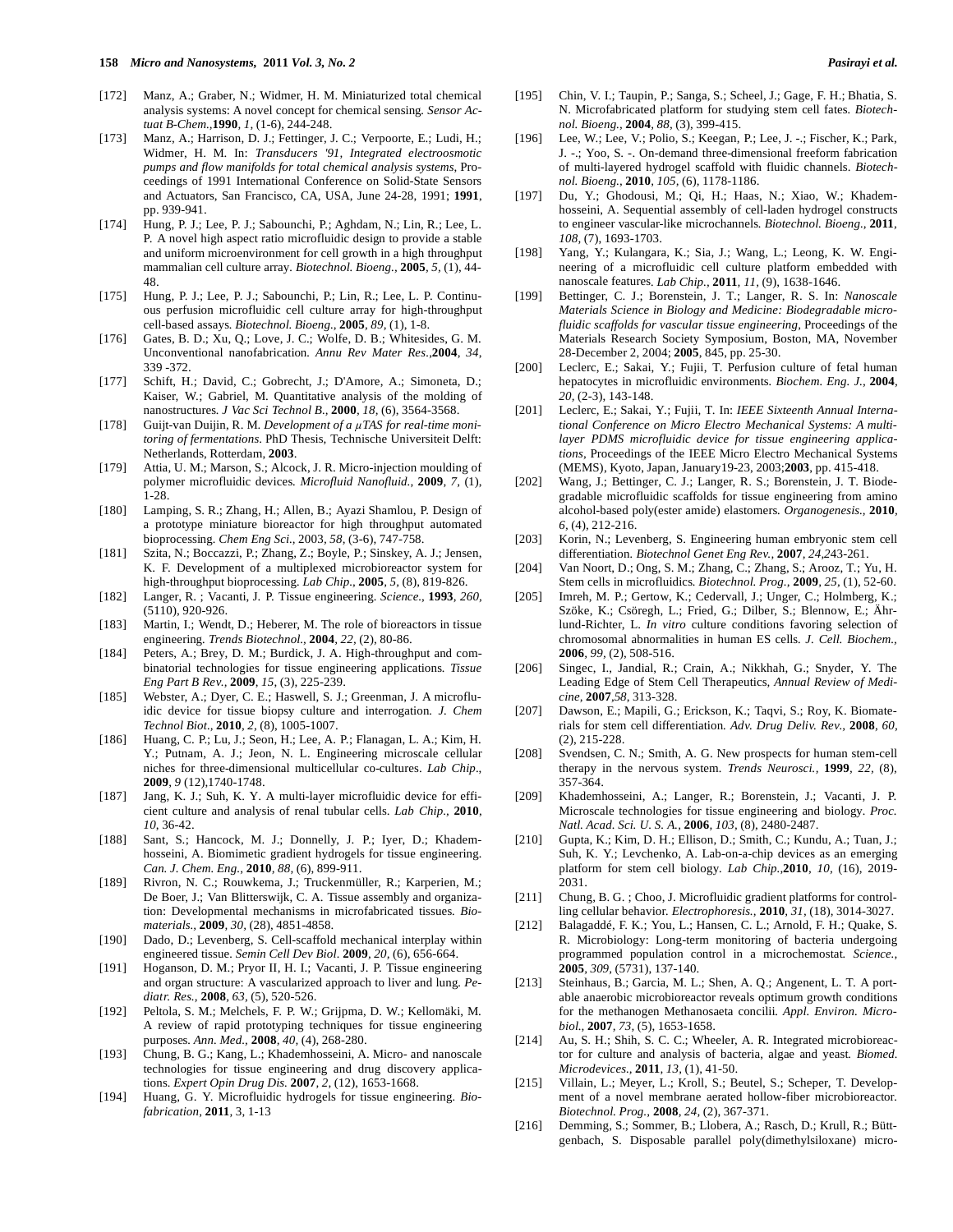[172] Manz, A.; Graber, N.; Widmer, H. M. Miniaturized total chemical analysis systems: A novel concept for chemical sensing. *Sensor Actuat B-Chem.*,**1990**, *1*, (1-6), 244-248.

[173] Manz, A.; Harrison, D. J.; Fettinger, J. C.; Verpoorte, E.; Ludi, H.; Widmer, H. M. In: *Transducers '91, Integrated electroosmotic pumps and flow manifolds for total chemical analysis systems*, Proceedings of 1991 International Conference on Solid-State Sensors and Actuators, San Francisco, CA, USA, June 24-28, 1991; **1991**, pp. 939-941.

[174] Hung, P. J.; Lee, P. J.; Sabounchi, P.; Aghdam, N.; Lin, R.; Lee, L. P. A novel high aspect ratio microfluidic design to provide a stable and uniform microenvironment for cell growth in a high throughput mammalian cell culture array. *Biotechnol. Bioeng.*, **2005**, *5*, (1), 44-48.

[175] Hung, P. J.; Lee, P. J.; Sabounchi, P.; Lin, R.; Lee, L. P. Continuous perfusion microfluidic cell culture array for high-throughput cell-based assays. *Biotechnol. Bioeng.*, **2005**, *89*, (1), 1-8.

[176] Gates, B. D.; Xu, Q.; Love, J. C.; Wolfe, D. B.; Whitesides, G. M. Unconventional nanofabrication. *Annu Rev Mater Res.*,**2004**, *34*, 339 -372.

[177] Schift, H.; David, C.; Gobrecht, J.; D'Amore, A.; Simoneta, D.; Kaiser, W.; Gabriel, M. Quantitative analysis of the molding of nanostructures. *J Vac Sci Technol B.*, **2000**, *18*, (6), 3564-3568.

[178] Guijt-van Duijin, R. M. *Development of a μTAS for real-time monitoring of fermentations*. PhD Thesis, Technische Universiteit Delft: Netherlands, Rotterdam, **2003**.

[179] Attia, U. M.; Marson, S.; Alcock, J. R. Micro-injection moulding of polymer microfluidic devices. *Microfluid Nanofluid.*, **2009**, *7*, (1), 1-28.

[180] Lamping, S. R.; Zhang, H.; Allen, B.; Ayazi Shamlou, P. Design of a prototype miniature bioreactor for high throughput automated bioprocessing. *Chem Eng Sci.*, 2003, *58*, (3-6), 747-758.

[181] Szita, N.; Boccazzi, P.; Zhang, Z.; Boyle, P.; Sinskey, A. J.; Jensen, K. F. Development of a multiplexed microbioreactor system for high-throughput bioprocessing. *Lab Chip.*, **2005**, *5*, (8), 819-826.

[182] Langer, R. ; Vacanti, J. P. Tissue engineering. *Science.*, **1993**, *260*, (5110), 920-926.

[183] Martin, I.; Wendt, D.; Heberer, M. The role of bioreactors in tissue engineering. *Trends Biotechnol.*, **2004**, *22*, (2), 80-86.

[184] Peters, A.; Brey, D. M.; Burdick, J. A. High-throughput and combinatorial technologies for tissue engineering applications. *Tissue Eng Part B Rev.*, **2009**, *15*, (3), 225-239.

[185] Webster, A.; Dyer, C. E.; Haswell, S. J.; Greenman, J. A microfluidic device for tissue biopsy culture and interrogation. *J. Chem Technol Biot.*, **2010**, *2*, (8), 1005-1007.

[186] Huang, C. P.; Lu, J.; Seon, H.; Lee, A. P.; Flanagan, L. A.; Kim, H. Y.; Putnam, A. J.; Jeon, N. L. Engineering microscale cellular niches for three-dimensional multicellular co-cultures. *Lab Chip.*, **2009**, *9* (12),1740-1748.

[187] Jang, K. J.; Suh, K. Y. A multi-layer microfluidic device for efficient culture and analysis of renal tubular cells. *Lab Chip.*, **2010**, *10*, 36-42.

[188] Sant, S.; Hancock, M. J.; Donnelly, J. P.; Iyer, D.; Khademhosseini, A. Biomimetic gradient hydrogels for tissue engineering. *Can. J. Chem. Eng.*, **2010**, *88*, (6), 899-911.

[189] Rivron, N. C.; Rouwkema, J.; Truckenmüller, R.; Karperien, M.; De Boer, J.; Van Blitterswijk, C. A. Tissue assembly and organization: Developmental mechanisms in microfabricated tissues. *Biomaterials.*, **2009**, *30*, (28), 4851-4858.

[190] Dado, D.; Levenberg, S. Cell-scaffold mechanical interplay within engineered tissue. *Semin Cell Dev Biol.* **2009**, *20*, (6), 656-664.

[191] Hoganson, D. M.; Pryor II, H. I.; Vacanti, J. P. Tissue engineering and organ structure: A vascularized approach to liver and lung. *Pediatr. Res.*, **2008**, *63*, (5), 520-526.

[192] Peltola, S. M.; Melchels, F. P. W.; Grijpma, D. W.; Kellomäki, M. A review of rapid prototyping techniques for tissue engineering purposes. *Ann. Med.*, **2008**, *40*, (4), 268-280.

[193] Chung, B. G.; Kang, L.; Khademhosseini, A. Micro- and nanoscale technologies for tissue engineering and drug discovery applications. *Expert Opin Drug Dis.* **2007**, *2*, (12), 1653-1668.

[194] Huang, G. Y. Microfluidic hydrogels for tissue engineering. *Biofabrication*, **2011**, 3, 1-13

[195] Chin, V. I.; Taupin, P.; Sanga, S.; Scheel, J.; Gage, F. H.; Bhatia, S. N. Microfabricated platform for studying stem cell fates. *Biotechnol. Bioeng.*, **2004**, *88*, (3), 399-415.

[196] Lee, W.; Lee, V.; Polio, S.; Keegan, P.; Lee, J. -.; Fischer, K.; Park, J. -.; Yoo, S. -. On-demand three-dimensional freeform fabrication of multi-layered hydrogel scaffold with fluidic channels. *Biotechnol. Bioeng.*, **2010**, *105*, (6), 1178-1186.

[197] Du, Y.; Ghodousi, M.; Qi, H.; Haas, N.; Xiao, W.; Khademhosseini, A. Sequential assembly of cell-laden hydrogel constructs to engineer vascular-like microchannels. *Biotechnol. Bioeng.*, **2011**, *108*, (7), 1693-1703.

[198] Yang, Y.; Kulangara, K.; Sia, J.; Wang, L.; Leong, K. W. Engineering of a microfluidic cell culture platform embedded with nanoscale features. *Lab Chip.*, **2011**, *11*, (9), 1638-1646.

[199] Bettinger, C. J.; Borenstein, J. T.; Langer, R. S. In: *Nanoscale Materials Science in Biology and Medicine: Biodegradable microfluidic scaffolds for vascular tissue engineering*, Proceedings of the Materials Research Society Symposium, Boston, MA, November 28-December 2, 2004; **2005**, 845, pp. 25-30.

[200] Leclerc, E.; Sakai, Y.; Fujii, T. Perfusion culture of fetal human hepatocytes in microfluidic environments. *Biochem. Eng. J.*, **2004**, *20*, (2-3), 143-148.

[201] Leclerc, E.; Sakai, Y.; Fujii, T. In: *IEEE Sixteenth Annual International Conference on Micro Electro Mechanical Systems: A multilayer PDMS microfluidic device for tissue engineering applications*, Proceedings of the IEEE Micro Electro Mechanical Systems (MEMS), Kyoto, Japan, January19-23, 2003;**2003**, pp. 415-418.

[202] Wang, J.; Bettinger, C. J.; Langer, R. S.; Borenstein, J. T. Biodegradable microfluidic scaffolds for tissue engineering from amino alcohol-based poly(ester amide) elastomers. *Organogenesis.*, **2010**, *6*, (4), 212-216.

[203] Korin, N.; Levenberg, S. Engineering human embryonic stem cell differentiation. *Biotechnol Genet Eng Rev.*, **2007**, *24*,243-261.

[204] Van Noort, D.; Ong, S. M.; Zhang, C.; Zhang, S.; Arooz, T.; Yu, H. Stem cells in microfluidics. *Biotechnol. Prog.*, **2009**, *25*, (1), 52-60.

[205] Imreh, M. P.; Gertow, K.; Cedervall, J.; Unger, C.; Holmberg, K.; Szöke, K.; Csöregh, L.; Fried, G.; Dilber, S.; Blennow, E.; Åhrlund-Richter, L. *In vitro* culture conditions favoring selection of chromosomal abnormalities in human ES cells. *J. Cell. Biochem.*, **2006**, *99*, (2), 508-516.

[206] Singec, I., Jandial, R.; Crain, A.; Nikkhah, G.; Snyder, Y. The Leading Edge of Stem Cell Therapeutics, *Annual Review of Medicine*, **2007**,*58*, 313-328.

[207] Dawson, E.; Mapili, G.; Erickson, K.; Taqvi, S.; Roy, K. Biomaterials for stem cell differentiation. *Adv. Drug Deliv. Rev.*, **2008**, *60*, (2), 215-228.

[208] Svendsen, C. N.; Smith, A. G. New prospects for human stem-cell therapy in the nervous system. *Trends Neurosci.*, **1999**, *22*, (8), 357-364.

[209] Khademhosseini, A.; Langer, R.; Borenstein, J.; Vacanti, J. P. Microscale technologies for tissue engineering and biology. *Proc. Natl. Acad. Sci. U. S. A.*, **2006**, *103*, (8), 2480-2487.

[210] Gupta, K.; Kim, D. H.; Ellison, D.; Smith, C.; Kundu, A.; Tuan, J.; Suh, K. Y.; Levchenko, A. Lab-on-a-chip devices as an emerging platform for stem cell biology. *Lab Chip.*,**2010**, *10*, (16), 2019-2031.

[211] Chung, B. G. ; Choo, J. Microfluidic gradient platforms for controlling cellular behavior. *Electrophoresis.*, **2010**, *31*, (18), 3014-3027.

[212] Balagaddé, F. K.; You, L.; Hansen, C. L.; Arnold, F. H.; Quake, S. R. Microbiology: Long-term monitoring of bacteria undergoing programmed population control in a microchemostat. *Science.*, **2005**, *309*, (5731), 137-140.

[213] Steinhaus, B.; Garcia, M. L.; Shen, A. Q.; Angenent, L. T. A portable anaerobic microbioreactor reveals optimum growth conditions for the methanogen Methanosaeta concilii. *Appl. Environ. Microbiol.*, **2007**, *73*, (5), 1653-1658.

[214] Au, S. H.; Shih, S. C. C.; Wheeler, A. R. Integrated microbioreactor for culture and analysis of bacteria, algae and yeast. *Biomed. Microdevices.*, **2011**, *13*, (1), 41-50.

[215] Villain, L.; Meyer, L.; Kroll, S.; Beutel, S.; Scheper, T. Development of a novel membrane aerated hollow-fiber microbioreactor. *Biotechnol. Prog.*, **2008**, *24*, (2), 367-371.

[216] Demming, S.; Sommer, B.; Llobera, A.; Rasch, D.; Krull, R.; Büttgenbach, S. Disposable parallel poly(dimethylsiloxane) micro-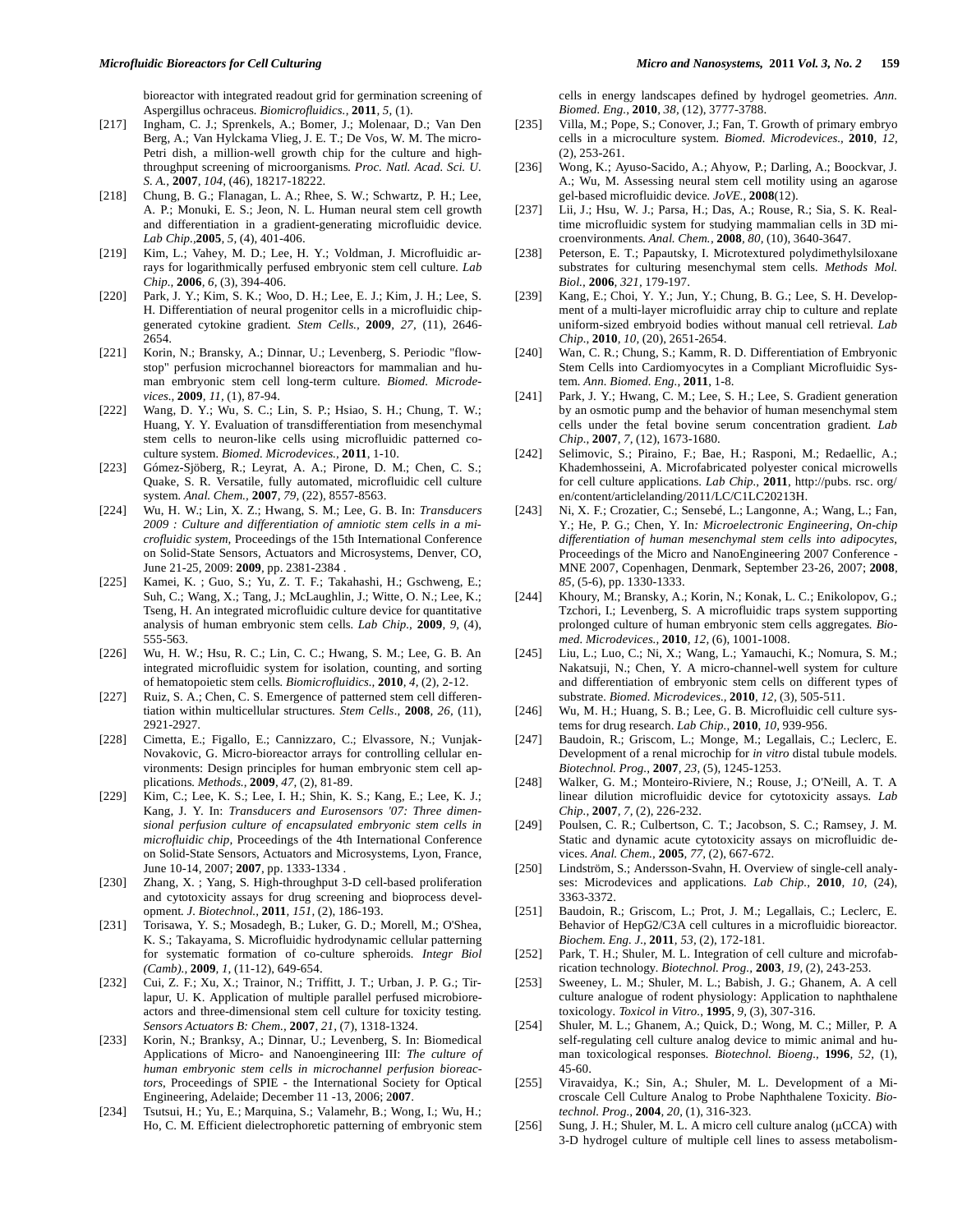bioreactor with integrated readout grid for germination screening of Aspergillus ochraceus. *Biomicrofluidics.*, **2011**, *5*, (1).

[217] Ingham, C. J.; Sprenkels, A.; Bomer, J.; Molenaar, D.; Van Den Berg, A.; Van Hylckama Vlieg, J. E. T.; De Vos, W. M. The micro-Petri dish, a million-well growth chip for the culture and high-throughput screening of microorganisms. *Proc. Natl. Acad. Sci. U. S. A.*, **2007**, *104*, (46), 18217-18222.

[218] Chung, B. G.; Flanagan, L. A.; Rhee, S. W.; Schwartz, P. H.; Lee, A. P.; Monuki, E. S.; Jeon, N. L. Human neural stem cell growth and differentiation in a gradient-generating microfluidic device. *Lab Chip.*,**2005**, *5*, (4), 401-406.

[219] Kim, L.; Vahey, M. D.; Lee, H. Y.; Voldman, J. Microfluidic arrays for logarithmically perfused embryonic stem cell culture. *Lab Chip.*, **2006**, *6*, (3), 394-406.

[220] Park, J. Y.; Kim, S. K.; Woo, D. H.; Lee, E. J.; Kim, J. H.; Lee, S. H. Differentiation of neural progenitor cells in a microfluidic chip-generated cytokine gradient. *Stem Cells.*, **2009**, *27*, (11), 2646-2654.

[221] Korin, N.; Bransky, A.; Dinnar, U.; Levenberg, S. Periodic "flow-stop" perfusion microchannel bioreactors for mammalian and human embryonic stem cell long-term culture. *Biomed. Microdevices.*, **2009**, *11*, (1), 87-94.

[222] Wang, D. Y.; Wu, S. C.; Lin, S. P.; Hsiao, S. H.; Chung, T. W.; Huang, Y. Y. Evaluation of transdifferentiation from mesenchymal stem cells to neuron-like cells using microfluidic patterned co-culture system. *Biomed. Microdevices.*, **2011**, 1-10.

[223] Gómez-Sjöberg, R.; Leyrat, A. A.; Pirone, D. M.; Chen, C. S.; Quake, S. R. Versatile, fully automated, microfluidic cell culture system. *Anal. Chem.*, **2007**, *79*, (22), 8557-8563.

[224] Wu, H. W.; Lin, X. Z.; Hwang, S. M.; Lee, G. B. In: *Transducers 2009 : Culture and differentiation of amniotic stem cells in a microfluidic system*, Proceedings of the 15th International Conference on Solid-State Sensors, Actuators and Microsystems, Denver, CO, June 21-25, 2009: **2009**, pp. 2381-2384 .

[225] Kamei, K. ; Guo, S.; Yu, Z. T. F.; Takahashi, H.; Gschweng, E.; Suh, C.; Wang, X.; Tang, J.; McLaughlin, J.; Witte, O. N.; Lee, K.; Tseng, H. An integrated microfluidic culture device for quantitative analysis of human embryonic stem cells. *Lab Chip.*, **2009**, *9*, (4), 555-563.

[226] Wu, H. W.; Hsu, R. C.; Lin, C. C.; Hwang, S. M.; Lee, G. B. An integrated microfluidic system for isolation, counting, and sorting of hematopoietic stem cells. *Biomicrofluidics.*, **2010**, *4*, (2), 2-12.

[227] Ruiz, S. A.; Chen, C. S. Emergence of patterned stem cell differentiation within multicellular structures. *Stem Cells.*, **2008**, *26*, (11), 2921-2927.

[228] Cimetta, E.; Figallo, E.; Cannizzaro, C.; Elvassore, N.; Vunjak-Novakovic, G. Micro-bioreactor arrays for controlling cellular environments: Design principles for human embryonic stem cell applications. *Methods.*, **2009**, *47*, (2), 81-89.

[229] Kim, C.; Lee, K. S.; Lee, I. H.; Shin, K. S.; Kang, E.; Lee, K. J.; Kang, J. Y. In: *Transducers and Eurosensors '07: Three dimensional perfusion culture of encapsulated embryonic stem cells in microfluidic chip*, Proceedings of the 4th International Conference on Solid-State Sensors, Actuators and Microsystems, Lyon, France, June 10-14, 2007; **2007**, pp. 1333-1334 .

[230] Zhang, X. ; Yang, S. High-throughput 3-D cell-based proliferation and cytotoxicity assays for drug screening and bioprocess development. *J. Biotechnol.*, **2011**, *151*, (2), 186-193.

[231] Torisawa, Y. S.; Mosadegh, B.; Luker, G. D.; Morell, M.; O'Shea, K. S.; Takayama, S. Microfluidic hydrodynamic cellular patterning for systematic formation of co-culture spheroids. *Integr Biol (Camb).*, **2009**, *1*, (11-12), 649-654.

[232] Cui, Z. F.; Xu, X.; Trainor, N.; Triffitt, J. T.; Urban, J. P. G.; Tirlapur, U. K. Application of multiple parallel perfused microbioreactors and three-dimensional stem cell culture for toxicity testing. *Sensors Actuators B: Chem.*, **2007**, *21*, (7), 1318-1324.

[233] Korin, N.; Branksy, A.; Dinnar, U.; Levenberg, S. In: Biomedical Applications of Micro- and Nanoengineering III: *The culture of human embryonic stem cells in microchannel perfusion bioreactors*, Proceedings of SPIE - the International Society for Optical Engineering, Adelaide; December 11 -13, 2006; 2**007**.

[234] Tsutsui, H.; Yu, E.; Marquina, S.; Valamehr, B.; Wong, I.; Wu, H.; Ho, C. M. Efficient dielectrophoretic patterning of embryonic stem cells in energy landscapes defined by hydrogel geometries. *Ann. Biomed. Eng.*, **2010**, *38*, (12), 3777-3788.

[235] Villa, M.; Pope, S.; Conover, J.; Fan, T. Growth of primary embryo cells in a microculture system. *Biomed. Microdevices.*, **2010**, *12*, (2), 253-261.

[236] Wong, K.; Ayuso-Sacido, A.; Ahyow, P.; Darling, A.; Boockvar, J. A.; Wu, M. Assessing neural stem cell motility using an agarose gel-based microfluidic device. *JoVE.*, **2008**(12).

[237] Lii, J.; Hsu, W. J.; Parsa, H.; Das, A.; Rouse, R.; Sia, S. K. Real-time microfluidic system for studying mammalian cells in 3D microenvironments. *Anal. Chem.*, **2008**, *80*, (10), 3640-3647.

[238] Peterson, E. T.; Papautsky, I. Microtextured polydimethylsiloxane substrates for culturing mesenchymal stem cells. *Methods Mol. Biol.*, **2006**, *321*, 179-197.

[239] Kang, E.; Choi, Y. Y.; Jun, Y.; Chung, B. G.; Lee, S. H. Development of a multi-layer microfluidic array chip to culture and replate uniform-sized embryoid bodies without manual cell retrieval. *Lab Chip.*, **2010**, *10*, (20), 2651-2654.

[240] Wan, C. R.; Chung, S.; Kamm, R. D. Differentiation of Embryonic Stem Cells into Cardiomyocytes in a Compliant Microfluidic System. *Ann. Biomed. Eng.*, **2011**, 1-8.

[241] Park, J. Y.; Hwang, C. M.; Lee, S. H.; Lee, S. Gradient generation by an osmotic pump and the behavior of human mesenchymal stem cells under the fetal bovine serum concentration gradient. *Lab Chip.*, **2007**, *7*, (12), 1673-1680.

[242] Selimovic, S.; Piraino, F.; Bae, H.; Rasponi, M.; Redaellic, A.; Khademhosseini, A. Microfabricated polyester conical microwells for cell culture applications. *Lab Chip.*, **2011**, http://pubs. rsc. org/ en/content/articlelanding/2011/LC/C1LC20213H.

[243] Ni, X. F.; Crozatier, C.; Sensebé, L.; Langonne, A.; Wang, L.; Fan, Y.; He, P. G.; Chen, Y. In*: Microelectronic Engineering, On-chip differentiation of human mesenchymal stem cells into adipocytes*, Proceedings of the Micro and NanoEngineering 2007 Conference - MNE 2007, Copenhagen, Denmark, September 23-26, 2007; **2008**, *85*, (5-6), pp. 1330-1333.

[244] Khoury, M.; Bransky, A.; Korin, N.; Konak, L. C.; Enikolopov, G.; Tzchori, I.; Levenberg, S. A microfluidic traps system supporting prolonged culture of human embryonic stem cells aggregates. *Biomed. Microdevices.*, **2010**, *12*, (6), 1001-1008.

[245] Liu, L.; Luo, C.; Ni, X.; Wang, L.; Yamauchi, K.; Nomura, S. M.; Nakatsuji, N.; Chen, Y. A micro-channel-well system for culture and differentiation of embryonic stem cells on different types of substrate. *Biomed. Microdevices.*, **2010**, *12*, (3), 505-511.

[246] Wu, M. H.; Huang, S. B.; Lee, G. B. Microfluidic cell culture systems for drug research. *Lab Chip.*, **2010**, *10*, 939-956.

[247] Baudoin, R.; Griscom, L.; Monge, M.; Legallais, C.; Leclerc, E. Development of a renal microchip for *in vitro* distal tubule models. *Biotechnol. Prog.*, **2007**, *23*, (5), 1245-1253.

[248] Walker, G. M.; Monteiro-Riviere, N.; Rouse, J.; O'Neill, A. T. A linear dilution microfluidic device for cytotoxicity assays. *Lab Chip.*, **2007**, *7*, (2), 226-232.

[249] Poulsen, C. R.; Culbertson, C. T.; Jacobson, S. C.; Ramsey, J. M. Static and dynamic acute cytotoxicity assays on microfluidic devices. *Anal. Chem.*, **2005**, *77*, (2), 667-672.

[250] Lindström, S.; Andersson-Svahn, H. Overview of single-cell analyses: Microdevices and applications. *Lab Chip.*, **2010**, *10*, (24), 3363-3372.

[251] Baudoin, R.; Griscom, L.; Prot, J. M.; Legallais, C.; Leclerc, E. Behavior of HepG2/C3A cell cultures in a microfluidic bioreactor. *Biochem. Eng. J.*, **2011**, *53*, (2), 172-181.

[252] Park, T. H.; Shuler, M. L. Integration of cell culture and microfabrication technology. *Biotechnol. Prog.*, **2003**, *19*, (2), 243-253.

[253] Sweeney, L. M.; Shuler, M. L.; Babish, J. G.; Ghanem, A. A cell culture analogue of rodent physiology: Application to naphthalene toxicology. *Toxicol in Vitro.*, **1995**, *9*, (3), 307-316.

[254] Shuler, M. L.; Ghanem, A.; Quick, D.; Wong, M. C.; Miller, P. A self-regulating cell culture analog device to mimic animal and human toxicological responses. *Biotechnol. Bioeng.*, **1996**, *52*, (1), 45-60.

[255] Viravaidya, K.; Sin, A.; Shuler, M. L. Development of a Microscale Cell Culture Analog to Probe Naphthalene Toxicity. *Biotechnol. Prog.*, **2004**, *20*, (1), 316-323.

[256] Sung, J. H.; Shuler, M. L. A micro cell culture analog (μCCA) with 3-D hydrogel culture of multiple cell lines to assess metabolism-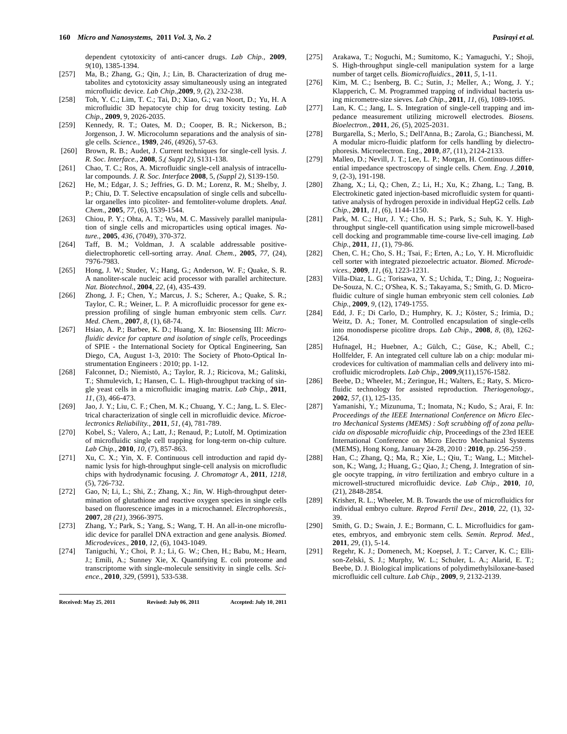dependent cytotoxicity of anti-cancer drugs. *Lab Chip.*, **2009**, *9*(10), 1385-1394.

[257] Ma, B.; Zhang, G.; Qin, J.; Lin, B. Characterization of drug metabolites and cytotoxicity assay simultaneously using an integrated microfluidic device. *Lab Chip.*,**2009**, *9*, (2), 232-238.

[258] Toh, Y. C.; Lim, T. C.; Tai, D.; Xiao, G.; van Noort, D.; Yu, H. A microfluidic 3D hepatocyte chip for drug toxicity testing. *Lab Chip.*, **2009**, 9, 2026-2035.

[259] Kennedy, R. T.; Oates, M. D.; Cooper, B. R.; Nickerson, B.; Jorgenson, J. W. Microcolumn separations and the analysis of single cells. *Science.*, **1989**, *246*, (4926), 57-63.

[260] Brown, R. B.; Audet, J. Current techniques for single-cell lysis. *J. R. Soc. Interface.*, **2008**, *5*,*( Suppl 2)*, S131-138.

[261] Chao, T. C.; Ros, A. Microfluidic single-cell analysis of intracellular compounds. *J. R. Soc. Interface* **2008**, 5, *(Suppl 2)*, S139-150.

[262] He, M.; Edgar, J. S.; Jeffries, G. D. M.; Lorenz, R. M.; Shelby, J. P.; Chiu, D. T. Selective encapsulation of single cells and subcellular organelles into picoliter- and femtoliter-volume droplets. *Anal. Chem.*, **2005**, *77*, (6), 1539-1544.

[263] Chiou, P. Y.; Ohta, A. T.; Wu, M. C. Massively parallel manipulation of single cells and microparticles using optical images. *Nature.*, **2005**, *436*, (7049), 370-372.

[264] Taff, B. M.; Voldman, J. A scalable addressable positive-dielectrophoretic cell-sorting array. *Anal. Chem.*, **2005**, *77*, (24), 7976-7983.

[265] Hong, J. W.; Studer, V.; Hang, G.; Anderson, W. F.; Quake, S. R. A nanoliter-scale nucleic acid processor with parallel architecture. *Nat. Biotechnol.*, **2004**, *22*, (4), 435-439.

[266] Zhong, J. F.; Chen, Y.; Marcus, J. S.; Scherer, A.; Quake, S. R.; Taylor, C. R.; Weiner, L. P. A microfluidic processor for gene expression profiling of single human embryonic stem cells. *Curr. Med. Chem.*, **2007**, *8*, (1), 68-74.

[267] Hsiao, A. P.; Barbee, K. D.; Huang, X. In: Biosensing III: *Microfluidic device for capture and isolation of single cells*, Proceedings of SPIE - the International Society for Optical Engineering, San Diego, CA, August 1-3, 2010: The Society of Photo-Optical Instrumentation Engineers : 2010; pp. 1-12.

[268] Falconnet, D.; Niemistö, A.; Taylor, R. J.; Ricicova, M.; Galitski, T.; Shmulevich, I.; Hansen, C. L. High-throughput tracking of single yeast cells in a microfluidic imaging matrix. *Lab Chip.*, **2011**, *11*, (3), 466-473.

[269] Jao, J. Y.; Liu, C. F.; Chen, M. K.; Chuang, Y. C.; Jang, L. S. Electrical characterization of single cell in microfluidic device. *Microelectronics Reliability.*, **2011**, *51*, (4), 781-789.

[270] Kobel, S.; Valero, A.; Latt, J.; Renaud, P.; Lutolf, M. Optimization of microfluidic single cell trapping for long-term on-chip culture. *Lab Chip.*, **2010**, *10*, (7), 857-863.

[271] Xu, C. X.; Yin, X. F. Continuous cell introduction and rapid dynamic lysis for high-throughput single-cell analysis on microfludic chips with hydrodynamic focusing. *J. Chromatogr A.*, **2011**, *1218*, (5), 726-732.

[272] Gao, N; Li, L.; Shi, Z.; Zhang, X.; Jin, W. High-throughput determination of glutathione and reactive oxygen species in single cells based on fluorescence images in a microchannel. *Electrophoresis.*, **2007**, *28 (21)*, 3966-3975.

[273] Zhang, Y.; Park, S.; Yang, S.; Wang, T. H. An all-in-one microfluidic device for parallel DNA extraction and gene analysis. *Biomed. Microdevices.*, **2010**, *12*, (6), 1043-1049.

[274] Taniguchi, Y.; Choi, P. J.; Li, G. W.; Chen, H.; Babu, M.; Hearn, J.; Emili, A.; Sunney Xie, X. Quantifying E. coli proteome and transcriptome with single-molecule sensitivity in single cells. *Science.*, **2010**, *329*, (5991), 533-538.

[275] Arakawa, T.; Noguchi, M.; Sumitomo, K.; Yamaguchi, Y.; Shoji, S. High-throughput single-cell manipulation system for a large number of target cells. *Biomicrofluidics.*, **2011**, *5*, 1-11.

[276] Kim, M. C.; Isenberg, B. C.; Sutin, J.; Meller, A.; Wong, J. Y.; Klapperich, C. M. Programmed trapping of individual bacteria using micrometre-size sieves. *Lab Chip.*, **2011**, *11*, (6), 1089-1095.

[277] Lan, K. C.; Jang, L. S. Integration of single-cell trapping and impedance measurement utilizing microwell electrodes. *Biosens. Bioelectron.*, **2011**, *26*, (5), 2025-2031.

[278] Burgarella, S.; Merlo, S.; Dell'Anna, B.; Zarola, G.; Bianchessi, M. A modular micro-fluidic platform for cells handling by dielectrophoresis. Microelectron. Eng., **2010**, *87*, (11), 2124-2133.

[279] Malleo, D.; Nevill, J. T.; Lee, L. P.; Morgan, H. Continuous differential impedance spectroscopy of single cells. *Chem. Eng. J.*,**2010**, *9*, (2-3), 191-198.

[280] Zhang, X.; Li, Q.; Chen, Z.; Li, H.; Xu, K.; Zhang, L.; Tang, B. Electrokinetic gated injection-based microfluidic system for quantitative analysis of hydrogen peroxide in individual HepG2 cells. *Lab Chip.*, **2011**, *11*, (6), 1144-1150.

[281] Park, M. C.; Hur, J. Y.; Cho, H. S.; Park, S.; Suh, K. Y. High-throughput single-cell quantification using simple microwell-based cell docking and programmable time-course live-cell imaging. *Lab Chip.*, **2011**, *11*, (1), 79-86.

[282] Chen, C. H.; Cho, S. H.; Tsai, F.; Erten, A.; Lo, Y. H. Microfluidic cell sorter with integrated piezoelectric actuator. *Biomed. Microdevices.*, **2009**, *11*, (6), 1223-1231.

[283] Villa-Diaz, L. G.; Torisawa, Y. S.; Uchida, T.; Ding, J.; Nogueira-De-Souza, N. C.; O'Shea, K. S.; Takayama, S.; Smith, G. D. Microfluidic culture of single human embryonic stem cell colonies. *Lab Chip.*, **2009**, *9*, (12), 1749-1755.

[284] Edd, J. F.; Di Carlo, D.; Humphry, K. J.; Köster, S.; Irimia, D.; Weitz, D. A.; Toner, M. Controlled encapsulation of single-cells into monodisperse picolitre drops. *Lab Chip.*, **2008**, *8*, (8), 1262-1264.

[285] Hufnagel, H.; Huebner, A.; Gülch, C.; Güse, K.; Abell, C.; Hollfelder, F. An integrated cell culture lab on a chip: modular microdevices for cultivation of mammalian cells and delivery into microfluidic microdroplets. *Lab Chip*., **2009**,*9*(11),1576-1582.

[286] Beebe, D.; Wheeler, M.; Zeringue, H.; Walters, E.; Raty, S. Microfluidic technology for assisted reproduction. *Theriogenology.*, **2002**, *57*, (1), 125-135.

[287] Yamanishi, Y.; Mizunuma, T.; Inomata, N.; Kudo, S.; Arai, F. In: *Proceedings of the IEEE International Conference on Micro Electro Mechanical Systems (MEMS) : Soft scrubbing off of zona pellucida on disposable microfluidic chip*, Proceedings of the 23rd IEEE International Conference on Micro Electro Mechanical Systems (MEMS), Hong Kong, January 24-28, 2010 : **2010**, pp. 256-259 .

[288] Han, C.; Zhang, Q.; Ma, R.; Xie, L.; Qiu, T.; Wang, L.; Mitchelson, K.; Wang, J.; Huang, G.; Qiao, J.; Cheng, J. Integration of single oocyte trapping, *in vitro* fertilization and embryo culture in a microwell-structured microfluidic device. *Lab Chip.*, **2010**, *10*, (21), 2848-2854.

[289] Krisher, R. L.; Wheeler, M. B. Towards the use of microfluidics for individual embryo culture. *Reprod Fertil Dev.*, **2010**, *22*, (1), 32-39.

[290] Smith, G. D.; Swain, J. E.; Bormann, C. L. Microfluidics for gametes, embryos, and embryonic stem cells. *Semin. Reprod. Med.*, **2011**, *29*, (1), 5-14.

[291] Regehr, K. J.; Domenech, M.; Koepsel, J. T.; Carver, K. C.; Ellison-Zelski, S. J.; Murphy, W. L.; Schuler, L. A.; Alarid, E. T.; Beebe, D. J. Biological implications of polydimethylsiloxane-based microfluidic cell culture. *Lab Chip.*, **2009**, *9*, 2132-2139.

**Received: May 25, 2011** **Revised: July 06, 2011** **Accepted: July 10, 2011**